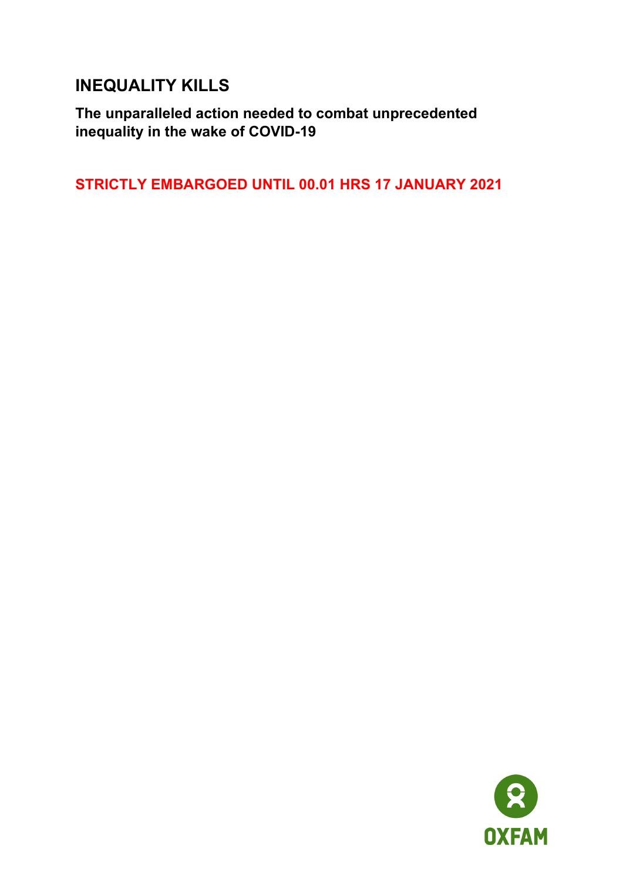# INEQUALITY KILLS

**The unparalleled action needed to combat unprecedented inequality in the wake of COVID-19**

**STRICTLY EMBARGOED UNTIL 00.01 HRS 17 JANUARY 2021**

OXFAM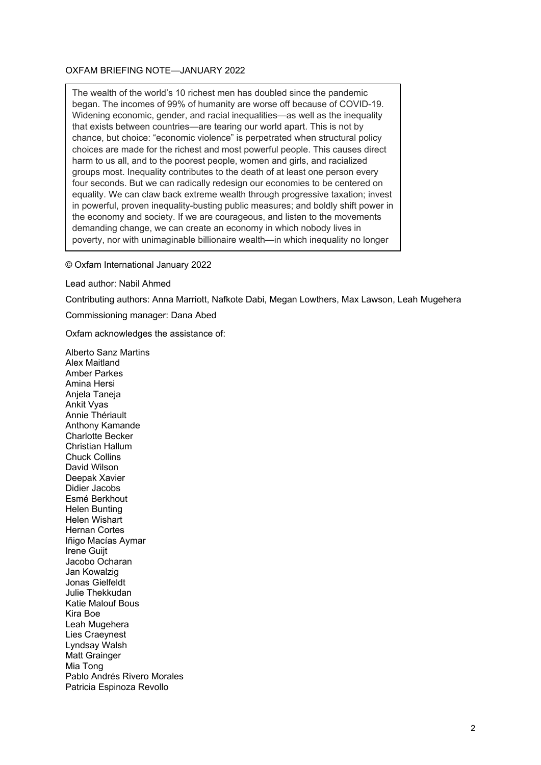OXFAM BRIEFING NOTE—JANUARY 2022

The wealth of the world's 10 richest men has doubled since the pandemic began. The incomes of 99% of humanity are worse off because of COVID-19. Widening economic, gender, and racial inequalities—as well as the inequality that exists between countries—are tearing our world apart. This is not by chance, but choice: "economic violence" is perpetrated when structural policy choices are made for the richest and most powerful people. This causes direct harm to us all, and to the poorest people, women and girls, and racialized groups most. Inequality contributes to the death of at least one person every four seconds. But we can radically redesign our economies to be centered on equality. We can claw back extreme wealth through progressive taxation; invest in powerful, proven inequality-busting public measures; and boldly shift power in the economy and society. If we are courageous, and listen to the movements demanding change, we can create an economy in which nobody lives in poverty, nor with unimaginable billionaire wealth—in which inequality no longer

© Oxfam International January 2022

Lead author: Nabil Ahmed

Contributing authors: Anna Marriott, Nafkote Dabi, Megan Lowthers, Max Lawson, Leah Mugehera

Commissioning manager: Dana Abed

Oxfam acknowledges the assistance of:

Alberto Sanz Martins
Alex Maitland
Amber Parkes
Amina Hersi
Anjela Taneja
Ankit Vyas
Annie Thériault
Anthony Kamande
Charlotte Becker
Christian Hallum
Chuck Collins
David Wilson
Deepak Xavier
Didier Jacobs
Esmé Berkhout
Helen Bunting
Helen Wishart
Hernan Cortes
Iñigo Macías Aymar
Irene Guijt
Jacobo Ocharan
Jan Kowalzig
Jonas Gielfeldt
Julie Thekkudan
Katie Malouf Bous
Kira Boe
Leah Mugehera
Lies Craeynest
Lyndsay Walsh
Matt Grainger
Mia Tong
Pablo Andrés Rivero Morales
Patricia Espinoza Revollo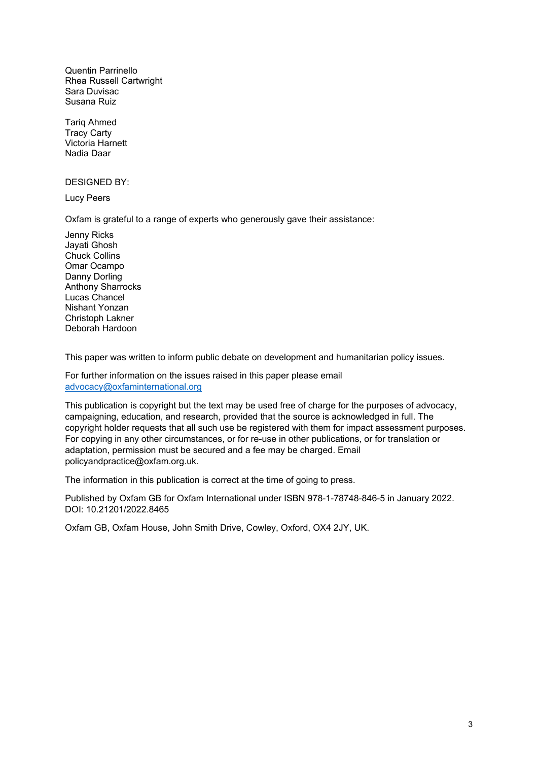Quentin Parrinello
Rhea Russell Cartwright
Sara Duvisac
Susana Ruiz

Tariq Ahmed
Tracy Carty
Victoria Harnett
Nadia Daar

DESIGNED BY:

Lucy Peers

Oxfam is grateful to a range of experts who generously gave their assistance:

Jenny Ricks
Jayati Ghosh
Chuck Collins
Omar Ocampo
Danny Dorling
Anthony Sharrocks
Lucas Chancel
Nishant Yonzan
Christoph Lakner
Deborah Hardoon

This paper was written to inform public debate on development and humanitarian policy issues.

For further information on the issues raised in this paper please email advocacy@oxfaminternational.org

This publication is copyright but the text may be used free of charge for the purposes of advocacy, campaigning, education, and research, provided that the source is acknowledged in full. The copyright holder requests that all such use be registered with them for impact assessment purposes. For copying in any other circumstances, or for re-use in other publications, or for translation or adaptation, permission must be secured and a fee may be charged. Email policyandpractice@oxfam.org.uk.

The information in this publication is correct at the time of going to press.

Published by Oxfam GB for Oxfam International under ISBN 978-1-78748-846-5 in January 2022. DOI: 10.21201/2022.8465

Oxfam GB, Oxfam House, John Smith Drive, Cowley, Oxford, OX4 2JY, UK.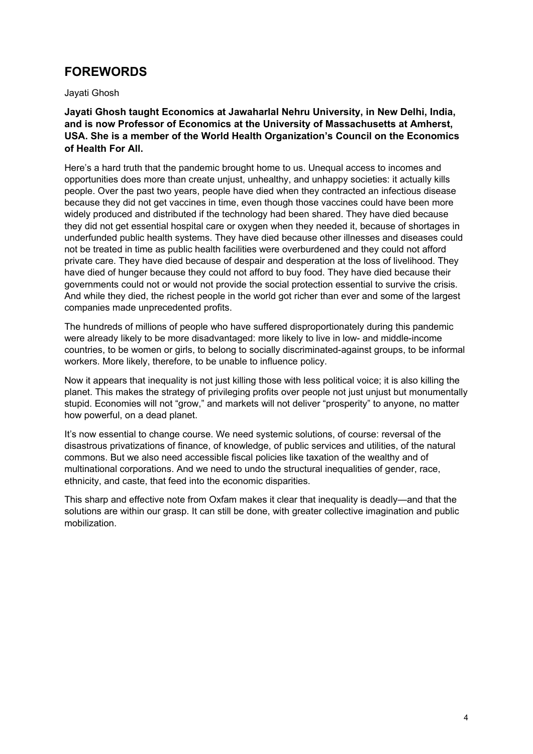## FOREWORDS

Jayati Ghosh

**Jayati Ghosh taught Economics at Jawaharlal Nehru University, in New Delhi, India, and is now Professor of Economics at the University of Massachusetts at Amherst, USA. She is a member of the World Health Organization's Council on the Economics of Health For All.**

Here's a hard truth that the pandemic brought home to us. Unequal access to incomes and opportunities does more than create unjust, unhealthy, and unhappy societies: it actually kills people. Over the past two years, people have died when they contracted an infectious disease because they did not get vaccines in time, even though those vaccines could have been more widely produced and distributed if the technology had been shared. They have died because they did not get essential hospital care or oxygen when they needed it, because of shortages in underfunded public health systems. They have died because other illnesses and diseases could not be treated in time as public health facilities were overburdened and they could not afford private care. They have died because of despair and desperation at the loss of livelihood. They have died of hunger because they could not afford to buy food. They have died because their governments could not or would not provide the social protection essential to survive the crisis. And while they died, the richest people in the world got richer than ever and some of the largest companies made unprecedented profits.

The hundreds of millions of people who have suffered disproportionately during this pandemic were already likely to be more disadvantaged: more likely to live in low- and middle-income countries, to be women or girls, to belong to socially discriminated-against groups, to be informal workers. More likely, therefore, to be unable to influence policy.

Now it appears that inequality is not just killing those with less political voice; it is also killing the planet. This makes the strategy of privileging profits over people not just unjust but monumentally stupid. Economies will not "grow," and markets will not deliver "prosperity" to anyone, no matter how powerful, on a dead planet.

It's now essential to change course. We need systemic solutions, of course: reversal of the disastrous privatizations of finance, of knowledge, of public services and utilities, of the natural commons. But we also need accessible fiscal policies like taxation of the wealthy and of multinational corporations. And we need to undo the structural inequalities of gender, race, ethnicity, and caste, that feed into the economic disparities.

This sharp and effective note from Oxfam makes it clear that inequality is deadly—and that the solutions are within our grasp. It can still be done, with greater collective imagination and public mobilization.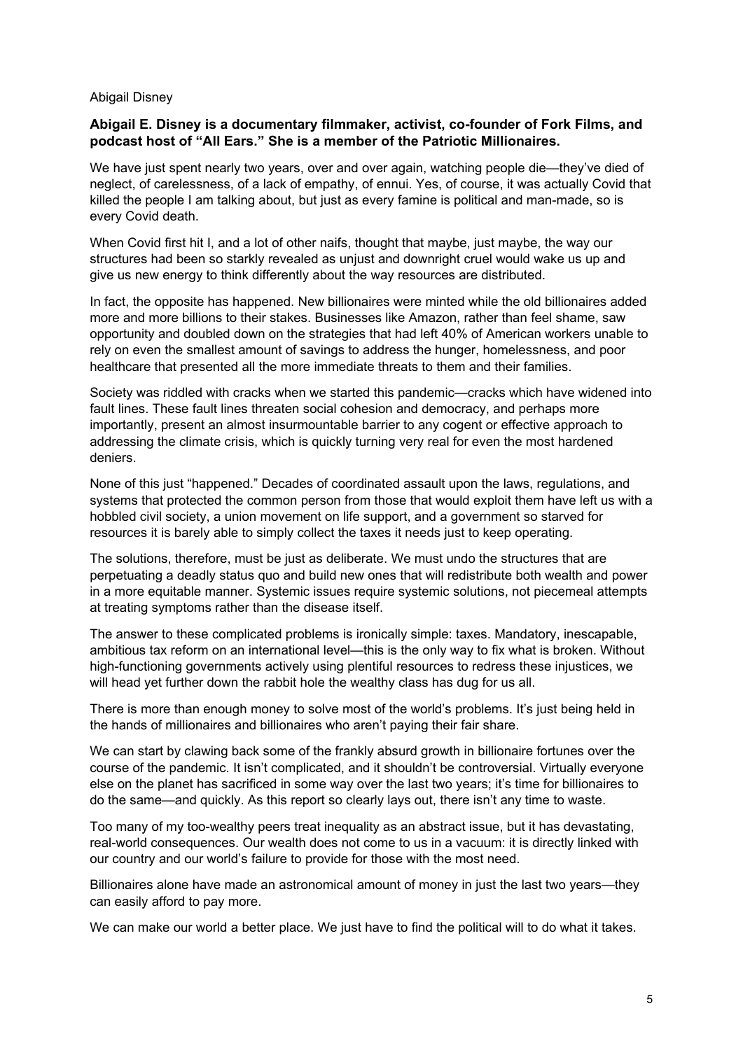## Abigail Disney

**Abigail E. Disney is a documentary filmmaker, activist, co-founder of Fork Films, and podcast host of "All Ears." She is a member of the Patriotic Millionaires.**

We have just spent nearly two years, over and over again, watching people die—they've died of neglect, of carelessness, of a lack of empathy, of ennui. Yes, of course, it was actually Covid that killed the people I am talking about, but just as every famine is political and man-made, so is every Covid death.

When Covid first hit I, and a lot of other naifs, thought that maybe, just maybe, the way our structures had been so starkly revealed as unjust and downright cruel would wake us up and give us new energy to think differently about the way resources are distributed.

In fact, the opposite has happened. New billionaires were minted while the old billionaires added more and more billions to their stakes. Businesses like Amazon, rather than feel shame, saw opportunity and doubled down on the strategies that had left 40% of American workers unable to rely on even the smallest amount of savings to address the hunger, homelessness, and poor healthcare that presented all the more immediate threats to them and their families.

Society was riddled with cracks when we started this pandemic—cracks which have widened into fault lines. These fault lines threaten social cohesion and democracy, and perhaps more importantly, present an almost insurmountable barrier to any cogent or effective approach to addressing the climate crisis, which is quickly turning very real for even the most hardened deniers.

None of this just "happened." Decades of coordinated assault upon the laws, regulations, and systems that protected the common person from those that would exploit them have left us with a hobbled civil society, a union movement on life support, and a government so starved for resources it is barely able to simply collect the taxes it needs just to keep operating.

The solutions, therefore, must be just as deliberate. We must undo the structures that are perpetuating a deadly status quo and build new ones that will redistribute both wealth and power in a more equitable manner. Systemic issues require systemic solutions, not piecemeal attempts at treating symptoms rather than the disease itself.

The answer to these complicated problems is ironically simple: taxes. Mandatory, inescapable, ambitious tax reform on an international level—this is the only way to fix what is broken. Without high-functioning governments actively using plentiful resources to redress these injustices, we will head yet further down the rabbit hole the wealthy class has dug for us all.

There is more than enough money to solve most of the world's problems. It's just being held in the hands of millionaires and billionaires who aren't paying their fair share.

We can start by clawing back some of the frankly absurd growth in billionaire fortunes over the course of the pandemic. It isn't complicated, and it shouldn't be controversial. Virtually everyone else on the planet has sacrificed in some way over the last two years; it's time for billionaires to do the same—and quickly. As this report so clearly lays out, there isn't any time to waste.

Too many of my too-wealthy peers treat inequality as an abstract issue, but it has devastating, real-world consequences. Our wealth does not come to us in a vacuum: it is directly linked with our country and our world's failure to provide for those with the most need.

Billionaires alone have made an astronomical amount of money in just the last two years—they can easily afford to pay more.

We can make our world a better place. We just have to find the political will to do what it takes.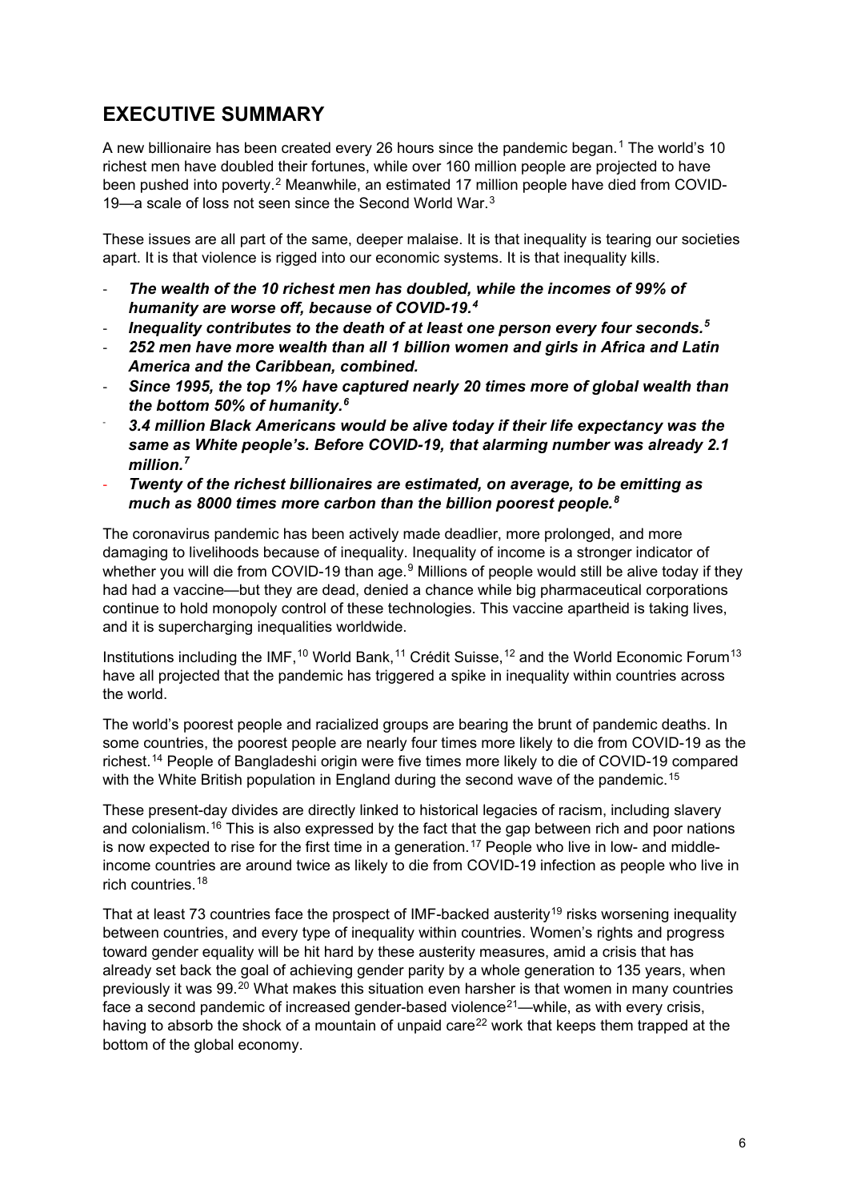## EXECUTIVE SUMMARY

A new billionaire has been created every 26 hours since the pandemic began.[1] The world's 10 richest men have doubled their fortunes, while over 160 million people are projected to have been pushed into poverty.[2] Meanwhile, an estimated 17 million people have died from COVID-19—a scale of loss not seen since the Second World War.[3]

These issues are all part of the same, deeper malaise. It is that inequality is tearing our societies apart. It is that violence is rigged into our economic systems. It is that inequality kills.

- ***The wealth of the 10 richest men has doubled, while the incomes of 99% of humanity are worse off, because of COVID-19.[4]***
- ***Inequality contributes to the death of at least one person every four seconds.[5]***
- ***252 men have more wealth than all 1 billion women and girls in Africa and Latin America and the Caribbean, combined.***
- ***Since 1995, the top 1% have captured nearly 20 times more of global wealth than the bottom 50% of humanity.[6]***
- ***3.4 million Black Americans would be alive today if their life expectancy was the same as White people's. Before COVID-19, that alarming number was already 2.1 million.[7]***
- ***Twenty of the richest billionaires are estimated, on average, to be emitting as much as 8000 times more carbon than the billion poorest people.[8]***

The coronavirus pandemic has been actively made deadlier, more prolonged, and more damaging to livelihoods because of inequality. Inequality of income is a stronger indicator of whether you will die from COVID-19 than age.[9] Millions of people would still be alive today if they had had a vaccine—but they are dead, denied a chance while big pharmaceutical corporations continue to hold monopoly control of these technologies. This vaccine apartheid is taking lives, and it is supercharging inequalities worldwide.

Institutions including the IMF,[10] World Bank,[11] Crédit Suisse,[12] and the World Economic Forum[13] have all projected that the pandemic has triggered a spike in inequality within countries across the world.

The world's poorest people and racialized groups are bearing the brunt of pandemic deaths. In some countries, the poorest people are nearly four times more likely to die from COVID-19 as the richest.[14] People of Bangladeshi origin were five times more likely to die of COVID-19 compared with the White British population in England during the second wave of the pandemic.[15]

These present-day divides are directly linked to historical legacies of racism, including slavery and colonialism.[16] This is also expressed by the fact that the gap between rich and poor nations is now expected to rise for the first time in a generation.[17] People who live in low- and middle-income countries are around twice as likely to die from COVID-19 infection as people who live in rich countries.[18]

That at least 73 countries face the prospect of IMF-backed austerity[19] risks worsening inequality between countries, and every type of inequality within countries. Women's rights and progress toward gender equality will be hit hard by these austerity measures, amid a crisis that has already set back the goal of achieving gender parity by a whole generation to 135 years, when previously it was 99.[20] What makes this situation even harsher is that women in many countries face a second pandemic of increased gender-based violence[21]—while, as with every crisis, having to absorb the shock of a mountain of unpaid care[22] work that keeps them trapped at the bottom of the global economy.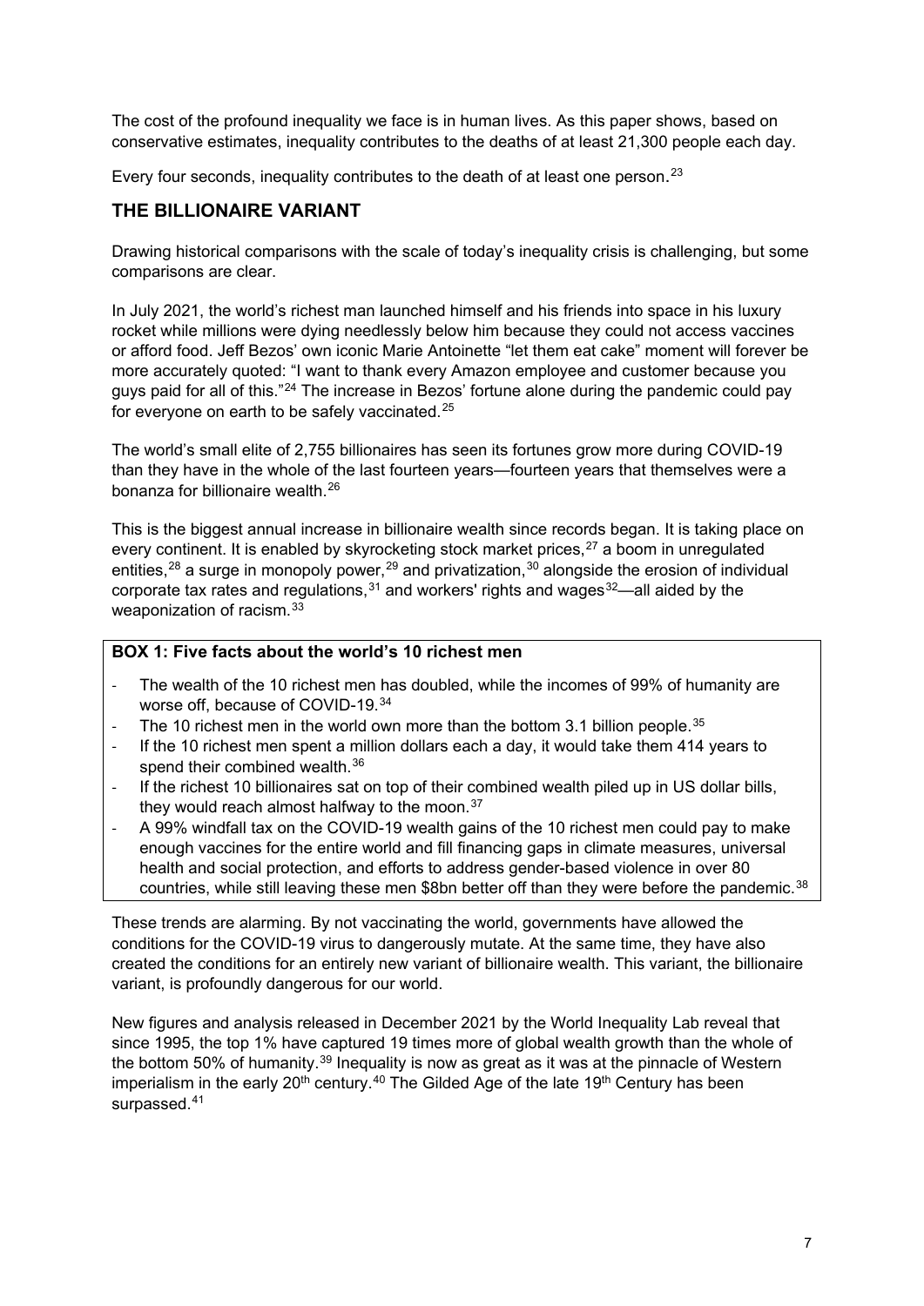The cost of the profound inequality we face is in human lives. As this paper shows, based on conservative estimates, inequality contributes to the deaths of at least 21,300 people each day.

Every four seconds, inequality contributes to the death of at least one person.[23]

## THE BILLIONAIRE VARIANT

Drawing historical comparisons with the scale of today's inequality crisis is challenging, but some comparisons are clear.

In July 2021, the world's richest man launched himself and his friends into space in his luxury rocket while millions were dying needlessly below him because they could not access vaccines or afford food. Jeff Bezos' own iconic Marie Antoinette "let them eat cake" moment will forever be more accurately quoted: "I want to thank every Amazon employee and customer because you guys paid for all of this."[24] The increase in Bezos' fortune alone during the pandemic could pay for everyone on earth to be safely vaccinated.[25]

The world's small elite of 2,755 billionaires has seen its fortunes grow more during COVID-19 than they have in the whole of the last fourteen years—fourteen years that themselves were a bonanza for billionaire wealth.[26]

This is the biggest annual increase in billionaire wealth since records began. It is taking place on every continent. It is enabled by skyrocketing stock market prices,[27] a boom in unregulated entities,[28] a surge in monopoly power,[29] and privatization,[30] alongside the erosion of individual corporate tax rates and regulations,[31] and workers' rights and wages[32]—all aided by the weaponization of racism.[33]

**BOX 1: Five facts about the world's 10 richest men**

- The wealth of the 10 richest men has doubled, while the incomes of 99% of humanity are worse off, because of COVID-19.[34]
- The 10 richest men in the world own more than the bottom 3.1 billion people.[35]
- If the 10 richest men spent a million dollars each a day, it would take them 414 years to spend their combined wealth.[36]
- If the richest 10 billionaires sat on top of their combined wealth piled up in US dollar bills, they would reach almost halfway to the moon.[37]
- A 99% windfall tax on the COVID-19 wealth gains of the 10 richest men could pay to make enough vaccines for the entire world and fill financing gaps in climate measures, universal health and social protection, and efforts to address gender-based violence in over 80 countries, while still leaving these men $8bn better off than they were before the pandemic.[38]

These trends are alarming. By not vaccinating the world, governments have allowed the conditions for the COVID-19 virus to dangerously mutate. At the same time, they have also created the conditions for an entirely new variant of billionaire wealth. This variant, the billionaire variant, is profoundly dangerous for our world.

New figures and analysis released in December 2021 by the World Inequality Lab reveal that since 1995, the top 1% have captured 19 times more of global wealth growth than the whole of the bottom 50% of humanity.[39] Inequality is now as great as it was at the pinnacle of Western imperialism in the early 20th century.[40] The Gilded Age of the late 19th Century has been surpassed.[41]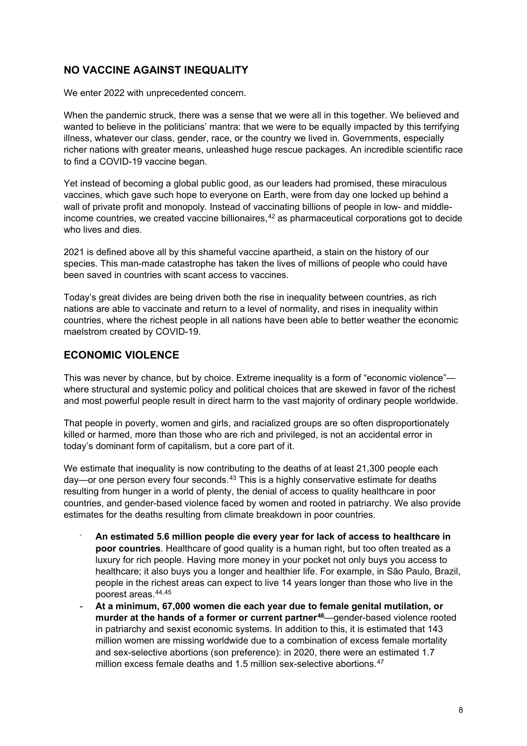## NO VACCINE AGAINST INEQUALITY

We enter 2022 with unprecedented concern.

When the pandemic struck, there was a sense that we were all in this together. We believed and wanted to believe in the politicians' mantra: that we were to be equally impacted by this terrifying illness, whatever our class, gender, race, or the country we lived in. Governments, especially richer nations with greater means, unleashed huge rescue packages. An incredible scientific race to find a COVID-19 vaccine began.

Yet instead of becoming a global public good, as our leaders had promised, these miraculous vaccines, which gave such hope to everyone on Earth, were from day one locked up behind a wall of private profit and monopoly. Instead of vaccinating billions of people in low- and middle-income countries, we created vaccine billionaires,[42] as pharmaceutical corporations got to decide who lives and dies.

2021 is defined above all by this shameful vaccine apartheid, a stain on the history of our species. This man-made catastrophe has taken the lives of millions of people who could have been saved in countries with scant access to vaccines.

Today's great divides are being driven both the rise in inequality between countries, as rich nations are able to vaccinate and return to a level of normality, and rises in inequality within countries, where the richest people in all nations have been able to better weather the economic maelstrom created by COVID-19.

## ECONOMIC VIOLENCE

This was never by chance, but by choice. Extreme inequality is a form of "economic violence"—where structural and systemic policy and political choices that are skewed in favor of the richest and most powerful people result in direct harm to the vast majority of ordinary people worldwide.

That people in poverty, women and girls, and racialized groups are so often disproportionately killed or harmed, more than those who are rich and privileged, is not an accidental error in today's dominant form of capitalism, but a core part of it.

We estimate that inequality is now contributing to the deaths of at least 21,300 people each day—or one person every four seconds.[43] This is a highly conservative estimate for deaths resulting from hunger in a world of plenty, the denial of access to quality healthcare in poor countries, and gender-based violence faced by women and rooted in patriarchy. We also provide estimates for the deaths resulting from climate breakdown in poor countries.

- **An estimated 5.6 million people die every year for lack of access to healthcare in poor countries**. Healthcare of good quality is a human right, but too often treated as a luxury for rich people. Having more money in your pocket not only buys you access to healthcare; it also buys you a longer and healthier life. For example, in São Paulo, Brazil, people in the richest areas can expect to live 14 years longer than those who live in the poorest areas.[44,45]
- **At a minimum, 67,000 women die each year due to female genital mutilation, or murder at the hands of a former or current partner[46]**—gender-based violence rooted in patriarchy and sexist economic systems. In addition to this, it is estimated that 143 million women are missing worldwide due to a combination of excess female mortality and sex-selective abortions (son preference): in 2020, there were an estimated 1.7 million excess female deaths and 1.5 million sex-selective abortions.[47]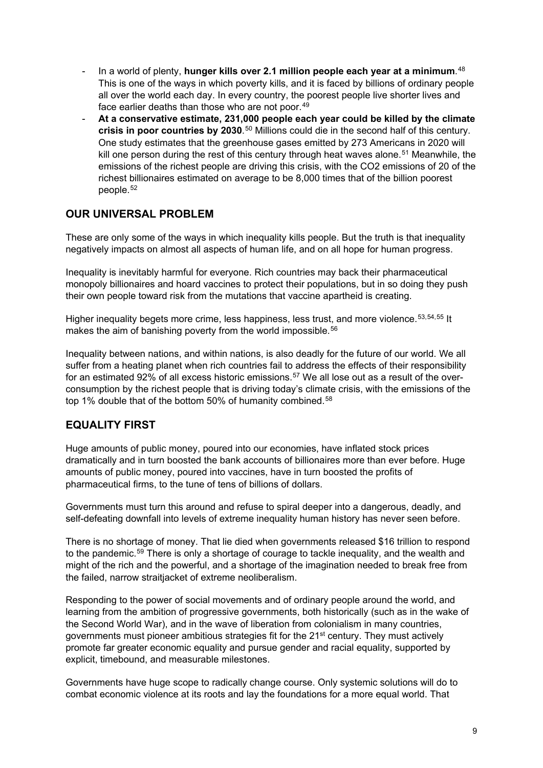- In a world of plenty, **hunger kills over 2.1 million people each year at a minimum**.[48] This is one of the ways in which poverty kills, and it is faced by billions of ordinary people all over the world each day. In every country, the poorest people live shorter lives and face earlier deaths than those who are not poor.[49]
- **At a conservative estimate, 231,000 people each year could be killed by the climate crisis in poor countries by 2030**.[50] Millions could die in the second half of this century. One study estimates that the greenhouse gases emitted by 273 Americans in 2020 will kill one person during the rest of this century through heat waves alone.[51] Meanwhile, the emissions of the richest people are driving this crisis, with the $CO_2$ emissions of 20 of the richest billionaires estimated on average to be 8,000 times that of the billion poorest people.[52]

## OUR UNIVERSAL PROBLEM

These are only some of the ways in which inequality kills people. But the truth is that inequality negatively impacts on almost all aspects of human life, and on all hope for human progress.

Inequality is inevitably harmful for everyone. Rich countries may back their pharmaceutical monopoly billionaires and hoard vaccines to protect their populations, but in so doing they push their own people toward risk from the mutations that vaccine apartheid is creating.

Higher inequality begets more crime, less happiness, less trust, and more violence.[53,54,55] It makes the aim of banishing poverty from the world impossible.[56]

Inequality between nations, and within nations, is also deadly for the future of our world. We all suffer from a heating planet when rich countries fail to address the effects of their responsibility for an estimated 92% of all excess historic emissions.[57] We all lose out as a result of the over-consumption by the richest people that is driving today's climate crisis, with the emissions of the top 1% double that of the bottom 50% of humanity combined.[58]

## EQUALITY FIRST

Huge amounts of public money, poured into our economies, have inflated stock prices dramatically and in turn boosted the bank accounts of billionaires more than ever before. Huge amounts of public money, poured into vaccines, have in turn boosted the profits of pharmaceutical firms, to the tune of tens of billions of dollars.

Governments must turn this around and refuse to spiral deeper into a dangerous, deadly, and self-defeating downfall into levels of extreme inequality human history has never seen before.

There is no shortage of money. That lie died when governments released $16 trillion to respond to the pandemic.[59] There is only a shortage of courage to tackle inequality, and the wealth and might of the rich and the powerful, and a shortage of the imagination needed to break free from the failed, narrow straitjacket of extreme neoliberalism.

Responding to the power of social movements and of ordinary people around the world, and learning from the ambition of progressive governments, both historically (such as in the wake of the Second World War), and in the wave of liberation from colonialism in many countries, governments must pioneer ambitious strategies fit for the 21st century. They must actively promote far greater economic equality and pursue gender and racial equality, supported by explicit, timebound, and measurable milestones.

Governments have huge scope to radically change course. Only systemic solutions will do to combat economic violence at its roots and lay the foundations for a more equal world. That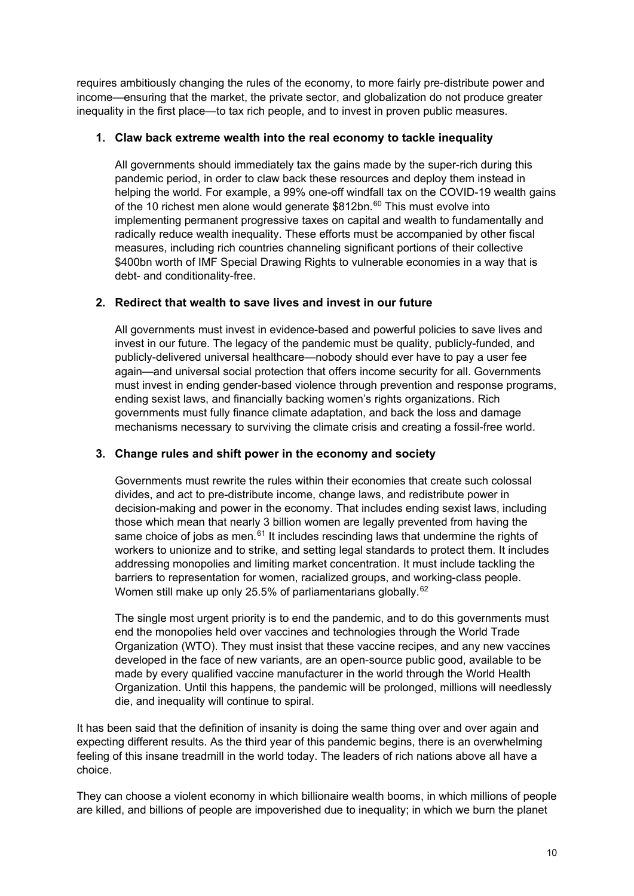requires ambitiously changing the rules of the economy, to more fairly pre-distribute power and income—ensuring that the market, the private sector, and globalization do not produce greater inequality in the first place—to tax rich people, and to invest in proven public measures.

1. **Claw back extreme wealth into the real economy to tackle inequality**

   All governments should immediately tax the gains made by the super-rich during this pandemic period, in order to claw back these resources and deploy them instead in helping the world. For example, a 99% one-off windfall tax on the COVID-19 wealth gains of the 10 richest men alone would generate $812bn.[60] This must evolve into implementing permanent progressive taxes on capital and wealth to fundamentally and radically reduce wealth inequality. These efforts must be accompanied by other fiscal measures, including rich countries channeling significant portions of their collective $400bn worth of IMF Special Drawing Rights to vulnerable economies in a way that is debt- and conditionality-free.

2. **Redirect that wealth to save lives and invest in our future**

   All governments must invest in evidence-based and powerful policies to save lives and invest in our future. The legacy of the pandemic must be quality, publicly-funded, and publicly-delivered universal healthcare—nobody should ever have to pay a user fee again—and universal social protection that offers income security for all. Governments must invest in ending gender-based violence through prevention and response programs, ending sexist laws, and financially backing women's rights organizations. Rich governments must fully finance climate adaptation, and back the loss and damage mechanisms necessary to surviving the climate crisis and creating a fossil-free world.

3. **Change rules and shift power in the economy and society**

   Governments must rewrite the rules within their economies that create such colossal divides, and act to pre-distribute income, change laws, and redistribute power in decision-making and power in the economy. That includes ending sexist laws, including those which mean that nearly 3 billion women are legally prevented from having the same choice of jobs as men.[61] It includes rescinding laws that undermine the rights of workers to unionize and to strike, and setting legal standards to protect them. It includes addressing monopolies and limiting market concentration. It must include tackling the barriers to representation for women, racialized groups, and working-class people. Women still make up only 25.5% of parliamentarians globally.[62]

   The single most urgent priority is to end the pandemic, and to do this governments must end the monopolies held over vaccines and technologies through the World Trade Organization (WTO). They must insist that these vaccine recipes, and any new vaccines developed in the face of new variants, are an open-source public good, available to be made by every qualified vaccine manufacturer in the world through the World Health Organization. Until this happens, the pandemic will be prolonged, millions will needlessly die, and inequality will continue to spiral.

It has been said that the definition of insanity is doing the same thing over and over again and expecting different results. As the third year of this pandemic begins, there is an overwhelming feeling of this insane treadmill in the world today. The leaders of rich nations above all have a choice.

They can choose a violent economy in which billionaire wealth booms, in which millions of people are killed, and billions of people are impoverished due to inequality; in which we burn the planet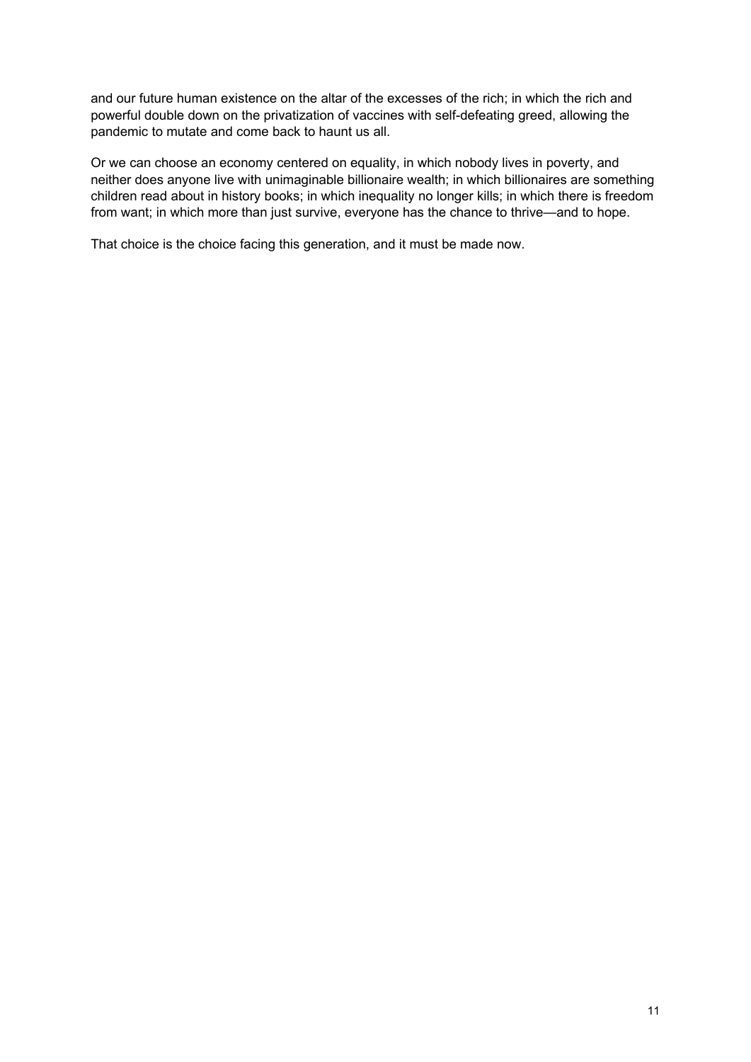and our future human existence on the altar of the excesses of the rich; in which the rich and powerful double down on the privatization of vaccines with self-defeating greed, allowing the pandemic to mutate and come back to haunt us all.

Or we can choose an economy centered on equality, in which nobody lives in poverty, and neither does anyone live with unimaginable billionaire wealth; in which billionaires are something children read about in history books; in which inequality no longer kills; in which there is freedom from want; in which more than just survive, everyone has the chance to thrive—and to hope.

That choice is the choice facing this generation, and it must be made now.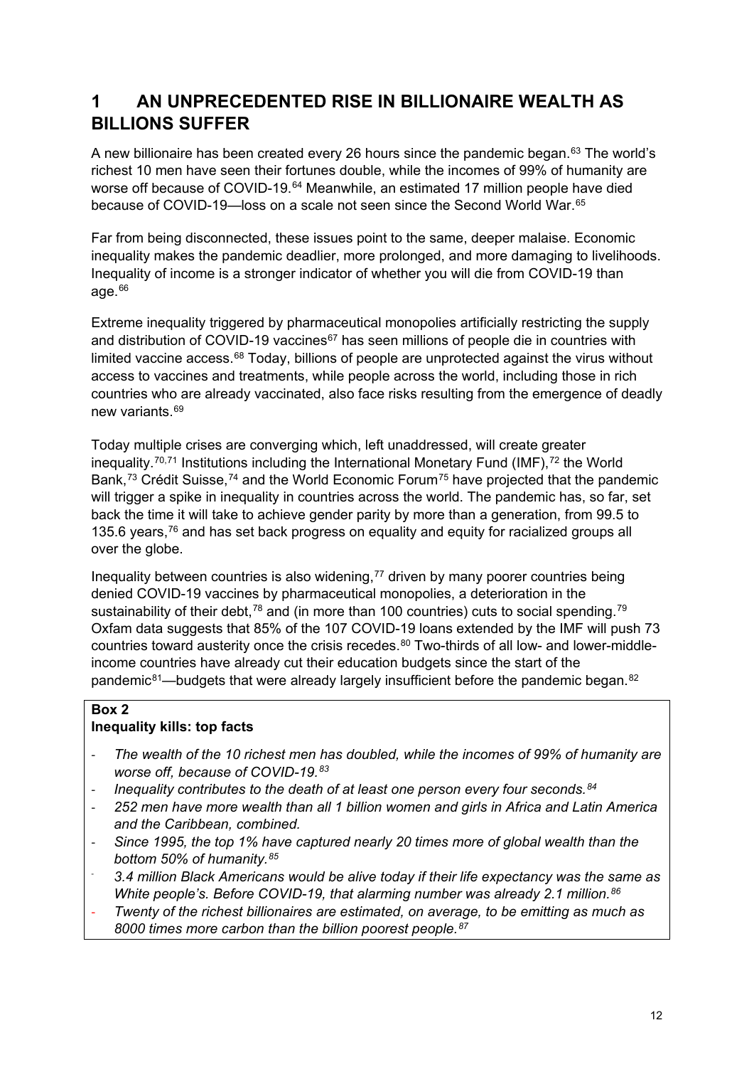## 1 AN UNPRECEDENTED RISE IN BILLIONAIRE WEALTH AS BILLIONS SUFFER

A new billionaire has been created every 26 hours since the pandemic began.[63] The world's richest 10 men have seen their fortunes double, while the incomes of 99% of humanity are worse off because of COVID-19.[64] Meanwhile, an estimated 17 million people have died because of COVID-19—loss on a scale not seen since the Second World War.[65]

Far from being disconnected, these issues point to the same, deeper malaise. Economic inequality makes the pandemic deadlier, more prolonged, and more damaging to livelihoods. Inequality of income is a stronger indicator of whether you will die from COVID-19 than age.[66]

Extreme inequality triggered by pharmaceutical monopolies artificially restricting the supply and distribution of COVID-19 vaccines[67] has seen millions of people die in countries with limited vaccine access.[68] Today, billions of people are unprotected against the virus without access to vaccines and treatments, while people across the world, including those in rich countries who are already vaccinated, also face risks resulting from the emergence of deadly new variants.[69]

Today multiple crises are converging which, left unaddressed, will create greater inequality.[70,71] Institutions including the International Monetary Fund (IMF),[72] the World Bank,[73] Crédit Suisse,[74] and the World Economic Forum[75] have projected that the pandemic will trigger a spike in inequality in countries across the world. The pandemic has, so far, set back the time it will take to achieve gender parity by more than a generation, from 99.5 to 135.6 years,[76] and has set back progress on equality and equity for racialized groups all over the globe.

Inequality between countries is also widening,[77] driven by many poorer countries being denied COVID-19 vaccines by pharmaceutical monopolies, a deterioration in the sustainability of their debt,[78] and (in more than 100 countries) cuts to social spending.[79] Oxfam data suggests that 85% of the 107 COVID-19 loans extended by the IMF will push 73 countries toward austerity once the crisis recedes.[80] Two-thirds of all low- and lower-middle-income countries have already cut their education budgets since the start of the pandemic[81]—budgets that were already largely insufficient before the pandemic began.[82]

**Box 2**
**Inequality kills: top facts**

- *The wealth of the 10 richest men has doubled, while the incomes of 99% of humanity are worse off, because of COVID-19.[83]*
- *Inequality contributes to the death of at least one person every four seconds.[84]*
- *252 men have more wealth than all 1 billion women and girls in Africa and Latin America and the Caribbean, combined.*
- *Since 1995, the top 1% have captured nearly 20 times more of global wealth than the bottom 50% of humanity.[85]*
- *3.4 million Black Americans would be alive today if their life expectancy was the same as White people's. Before COVID-19, that alarming number was already 2.1 million.[86]*
- *Twenty of the richest billionaires are estimated, on average, to be emitting as much as 8000 times more carbon than the billion poorest people.[87]*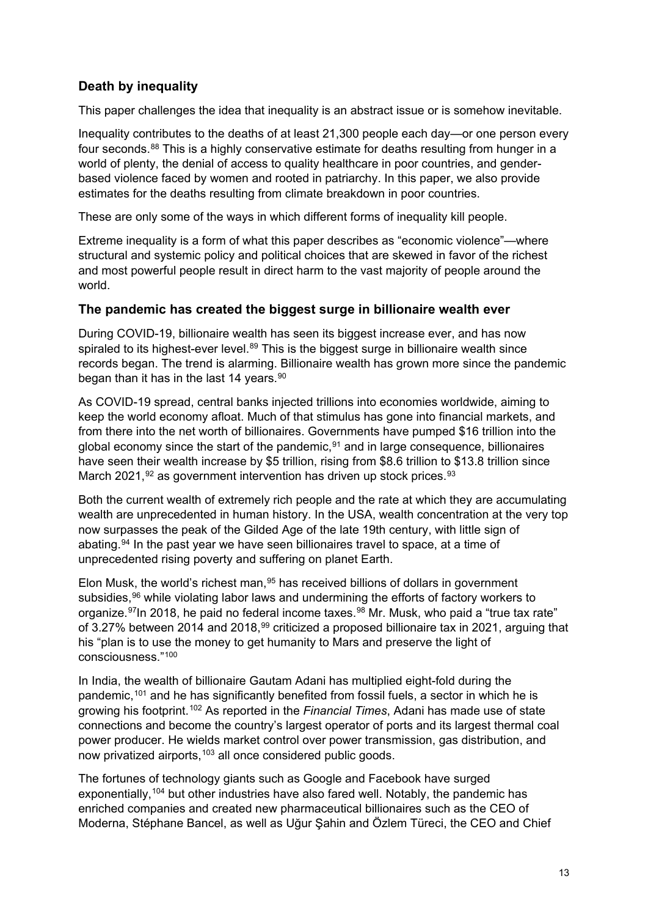## Death by inequality

This paper challenges the idea that inequality is an abstract issue or is somehow inevitable.

Inequality contributes to the deaths of at least 21,300 people each day—or one person every four seconds.[88] This is a highly conservative estimate for deaths resulting from hunger in a world of plenty, the denial of access to quality healthcare in poor countries, and gender-based violence faced by women and rooted in patriarchy. In this paper, we also provide estimates for the deaths resulting from climate breakdown in poor countries.

These are only some of the ways in which different forms of inequality kill people.

Extreme inequality is a form of what this paper describes as "economic violence"—where structural and systemic policy and political choices that are skewed in favor of the richest and most powerful people result in direct harm to the vast majority of people around the world.

## The pandemic has created the biggest surge in billionaire wealth ever

During COVID-19, billionaire wealth has seen its biggest increase ever, and has now spiraled to its highest-ever level.[89] This is the biggest surge in billionaire wealth since records began. The trend is alarming. Billionaire wealth has grown more since the pandemic began than it has in the last 14 years.[90]

As COVID-19 spread, central banks injected trillions into economies worldwide, aiming to keep the world economy afloat. Much of that stimulus has gone into financial markets, and from there into the net worth of billionaires. Governments have pumped $16 trillion into the global economy since the start of the pandemic,[91] and in large consequence, billionaires have seen their wealth increase by $5 trillion, rising from $8.6 trillion to $13.8 trillion since March 2021,[92] as government intervention has driven up stock prices.[93]

Both the current wealth of extremely rich people and the rate at which they are accumulating wealth are unprecedented in human history. In the USA, wealth concentration at the very top now surpasses the peak of the Gilded Age of the late 19th century, with little sign of abating.[94] In the past year we have seen billionaires travel to space, at a time of unprecedented rising poverty and suffering on planet Earth.

Elon Musk, the world's richest man,[95] has received billions of dollars in government subsidies,[96] while violating labor laws and undermining the efforts of factory workers to organize.[97]In 2018, he paid no federal income taxes.[98] Mr. Musk, who paid a "true tax rate" of 3.27% between 2014 and 2018,[99] criticized a proposed billionaire tax in 2021, arguing that his "plan is to use the money to get humanity to Mars and preserve the light of consciousness."[100]

In India, the wealth of billionaire Gautam Adani has multiplied eight-fold during the pandemic,[101] and he has significantly benefited from fossil fuels, a sector in which he is growing his footprint.[102] As reported in the *Financial Times*, Adani has made use of state connections and become the country's largest operator of ports and its largest thermal coal power producer. He wields market control over power transmission, gas distribution, and now privatized airports,[103] all once considered public goods.

The fortunes of technology giants such as Google and Facebook have surged exponentially,[104] but other industries have also fared well. Notably, the pandemic has enriched companies and created new pharmaceutical billionaires such as the CEO of Moderna, Stéphane Bancel, as well as Uğur Şahin and Özlem Türeci, the CEO and Chief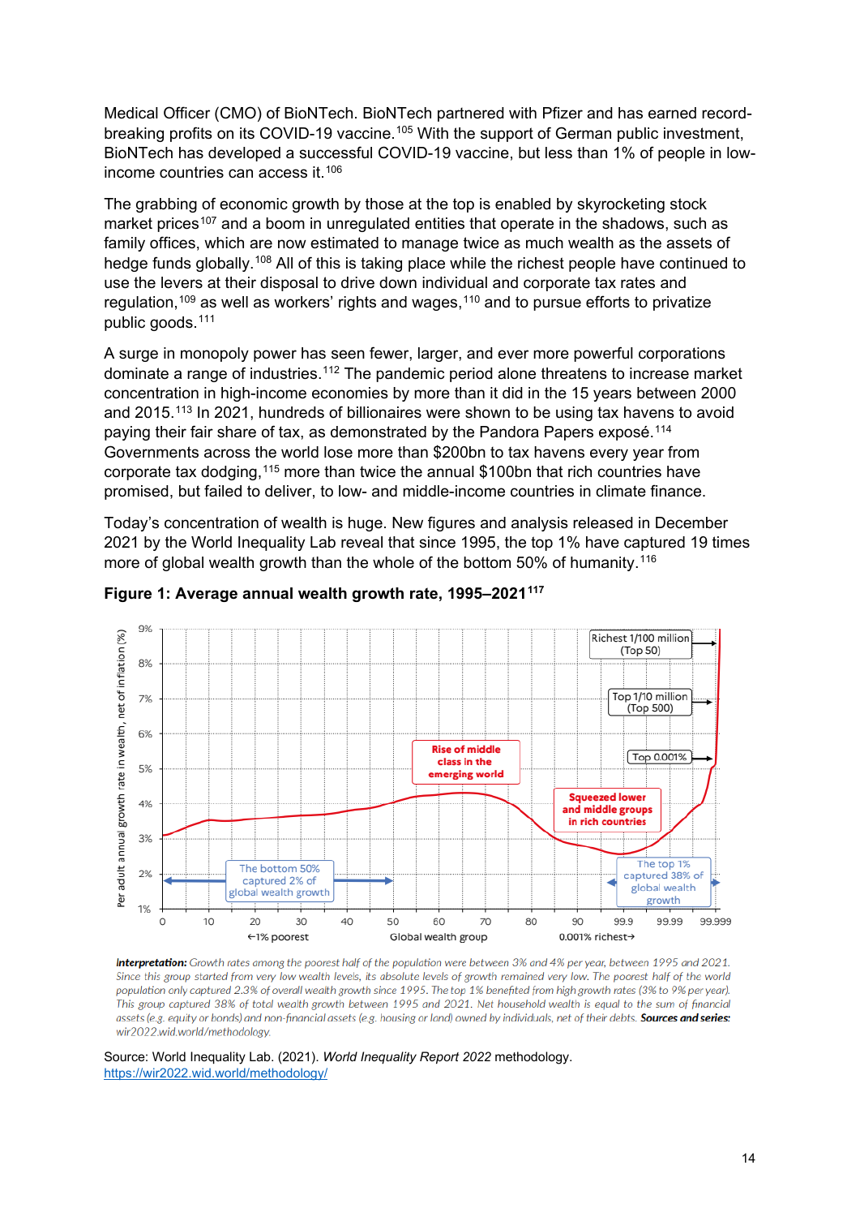Medical Officer (CMO) of BioNTech. BioNTech partnered with Pfizer and has earned record-breaking profits on its COVID-19 vaccine.[105] With the support of German public investment, BioNTech has developed a successful COVID-19 vaccine, but less than 1% of people in low-income countries can access it.[106]

The grabbing of economic growth by those at the top is enabled by skyrocketing stock market prices[107] and a boom in unregulated entities that operate in the shadows, such as family offices, which are now estimated to manage twice as much wealth as the assets of hedge funds globally.[108] All of this is taking place while the richest people have continued to use the levers at their disposal to drive down individual and corporate tax rates and regulation,[109] as well as workers' rights and wages,[110] and to pursue efforts to privatize public goods.[111]

A surge in monopoly power has seen fewer, larger, and ever more powerful corporations dominate a range of industries.[112] The pandemic period alone threatens to increase market concentration in high-income economies by more than it did in the 15 years between 2000 and 2015.[113] In 2021, hundreds of billionaires were shown to be using tax havens to avoid paying their fair share of tax, as demonstrated by the Pandora Papers exposé.[114] Governments across the world lose more than $200bn to tax havens every year from corporate tax dodging,[115] more than twice the annual $100bn that rich countries have promised, but failed to deliver, to low- and middle-income countries in climate finance.

Today's concentration of wealth is huge. New figures and analysis released in December 2021 by the World Inequality Lab reveal that since 1995, the top 1% have captured 19 times more of global wealth growth than the whole of the bottom 50% of humanity.[116]

**Figure 1: Average annual wealth growth rate, 1995–2021**[117]

*Interpretation:* Growth rates among the poorest half of the population were between 3% and 4% per year, between 1995 and 2021. Since this group started from very low wealth levels, its absolute levels of growth remained very low. The poorest half of the world population only captured 2.3% of overall wealth growth since 1995. The top 1% benefited from high growth rates (3% to 9% per year). This group captured 38% of total wealth growth between 1995 and 2021. Net household wealth is equal to the sum of financial assets (e.g. equity or bonds) and non-financial assets (e.g. housing or land) owned by individuals, net of their debts. **Sources and series:** wir2022.wid.world/methodology.

Source: World Inequality Lab. (2021). *World Inequality Report 2022* methodology. https://wir2022.wid.world/methodology/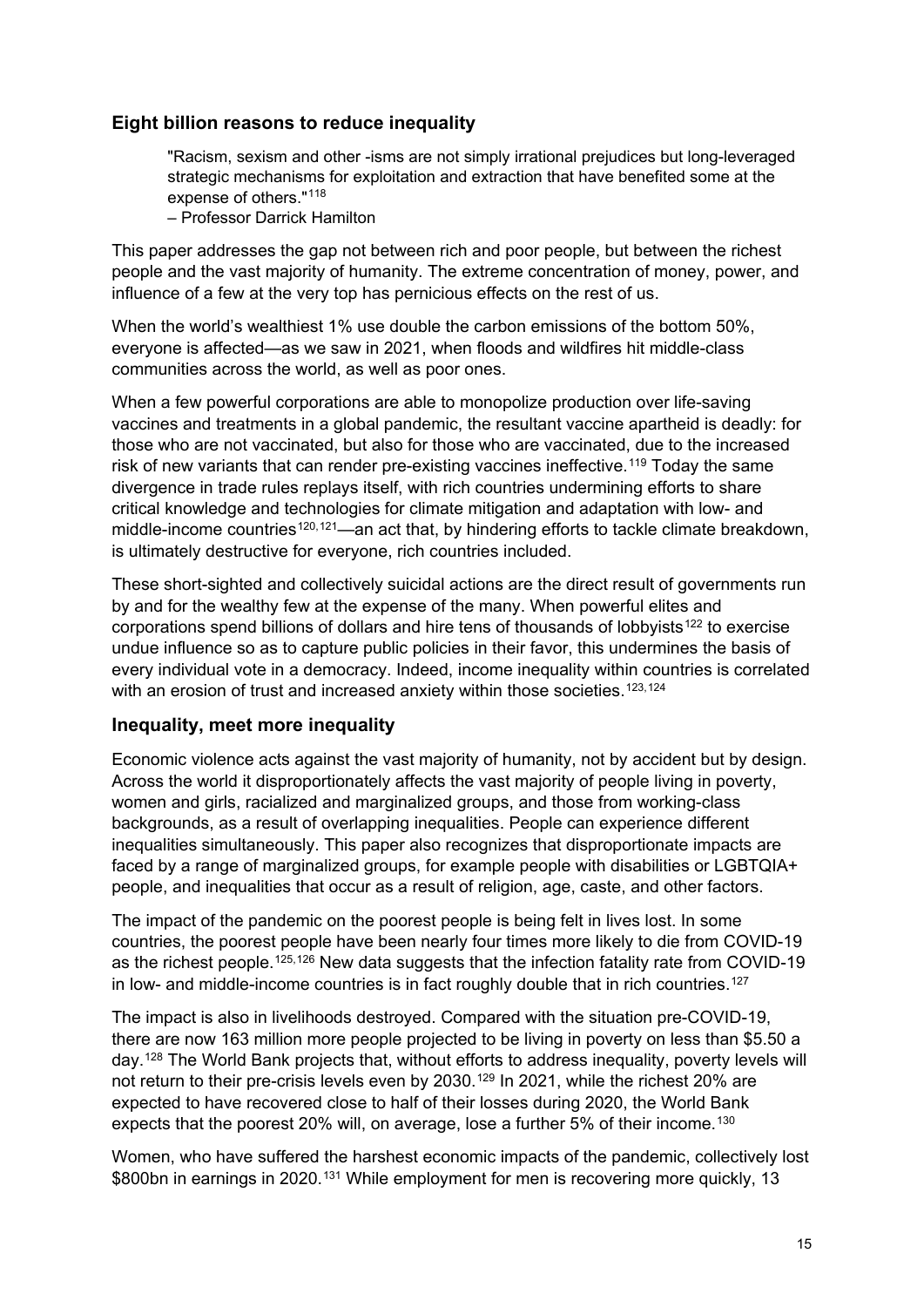## Eight billion reasons to reduce inequality

> "Racism, sexism and other -isms are not simply irrational prejudices but long-leveraged strategic mechanisms for exploitation and extraction that have benefited some at the expense of others."[118]
> – Professor Darrick Hamilton

This paper addresses the gap not between rich and poor people, but between the richest people and the vast majority of humanity. The extreme concentration of money, power, and influence of a few at the very top has pernicious effects on the rest of us.

When the world's wealthiest 1% use double the carbon emissions of the bottom 50%, everyone is affected—as we saw in 2021, when floods and wildfires hit middle-class communities across the world, as well as poor ones.

When a few powerful corporations are able to monopolize production over life-saving vaccines and treatments in a global pandemic, the resultant vaccine apartheid is deadly: for those who are not vaccinated, but also for those who are vaccinated, due to the increased risk of new variants that can render pre-existing vaccines ineffective.[119] Today the same divergence in trade rules replays itself, with rich countries undermining efforts to share critical knowledge and technologies for climate mitigation and adaptation with low- and middle-income countries[120,121]—an act that, by hindering efforts to tackle climate breakdown, is ultimately destructive for everyone, rich countries included.

These short-sighted and collectively suicidal actions are the direct result of governments run by and for the wealthy few at the expense of the many. When powerful elites and corporations spend billions of dollars and hire tens of thousands of lobbyists[122] to exercise undue influence so as to capture public policies in their favor, this undermines the basis of every individual vote in a democracy. Indeed, income inequality within countries is correlated with an erosion of trust and increased anxiety within those societies.[123,124]

## Inequality, meet more inequality

Economic violence acts against the vast majority of humanity, not by accident but by design. Across the world it disproportionately affects the vast majority of people living in poverty, women and girls, racialized and marginalized groups, and those from working-class backgrounds, as a result of overlapping inequalities. People can experience different inequalities simultaneously. This paper also recognizes that disproportionate impacts are faced by a range of marginalized groups, for example people with disabilities or LGBTQIA+ people, and inequalities that occur as a result of religion, age, caste, and other factors.

The impact of the pandemic on the poorest people is being felt in lives lost. In some countries, the poorest people have been nearly four times more likely to die from COVID-19 as the richest people.[125,126] New data suggests that the infection fatality rate from COVID-19 in low- and middle-income countries is in fact roughly double that in rich countries.[127]

The impact is also in livelihoods destroyed. Compared with the situation pre-COVID-19, there are now 163 million more people projected to be living in poverty on less than $5.50 a day.[128] The World Bank projects that, without efforts to address inequality, poverty levels will not return to their pre-crisis levels even by 2030.[129] In 2021, while the richest 20% are expected to have recovered close to half of their losses during 2020, the World Bank expects that the poorest 20% will, on average, lose a further 5% of their income.[130]

Women, who have suffered the harshest economic impacts of the pandemic, collectively lost $800bn in earnings in 2020.[131] While employment for men is recovering more quickly, 13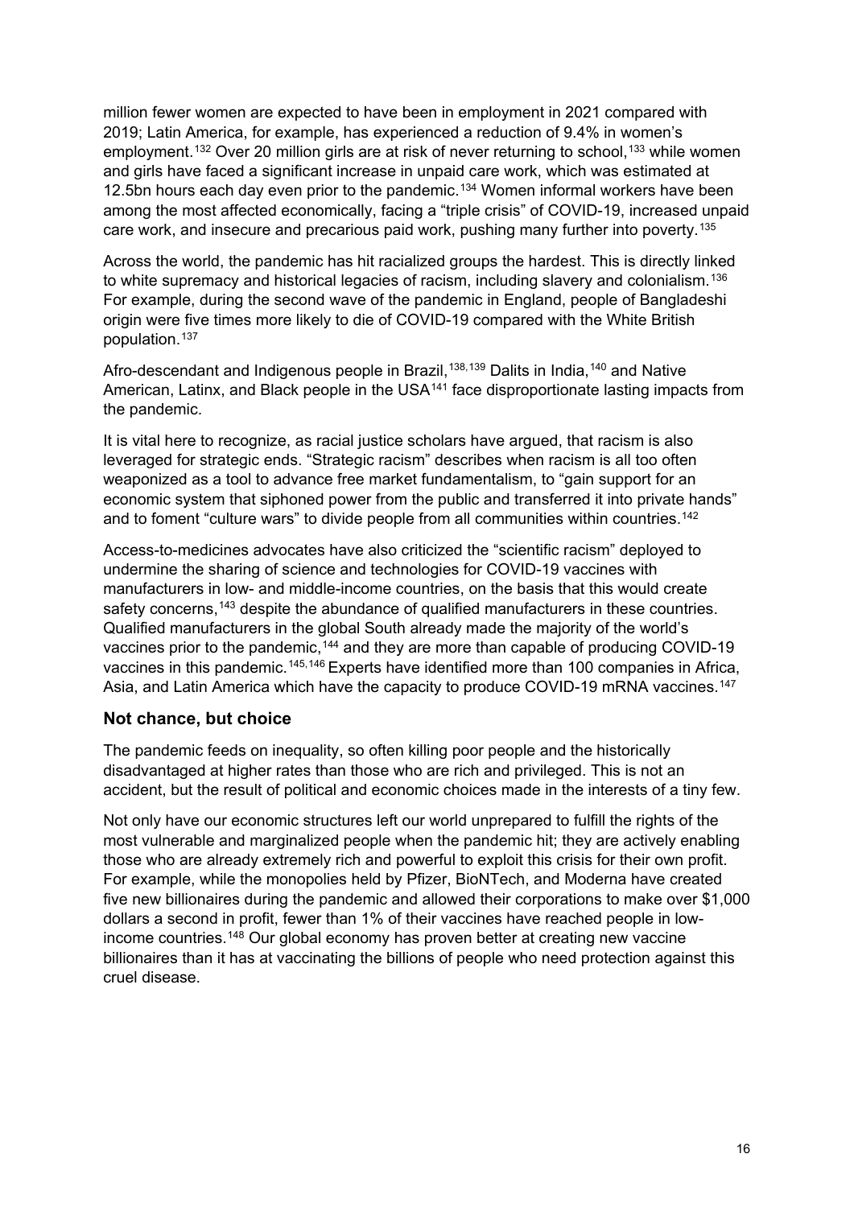million fewer women are expected to have been in employment in 2021 compared with 2019; Latin America, for example, has experienced a reduction of 9.4% in women's employment.[132] Over 20 million girls are at risk of never returning to school,[133] while women and girls have faced a significant increase in unpaid care work, which was estimated at 12.5bn hours each day even prior to the pandemic.[134] Women informal workers have been among the most affected economically, facing a "triple crisis" of COVID-19, increased unpaid care work, and insecure and precarious paid work, pushing many further into poverty.[135]

Across the world, the pandemic has hit racialized groups the hardest. This is directly linked to white supremacy and historical legacies of racism, including slavery and colonialism.[136] For example, during the second wave of the pandemic in England, people of Bangladeshi origin were five times more likely to die of COVID-19 compared with the White British population.[137]

Afro-descendant and Indigenous people in Brazil,[138,139] Dalits in India,[140] and Native American, Latinx, and Black people in the USA[141] face disproportionate lasting impacts from the pandemic.

It is vital here to recognize, as racial justice scholars have argued, that racism is also leveraged for strategic ends. "Strategic racism" describes when racism is all too often weaponized as a tool to advance free market fundamentalism, to "gain support for an economic system that siphoned power from the public and transferred it into private hands" and to foment "culture wars" to divide people from all communities within countries.[142]

Access-to-medicines advocates have also criticized the "scientific racism" deployed to undermine the sharing of science and technologies for COVID-19 vaccines with manufacturers in low- and middle-income countries, on the basis that this would create safety concerns,[143] despite the abundance of qualified manufacturers in these countries. Qualified manufacturers in the global South already made the majority of the world's vaccines prior to the pandemic,[144] and they are more than capable of producing COVID-19 vaccines in this pandemic.[145,146] Experts have identified more than 100 companies in Africa, Asia, and Latin America which have the capacity to produce COVID-19 mRNA vaccines.[147]

### Not chance, but choice

The pandemic feeds on inequality, so often killing poor people and the historically disadvantaged at higher rates than those who are rich and privileged. This is not an accident, but the result of political and economic choices made in the interests of a tiny few.

Not only have our economic structures left our world unprepared to fulfill the rights of the most vulnerable and marginalized people when the pandemic hit; they are actively enabling those who are already extremely rich and powerful to exploit this crisis for their own profit. For example, while the monopolies held by Pfizer, BioNTech, and Moderna have created five new billionaires during the pandemic and allowed their corporations to make over $1,000 dollars a second in profit, fewer than 1% of their vaccines have reached people in low-income countries.[148] Our global economy has proven better at creating new vaccine billionaires than it has at vaccinating the billions of people who need protection against this cruel disease.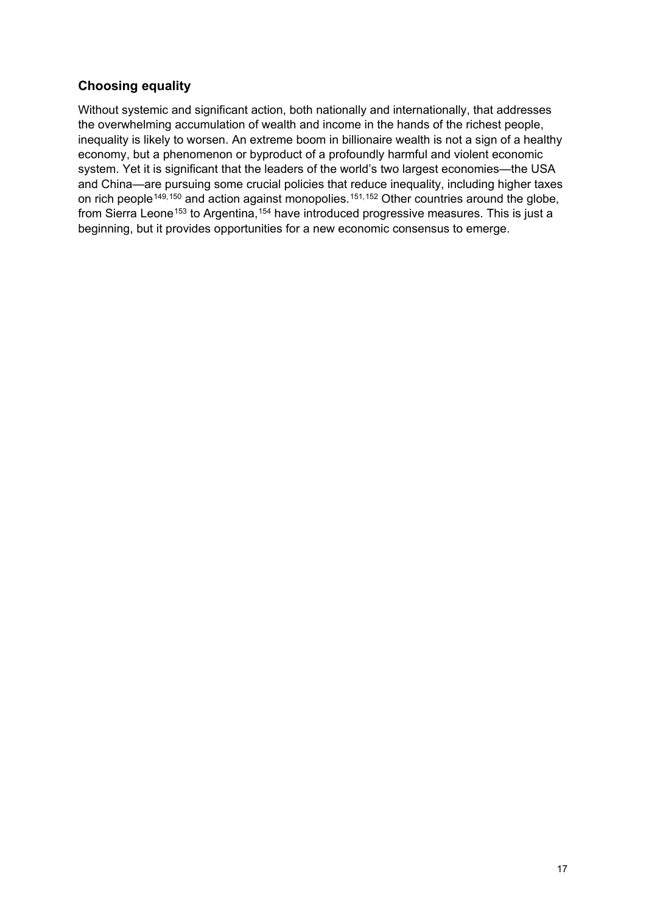### Choosing equality

Without systemic and significant action, both nationally and internationally, that addresses the overwhelming accumulation of wealth and income in the hands of the richest people, inequality is likely to worsen. An extreme boom in billionaire wealth is not a sign of a healthy economy, but a phenomenon or byproduct of a profoundly harmful and violent economic system. Yet it is significant that the leaders of the world's two largest economies—the USA and China—are pursuing some crucial policies that reduce inequality, including higher taxes on rich people[149,150] and action against monopolies.[151,152] Other countries around the globe, from Sierra Leone[153] to Argentina,[154] have introduced progressive measures. This is just a beginning, but it provides opportunities for a new economic consensus to emerge.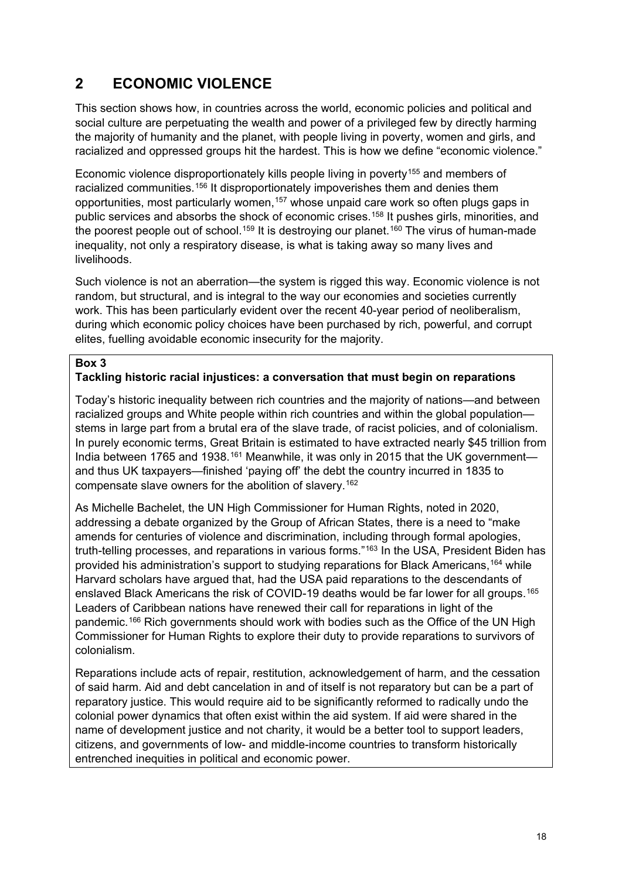## 2 ECONOMIC VIOLENCE

This section shows how, in countries across the world, economic policies and political and social culture are perpetuating the wealth and power of a privileged few by directly harming the majority of humanity and the planet, with people living in poverty, women and girls, and racialized and oppressed groups hit the hardest. This is how we define "economic violence."

Economic violence disproportionately kills people living in poverty[155] and members of racialized communities.[156] It disproportionately impoverishes them and denies them opportunities, most particularly women,[157] whose unpaid care work so often plugs gaps in public services and absorbs the shock of economic crises.[158] It pushes girls, minorities, and the poorest people out of school.[159] It is destroying our planet.[160] The virus of human-made inequality, not only a respiratory disease, is what is taking away so many lives and livelihoods.

Such violence is not an aberration—the system is rigged this way. Economic violence is not random, but structural, and is integral to the way our economies and societies currently work. This has been particularly evident over the recent 40-year period of neoliberalism, during which economic policy choices have been purchased by rich, powerful, and corrupt elites, fuelling avoidable economic insecurity for the majority.

**Box 3**
**Tackling historic racial injustices: a conversation that must begin on reparations**

Today's historic inequality between rich countries and the majority of nations—and between racialized groups and White people within rich countries and within the global population—stems in large part from a brutal era of the slave trade, of racist policies, and of colonialism. In purely economic terms, Great Britain is estimated to have extracted nearly $45 trillion from India between 1765 and 1938.[161] Meanwhile, it was only in 2015 that the UK government—and thus UK taxpayers—finished 'paying off' the debt the country incurred in 1835 to compensate slave owners for the abolition of slavery.[162]

As Michelle Bachelet, the UN High Commissioner for Human Rights, noted in 2020, addressing a debate organized by the Group of African States, there is a need to "make amends for centuries of violence and discrimination, including through formal apologies, truth-telling processes, and reparations in various forms."[163] In the USA, President Biden has provided his administration's support to studying reparations for Black Americans,[164] while Harvard scholars have argued that, had the USA paid reparations to the descendants of enslaved Black Americans the risk of COVID-19 deaths would be far lower for all groups.[165] Leaders of Caribbean nations have renewed their call for reparations in light of the pandemic.[166] Rich governments should work with bodies such as the Office of the UN High Commissioner for Human Rights to explore their duty to provide reparations to survivors of colonialism.

Reparations include acts of repair, restitution, acknowledgement of harm, and the cessation of said harm. Aid and debt cancelation in and of itself is not reparatory but can be a part of reparatory justice. This would require aid to be significantly reformed to radically undo the colonial power dynamics that often exist within the aid system. If aid were shared in the name of development justice and not charity, it would be a better tool to support leaders, citizens, and governments of low- and middle-income countries to transform historically entrenched inequities in political and economic power.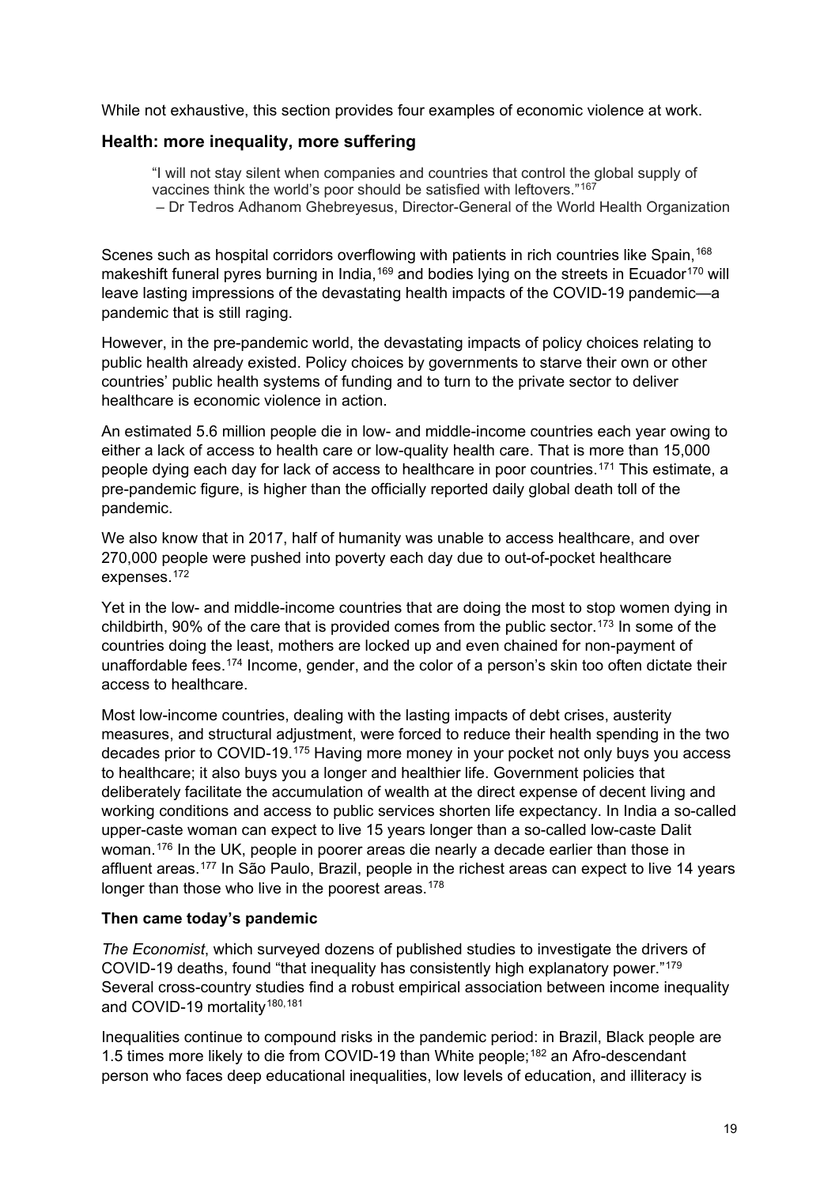While not exhaustive, this section provides four examples of economic violence at work.

## Health: more inequality, more suffering

> "I will not stay silent when companies and countries that control the global supply of vaccines think the world's poor should be satisfied with leftovers."[167]
> – Dr Tedros Adhanom Ghebreyesus, Director-General of the World Health Organization

Scenes such as hospital corridors overflowing with patients in rich countries like Spain,[168] makeshift funeral pyres burning in India,[169] and bodies lying on the streets in Ecuador[170] will leave lasting impressions of the devastating health impacts of the COVID-19 pandemic—a pandemic that is still raging.

However, in the pre-pandemic world, the devastating impacts of policy choices relating to public health already existed. Policy choices by governments to starve their own or other countries' public health systems of funding and to turn to the private sector to deliver healthcare is economic violence in action.

An estimated 5.6 million people die in low- and middle-income countries each year owing to either a lack of access to health care or low-quality health care. That is more than 15,000 people dying each day for lack of access to healthcare in poor countries.[171] This estimate, a pre-pandemic figure, is higher than the officially reported daily global death toll of the pandemic.

We also know that in 2017, half of humanity was unable to access healthcare, and over 270,000 people were pushed into poverty each day due to out-of-pocket healthcare expenses.[172]

Yet in the low- and middle-income countries that are doing the most to stop women dying in childbirth, 90% of the care that is provided comes from the public sector.[173] In some of the countries doing the least, mothers are locked up and even chained for non-payment of unaffordable fees.[174] Income, gender, and the color of a person's skin too often dictate their access to healthcare.

Most low-income countries, dealing with the lasting impacts of debt crises, austerity measures, and structural adjustment, were forced to reduce their health spending in the two decades prior to COVID-19.[175] Having more money in your pocket not only buys you access to healthcare; it also buys you a longer and healthier life. Government policies that deliberately facilitate the accumulation of wealth at the direct expense of decent living and working conditions and access to public services shorten life expectancy. In India a so-called upper-caste woman can expect to live 15 years longer than a so-called low-caste Dalit woman.[176] In the UK, people in poorer areas die nearly a decade earlier than those in affluent areas.[177] In São Paulo, Brazil, people in the richest areas can expect to live 14 years longer than those who live in the poorest areas.[178]

### Then came today's pandemic

*The Economist*, which surveyed dozens of published studies to investigate the drivers of COVID-19 deaths, found "that inequality has consistently high explanatory power."[179] Several cross-country studies find a robust empirical association between income inequality and COVID-19 mortality[180,181]

Inequalities continue to compound risks in the pandemic period: in Brazil, Black people are 1.5 times more likely to die from COVID-19 than White people;[182] an Afro-descendant person who faces deep educational inequalities, low levels of education, and illiteracy is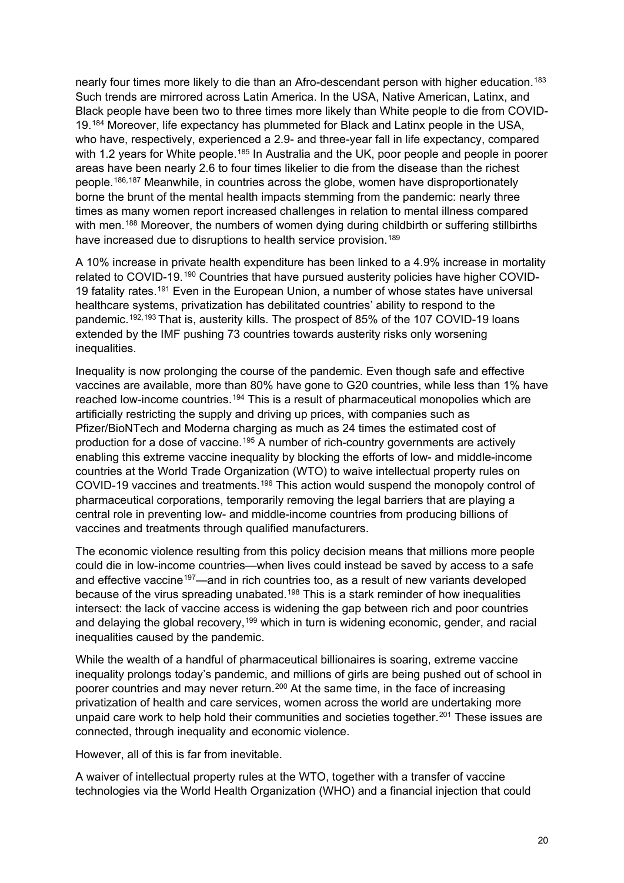nearly four times more likely to die than an Afro-descendant person with higher education.[183] Such trends are mirrored across Latin America. In the USA, Native American, Latinx, and Black people have been two to three times more likely than White people to die from COVID-19.[184] Moreover, life expectancy has plummeted for Black and Latinx people in the USA, who have, respectively, experienced a 2.9- and three-year fall in life expectancy, compared with 1.2 years for White people.[185] In Australia and the UK, poor people and people in poorer areas have been nearly 2.6 to four times likelier to die from the disease than the richest people.[186,187] Meanwhile, in countries across the globe, women have disproportionately borne the brunt of the mental health impacts stemming from the pandemic: nearly three times as many women report increased challenges in relation to mental illness compared with men.[188] Moreover, the numbers of women dying during childbirth or suffering stillbirths have increased due to disruptions to health service provision.[189]

A 10% increase in private health expenditure has been linked to a 4.9% increase in mortality related to COVID-19.[190] Countries that have pursued austerity policies have higher COVID-19 fatality rates.[191] Even in the European Union, a number of whose states have universal healthcare systems, privatization has debilitated countries' ability to respond to the pandemic.[192,193] That is, austerity kills. The prospect of 85% of the 107 COVID-19 loans extended by the IMF pushing 73 countries towards austerity risks only worsening inequalities.

Inequality is now prolonging the course of the pandemic. Even though safe and effective vaccines are available, more than 80% have gone to G20 countries, while less than 1% have reached low-income countries.[194] This is a result of pharmaceutical monopolies which are artificially restricting the supply and driving up prices, with companies such as Pfizer/BioNTech and Moderna charging as much as 24 times the estimated cost of production for a dose of vaccine.[195] A number of rich-country governments are actively enabling this extreme vaccine inequality by blocking the efforts of low- and middle-income countries at the World Trade Organization (WTO) to waive intellectual property rules on COVID-19 vaccines and treatments.[196] This action would suspend the monopoly control of pharmaceutical corporations, temporarily removing the legal barriers that are playing a central role in preventing low- and middle-income countries from producing billions of vaccines and treatments through qualified manufacturers.

The economic violence resulting from this policy decision means that millions more people could die in low-income countries—when lives could instead be saved by access to a safe and effective vaccine[197]—and in rich countries too, as a result of new variants developed because of the virus spreading unabated.[198] This is a stark reminder of how inequalities intersect: the lack of vaccine access is widening the gap between rich and poor countries and delaying the global recovery,[199] which in turn is widening economic, gender, and racial inequalities caused by the pandemic.

While the wealth of a handful of pharmaceutical billionaires is soaring, extreme vaccine inequality prolongs today's pandemic, and millions of girls are being pushed out of school in poorer countries and may never return.[200] At the same time, in the face of increasing privatization of health and care services, women across the world are undertaking more unpaid care work to help hold their communities and societies together.[201] These issues are connected, through inequality and economic violence.

However, all of this is far from inevitable.

A waiver of intellectual property rules at the WTO, together with a transfer of vaccine technologies via the World Health Organization (WHO) and a financial injection that could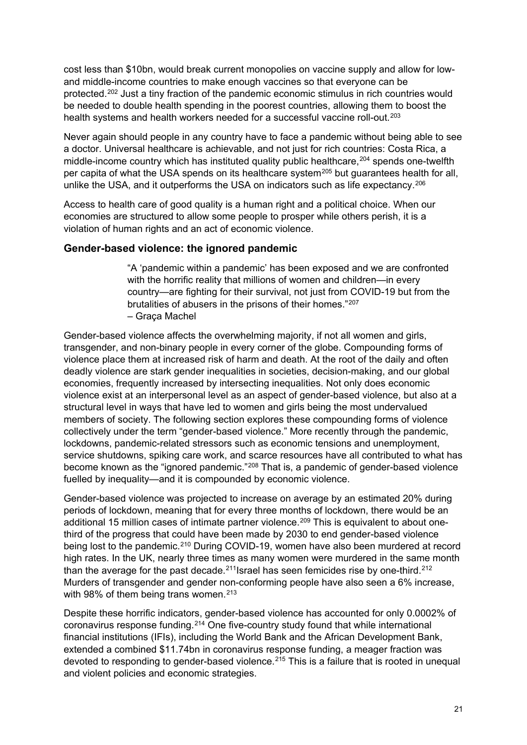cost less than $10bn, would break current monopolies on vaccine supply and allow for low- and middle-income countries to make enough vaccines so that everyone can be protected.[202] Just a tiny fraction of the pandemic economic stimulus in rich countries would be needed to double health spending in the poorest countries, allowing them to boost the health systems and health workers needed for a successful vaccine roll-out.[203]

Never again should people in any country have to face a pandemic without being able to see a doctor. Universal healthcare is achievable, and not just for rich countries: Costa Rica, a middle-income country which has instituted quality public healthcare,[204] spends one-twelfth per capita of what the USA spends on its healthcare system[205] but guarantees health for all, unlike the USA, and it outperforms the USA on indicators such as life expectancy.[206]

Access to health care of good quality is a human right and a political choice. When our economies are structured to allow some people to prosper while others perish, it is a violation of human rights and an act of economic violence.

### Gender-based violence: the ignored pandemic

> "A 'pandemic within a pandemic' has been exposed and we are confronted with the horrific reality that millions of women and children—in every country—are fighting for their survival, not just from COVID-19 but from the brutalities of abusers in the prisons of their homes."[207]
> – Graça Machel

Gender-based violence affects the overwhelming majority, if not all women and girls, transgender, and non-binary people in every corner of the globe. Compounding forms of violence place them at increased risk of harm and death. At the root of the daily and often deadly violence are stark gender inequalities in societies, decision-making, and our global economies, frequently increased by intersecting inequalities. Not only does economic violence exist at an interpersonal level as an aspect of gender-based violence, but also at a structural level in ways that have led to women and girls being the most undervalued members of society. The following section explores these compounding forms of violence collectively under the term "gender-based violence." More recently through the pandemic, lockdowns, pandemic-related stressors such as economic tensions and unemployment, service shutdowns, spiking care work, and scarce resources have all contributed to what has become known as the "ignored pandemic."[208] That is, a pandemic of gender-based violence fuelled by inequality—and it is compounded by economic violence.

Gender-based violence was projected to increase on average by an estimated 20% during periods of lockdown, meaning that for every three months of lockdown, there would be an additional 15 million cases of intimate partner violence.[209] This is equivalent to about one-third of the progress that could have been made by 2030 to end gender-based violence being lost to the pandemic.[210] During COVID-19, women have also been murdered at record high rates. In the UK, nearly three times as many women were murdered in the same month than the average for the past decade.[211]Israel has seen femicides rise by one-third.[212] Murders of transgender and gender non-conforming people have also seen a 6% increase, with 98% of them being trans women.[213]

Despite these horrific indicators, gender-based violence has accounted for only 0.0002% of coronavirus response funding.[214] One five-country study found that while international financial institutions (IFIs), including the World Bank and the African Development Bank, extended a combined $11.74bn in coronavirus response funding, a meager fraction was devoted to responding to gender-based violence.[215] This is a failure that is rooted in unequal and violent policies and economic strategies.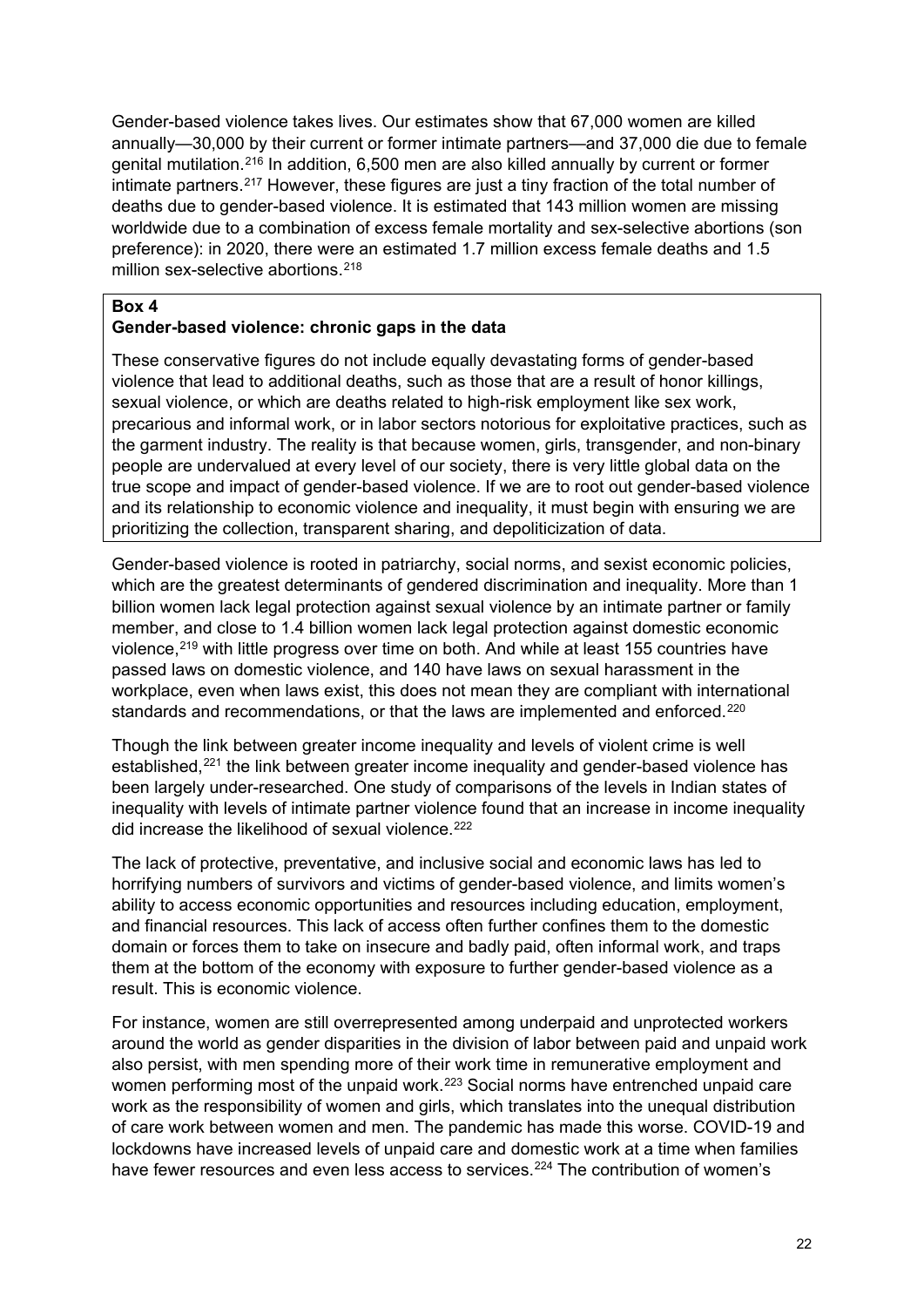Gender-based violence takes lives. Our estimates show that 67,000 women are killed annually—30,000 by their current or former intimate partners—and 37,000 die due to female genital mutilation.[216] In addition, 6,500 men are also killed annually by current or former intimate partners.[217] However, these figures are just a tiny fraction of the total number of deaths due to gender-based violence. It is estimated that 143 million women are missing worldwide due to a combination of excess female mortality and sex-selective abortions (son preference): in 2020, there were an estimated 1.7 million excess female deaths and 1.5 million sex-selective abortions.[218]

**Box 4**
**Gender-based violence: chronic gaps in the data**

These conservative figures do not include equally devastating forms of gender-based violence that lead to additional deaths, such as those that are a result of honor killings, sexual violence, or which are deaths related to high-risk employment like sex work, precarious and informal work, or in labor sectors notorious for exploitative practices, such as the garment industry. The reality is that because women, girls, transgender, and non-binary people are undervalued at every level of our society, there is very little global data on the true scope and impact of gender-based violence. If we are to root out gender-based violence and its relationship to economic violence and inequality, it must begin with ensuring we are prioritizing the collection, transparent sharing, and depoliticization of data.

Gender-based violence is rooted in patriarchy, social norms, and sexist economic policies, which are the greatest determinants of gendered discrimination and inequality. More than 1 billion women lack legal protection against sexual violence by an intimate partner or family member, and close to 1.4 billion women lack legal protection against domestic economic violence,[219] with little progress over time on both. And while at least 155 countries have passed laws on domestic violence, and 140 have laws on sexual harassment in the workplace, even when laws exist, this does not mean they are compliant with international standards and recommendations, or that the laws are implemented and enforced.[220]

Though the link between greater income inequality and levels of violent crime is well established,[221] the link between greater income inequality and gender-based violence has been largely under-researched. One study of comparisons of the levels in Indian states of inequality with levels of intimate partner violence found that an increase in income inequality did increase the likelihood of sexual violence.[222]

The lack of protective, preventative, and inclusive social and economic laws has led to horrifying numbers of survivors and victims of gender-based violence, and limits women's ability to access economic opportunities and resources including education, employment, and financial resources. This lack of access often further confines them to the domestic domain or forces them to take on insecure and badly paid, often informal work, and traps them at the bottom of the economy with exposure to further gender-based violence as a result. This is economic violence.

For instance, women are still overrepresented among underpaid and unprotected workers around the world as gender disparities in the division of labor between paid and unpaid work also persist, with men spending more of their work time in remunerative employment and women performing most of the unpaid work.[223] Social norms have entrenched unpaid care work as the responsibility of women and girls, which translates into the unequal distribution of care work between women and men. The pandemic has made this worse. COVID-19 and lockdowns have increased levels of unpaid care and domestic work at a time when families have fewer resources and even less access to services.[224] The contribution of women's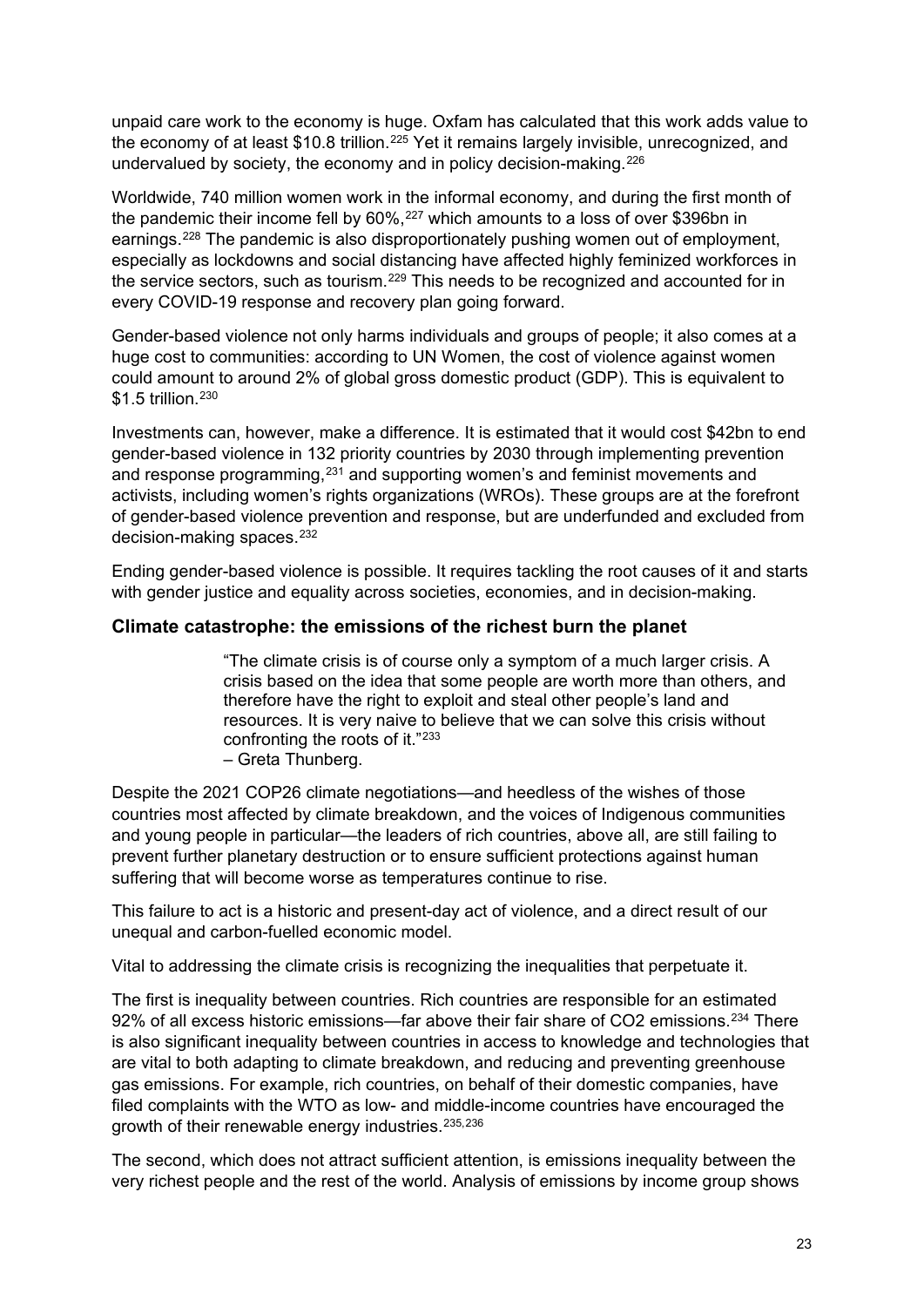unpaid care work to the economy is huge. Oxfam has calculated that this work adds value to the economy of at least $10.8 trillion.[225] Yet it remains largely invisible, unrecognized, and undervalued by society, the economy and in policy decision-making.[226]

Worldwide, 740 million women work in the informal economy, and during the first month of the pandemic their income fell by 60%,[227] which amounts to a loss of over $396bn in earnings.[228] The pandemic is also disproportionately pushing women out of employment, especially as lockdowns and social distancing have affected highly feminized workforces in the service sectors, such as tourism.[229] This needs to be recognized and accounted for in every COVID-19 response and recovery plan going forward.

Gender-based violence not only harms individuals and groups of people; it also comes at a huge cost to communities: according to UN Women, the cost of violence against women could amount to around 2% of global gross domestic product (GDP). This is equivalent to $1.5 trillion.[230]

Investments can, however, make a difference. It is estimated that it would cost $42bn to end gender-based violence in 132 priority countries by 2030 through implementing prevention and response programming,[231] and supporting women's and feminist movements and activists, including women's rights organizations (WROs). These groups are at the forefront of gender-based violence prevention and response, but are underfunded and excluded from decision-making spaces.[232]

Ending gender-based violence is possible. It requires tackling the root causes of it and starts with gender justice and equality across societies, economies, and in decision-making.

### Climate catastrophe: the emissions of the richest burn the planet

> "The climate crisis is of course only a symptom of a much larger crisis. A crisis based on the idea that some people are worth more than others, and therefore have the right to exploit and steal other people's land and resources. It is very naive to believe that we can solve this crisis without confronting the roots of it."[233]
> – Greta Thunberg.

Despite the 2021 COP26 climate negotiations—and heedless of the wishes of those countries most affected by climate breakdown, and the voices of Indigenous communities and young people in particular—the leaders of rich countries, above all, are still failing to prevent further planetary destruction or to ensure sufficient protections against human suffering that will become worse as temperatures continue to rise.

This failure to act is a historic and present-day act of violence, and a direct result of our unequal and carbon-fuelled economic model.

Vital to addressing the climate crisis is recognizing the inequalities that perpetuate it.

The first is inequality between countries. Rich countries are responsible for an estimated 92% of all excess historic emissions—far above their fair share of $CO_2$ emissions.[234] There is also significant inequality between countries in access to knowledge and technologies that are vital to both adapting to climate breakdown, and reducing and preventing greenhouse gas emissions. For example, rich countries, on behalf of their domestic companies, have filed complaints with the WTO as low- and middle-income countries have encouraged the growth of their renewable energy industries.[235,236]

The second, which does not attract sufficient attention, is emissions inequality between the very richest people and the rest of the world. Analysis of emissions by income group shows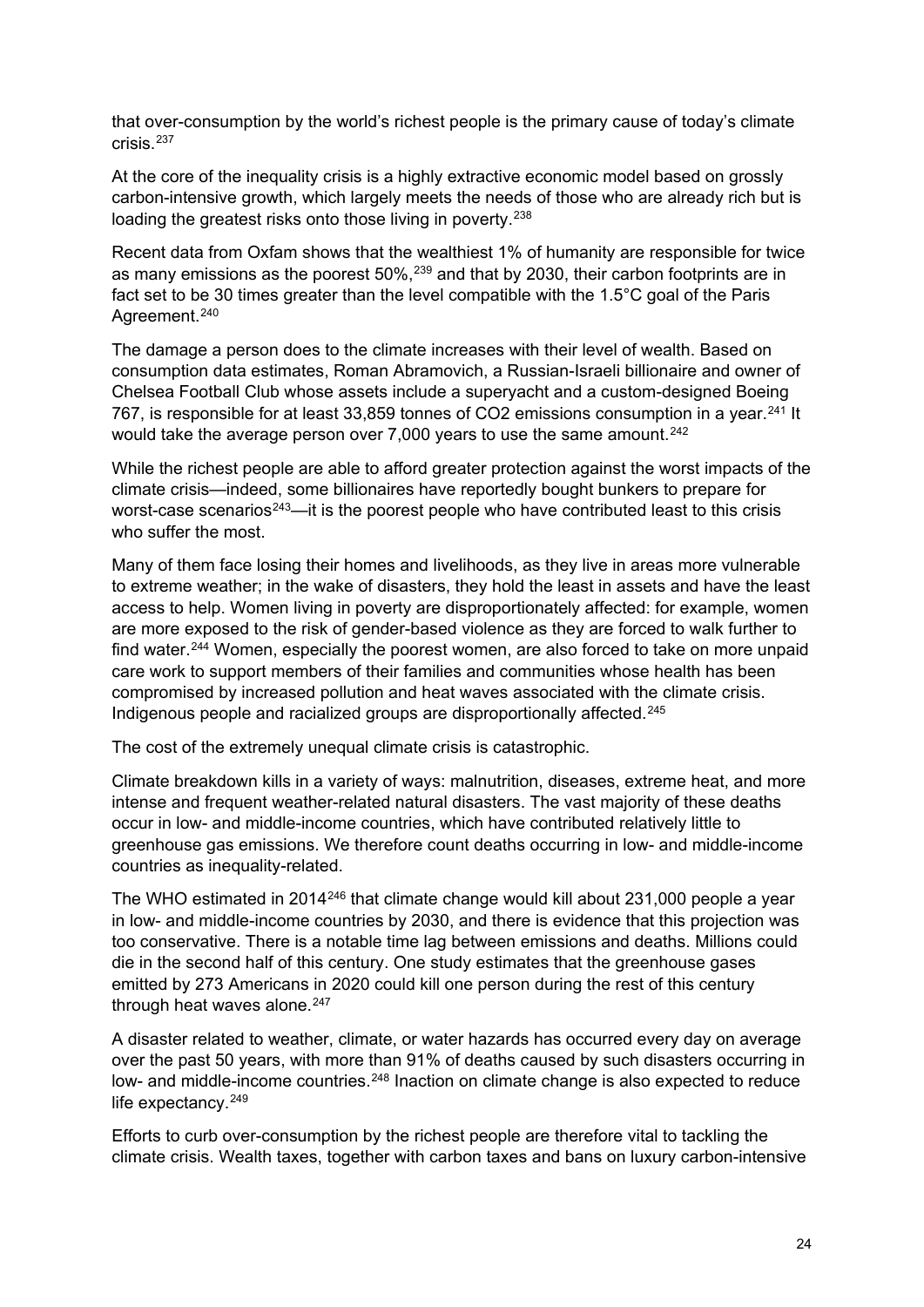that over-consumption by the world's richest people is the primary cause of today's climate crisis.[237]

At the core of the inequality crisis is a highly extractive economic model based on grossly carbon-intensive growth, which largely meets the needs of those who are already rich but is loading the greatest risks onto those living in poverty.[238]

Recent data from Oxfam shows that the wealthiest 1% of humanity are responsible for twice as many emissions as the poorest 50%,[239] and that by 2030, their carbon footprints are in fact set to be 30 times greater than the level compatible with the 1.5°C goal of the Paris Agreement.[240]

The damage a person does to the climate increases with their level of wealth. Based on consumption data estimates, Roman Abramovich, a Russian-Israeli billionaire and owner of Chelsea Football Club whose assets include a superyacht and a custom-designed Boeing 767, is responsible for at least 33,859 tonnes of $CO_2$ emissions consumption in a year.[241] It would take the average person over 7,000 years to use the same amount.[242]

While the richest people are able to afford greater protection against the worst impacts of the climate crisis—indeed, some billionaires have reportedly bought bunkers to prepare for worst-case scenarios[243]—it is the poorest people who have contributed least to this crisis who suffer the most.

Many of them face losing their homes and livelihoods, as they live in areas more vulnerable to extreme weather; in the wake of disasters, they hold the least in assets and have the least access to help. Women living in poverty are disproportionately affected: for example, women are more exposed to the risk of gender-based violence as they are forced to walk further to find water.[244] Women, especially the poorest women, are also forced to take on more unpaid care work to support members of their families and communities whose health has been compromised by increased pollution and heat waves associated with the climate crisis. Indigenous people and racialized groups are disproportionally affected.[245]

The cost of the extremely unequal climate crisis is catastrophic.

Climate breakdown kills in a variety of ways: malnutrition, diseases, extreme heat, and more intense and frequent weather-related natural disasters. The vast majority of these deaths occur in low- and middle-income countries, which have contributed relatively little to greenhouse gas emissions. We therefore count deaths occurring in low- and middle-income countries as inequality-related.

The WHO estimated in 2014[246] that climate change would kill about 231,000 people a year in low- and middle-income countries by 2030, and there is evidence that this projection was too conservative. There is a notable time lag between emissions and deaths. Millions could die in the second half of this century. One study estimates that the greenhouse gases emitted by 273 Americans in 2020 could kill one person during the rest of this century through heat waves alone.[247]

A disaster related to weather, climate, or water hazards has occurred every day on average over the past 50 years, with more than 91% of deaths caused by such disasters occurring in low- and middle-income countries.[248] Inaction on climate change is also expected to reduce life expectancy.[249]

Efforts to curb over-consumption by the richest people are therefore vital to tackling the climate crisis. Wealth taxes, together with carbon taxes and bans on luxury carbon-intensive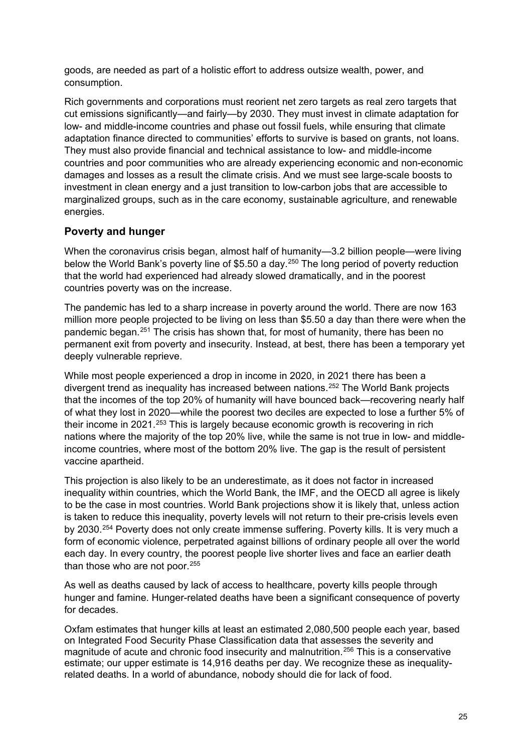goods, are needed as part of a holistic effort to address outsize wealth, power, and consumption.

Rich governments and corporations must reorient net zero targets as real zero targets that cut emissions significantly—and fairly—by 2030. They must invest in climate adaptation for low- and middle-income countries and phase out fossil fuels, while ensuring that climate adaptation finance directed to communities' efforts to survive is based on grants, not loans. They must also provide financial and technical assistance to low- and middle-income countries and poor communities who are already experiencing economic and non-economic damages and losses as a result the climate crisis. And we must see large-scale boosts to investment in clean energy and a just transition to low-carbon jobs that are accessible to marginalized groups, such as in the care economy, sustainable agriculture, and renewable energies.

### Poverty and hunger

When the coronavirus crisis began, almost half of humanity—3.2 billion people—were living below the World Bank's poverty line of $5.50 a day.[250] The long period of poverty reduction that the world had experienced had already slowed dramatically, and in the poorest countries poverty was on the increase.

The pandemic has led to a sharp increase in poverty around the world. There are now 163 million more people projected to be living on less than $5.50 a day than there were when the pandemic began.[251] The crisis has shown that, for most of humanity, there has been no permanent exit from poverty and insecurity. Instead, at best, there has been a temporary yet deeply vulnerable reprieve.

While most people experienced a drop in income in 2020, in 2021 there has been a divergent trend as inequality has increased between nations.[252] The World Bank projects that the incomes of the top 20% of humanity will have bounced back—recovering nearly half of what they lost in 2020—while the poorest two deciles are expected to lose a further 5% of their income in 2021.[253] This is largely because economic growth is recovering in rich nations where the majority of the top 20% live, while the same is not true in low- and middle-income countries, where most of the bottom 20% live. The gap is the result of persistent vaccine apartheid.

This projection is also likely to be an underestimate, as it does not factor in increased inequality within countries, which the World Bank, the IMF, and the OECD all agree is likely to be the case in most countries. World Bank projections show it is likely that, unless action is taken to reduce this inequality, poverty levels will not return to their pre-crisis levels even by 2030.[254] Poverty does not only create immense suffering. Poverty kills. It is very much a form of economic violence, perpetrated against billions of ordinary people all over the world each day. In every country, the poorest people live shorter lives and face an earlier death than those who are not poor.[255]

As well as deaths caused by lack of access to healthcare, poverty kills people through hunger and famine. Hunger-related deaths have been a significant consequence of poverty for decades.

Oxfam estimates that hunger kills at least an estimated 2,080,500 people each year, based on Integrated Food Security Phase Classification data that assesses the severity and magnitude of acute and chronic food insecurity and malnutrition.[256] This is a conservative estimate; our upper estimate is 14,916 deaths per day. We recognize these as inequality-related deaths. In a world of abundance, nobody should die for lack of food.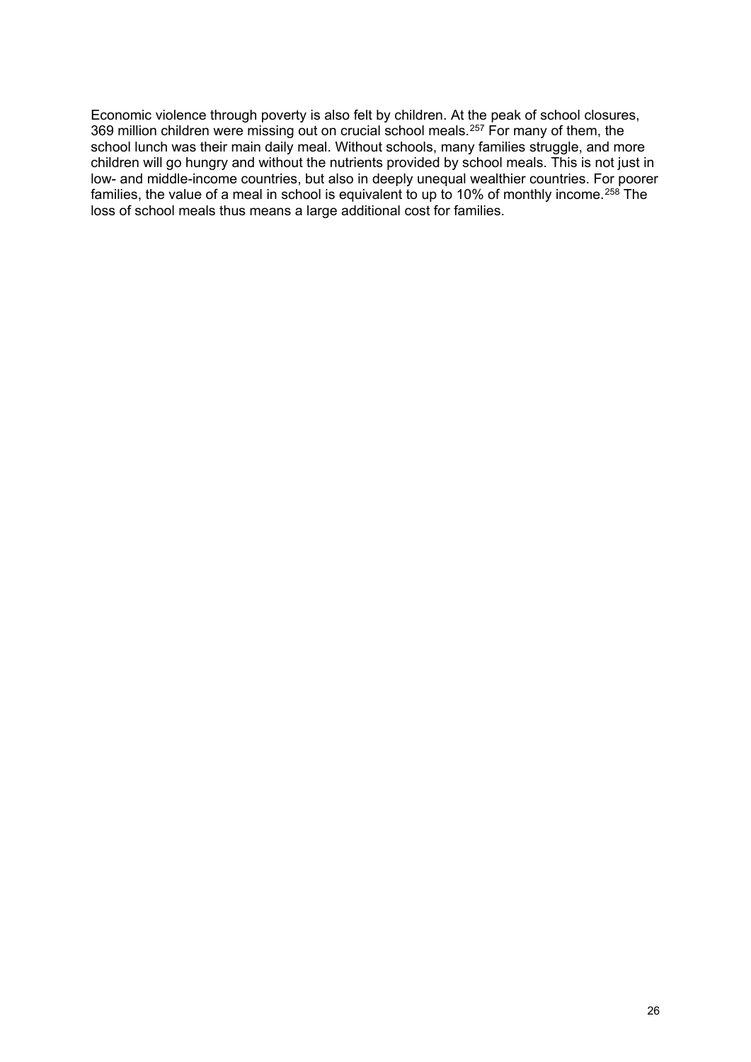Economic violence through poverty is also felt by children. At the peak of school closures, 369 million children were missing out on crucial school meals.[257] For many of them, the school lunch was their main daily meal. Without schools, many families struggle, and more children will go hungry and without the nutrients provided by school meals. This is not just in low- and middle-income countries, but also in deeply unequal wealthier countries. For poorer families, the value of a meal in school is equivalent to up to 10% of monthly income.[258] The loss of school meals thus means a large additional cost for families.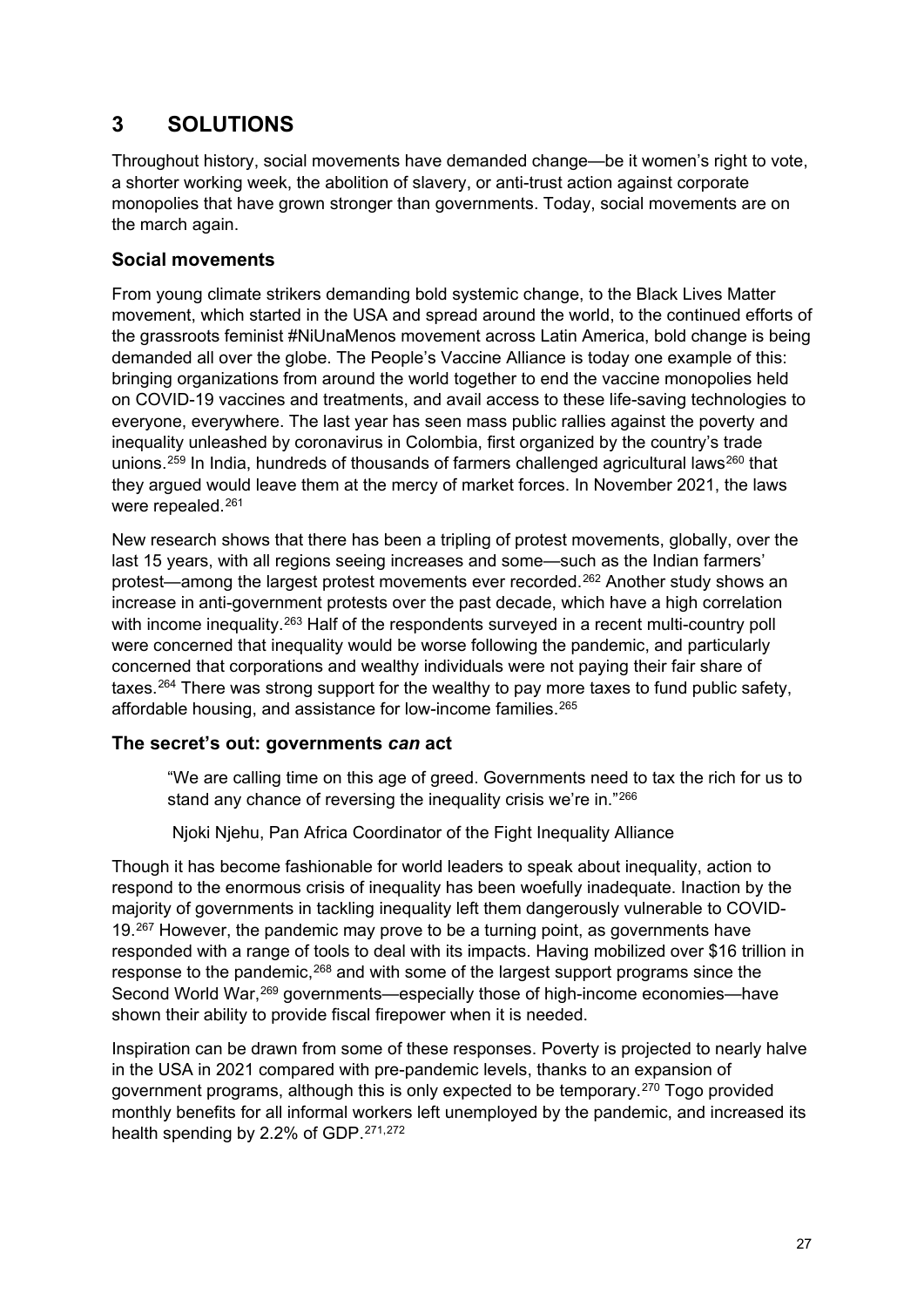# 3 SOLUTIONS

Throughout history, social movements have demanded change—be it women's right to vote, a shorter working week, the abolition of slavery, or anti-trust action against corporate monopolies that have grown stronger than governments. Today, social movements are on the march again.

## Social movements

From young climate strikers demanding bold systemic change, to the Black Lives Matter movement, which started in the USA and spread around the world, to the continued efforts of the grassroots feminist #NiUnaMenos movement across Latin America, bold change is being demanded all over the globe. The People's Vaccine Alliance is today one example of this: bringing organizations from around the world together to end the vaccine monopolies held on COVID-19 vaccines and treatments, and avail access to these life-saving technologies to everyone, everywhere. The last year has seen mass public rallies against the poverty and inequality unleashed by coronavirus in Colombia, first organized by the country's trade unions.[259] In India, hundreds of thousands of farmers challenged agricultural laws[260] that they argued would leave them at the mercy of market forces. In November 2021, the laws were repealed.[261]

New research shows that there has been a tripling of protest movements, globally, over the last 15 years, with all regions seeing increases and some—such as the Indian farmers' protest—among the largest protest movements ever recorded.[262] Another study shows an increase in anti-government protests over the past decade, which have a high correlation with income inequality.[263] Half of the respondents surveyed in a recent multi-country poll were concerned that inequality would be worse following the pandemic, and particularly concerned that corporations and wealthy individuals were not paying their fair share of taxes.[264] There was strong support for the wealthy to pay more taxes to fund public safety, affordable housing, and assistance for low-income families.[265]

## The secret's out: governments *can* act

> "We are calling time on this age of greed. Governments need to tax the rich for us to stand any chance of reversing the inequality crisis we're in."[266]
>
> Njoki Njehu, Pan Africa Coordinator of the Fight Inequality Alliance

Though it has become fashionable for world leaders to speak about inequality, action to respond to the enormous crisis of inequality has been woefully inadequate. Inaction by the majority of governments in tackling inequality left them dangerously vulnerable to COVID-19.[267] However, the pandemic may prove to be a turning point, as governments have responded with a range of tools to deal with its impacts. Having mobilized over $16 trillion in response to the pandemic,[268] and with some of the largest support programs since the Second World War,[269] governments—especially those of high-income economies—have shown their ability to provide fiscal firepower when it is needed.

Inspiration can be drawn from some of these responses. Poverty is projected to nearly halve in the USA in 2021 compared with pre-pandemic levels, thanks to an expansion of government programs, although this is only expected to be temporary.[270] Togo provided monthly benefits for all informal workers left unemployed by the pandemic, and increased its health spending by 2.2% of GDP.[271,272]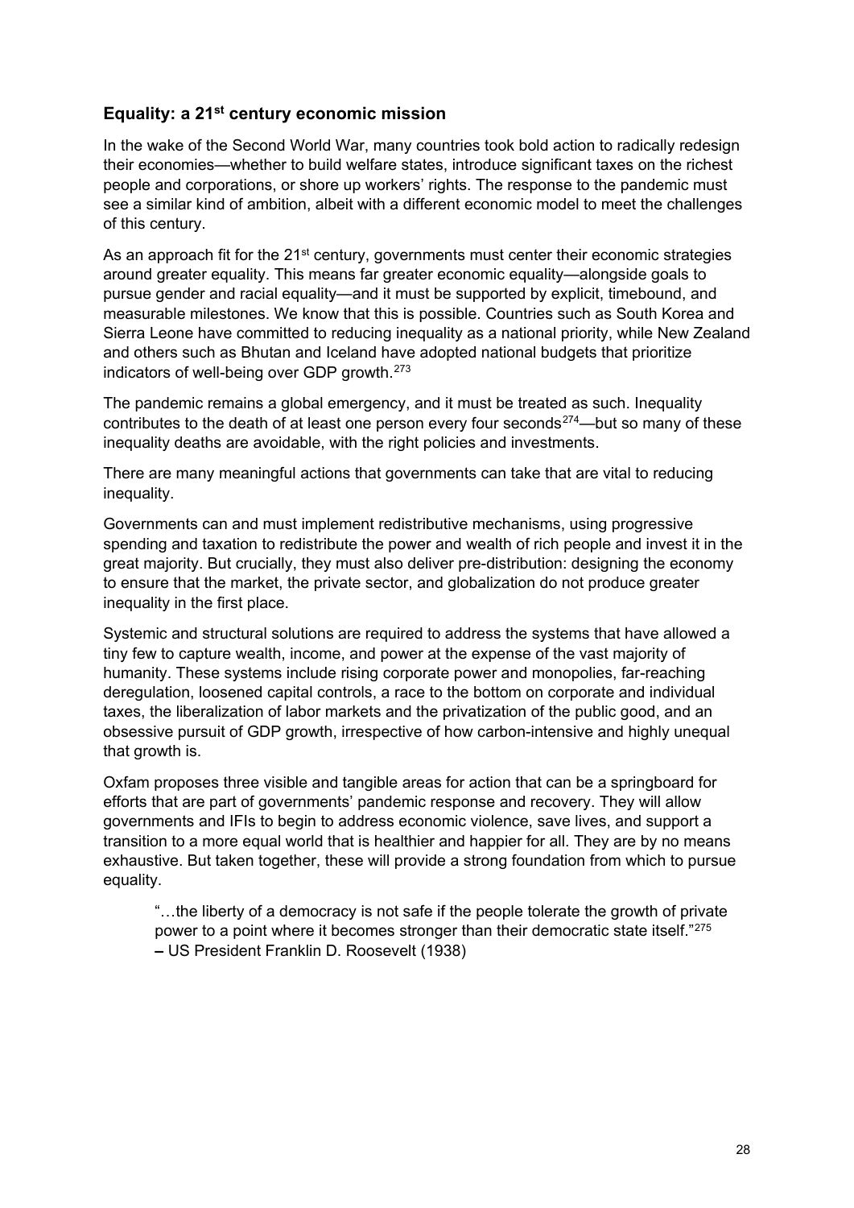## Equality: a 21st century economic mission

In the wake of the Second World War, many countries took bold action to radically redesign their economies—whether to build welfare states, introduce significant taxes on the richest people and corporations, or shore up workers' rights. The response to the pandemic must see a similar kind of ambition, albeit with a different economic model to meet the challenges of this century.

As an approach fit for the 21st century, governments must center their economic strategies around greater equality. This means far greater economic equality—alongside goals to pursue gender and racial equality—and it must be supported by explicit, timebound, and measurable milestones. We know that this is possible. Countries such as South Korea and Sierra Leone have committed to reducing inequality as a national priority, while New Zealand and others such as Bhutan and Iceland have adopted national budgets that prioritize indicators of well-being over GDP growth.[273]

The pandemic remains a global emergency, and it must be treated as such. Inequality contributes to the death of at least one person every four seconds[274]—but so many of these inequality deaths are avoidable, with the right policies and investments.

There are many meaningful actions that governments can take that are vital to reducing inequality.

Governments can and must implement redistributive mechanisms, using progressive spending and taxation to redistribute the power and wealth of rich people and invest it in the great majority. But crucially, they must also deliver pre-distribution: designing the economy to ensure that the market, the private sector, and globalization do not produce greater inequality in the first place.

Systemic and structural solutions are required to address the systems that have allowed a tiny few to capture wealth, income, and power at the expense of the vast majority of humanity. These systems include rising corporate power and monopolies, far-reaching deregulation, loosened capital controls, a race to the bottom on corporate and individual taxes, the liberalization of labor markets and the privatization of the public good, and an obsessive pursuit of GDP growth, irrespective of how carbon-intensive and highly unequal that growth is.

Oxfam proposes three visible and tangible areas for action that can be a springboard for efforts that are part of governments' pandemic response and recovery. They will allow governments and IFIs to begin to address economic violence, save lives, and support a transition to a more equal world that is healthier and happier for all. They are by no means exhaustive. But taken together, these will provide a strong foundation from which to pursue equality.

> "…the liberty of a democracy is not safe if the people tolerate the growth of private power to a point where it becomes stronger than their democratic state itself."[275]
> – US President Franklin D. Roosevelt (1938)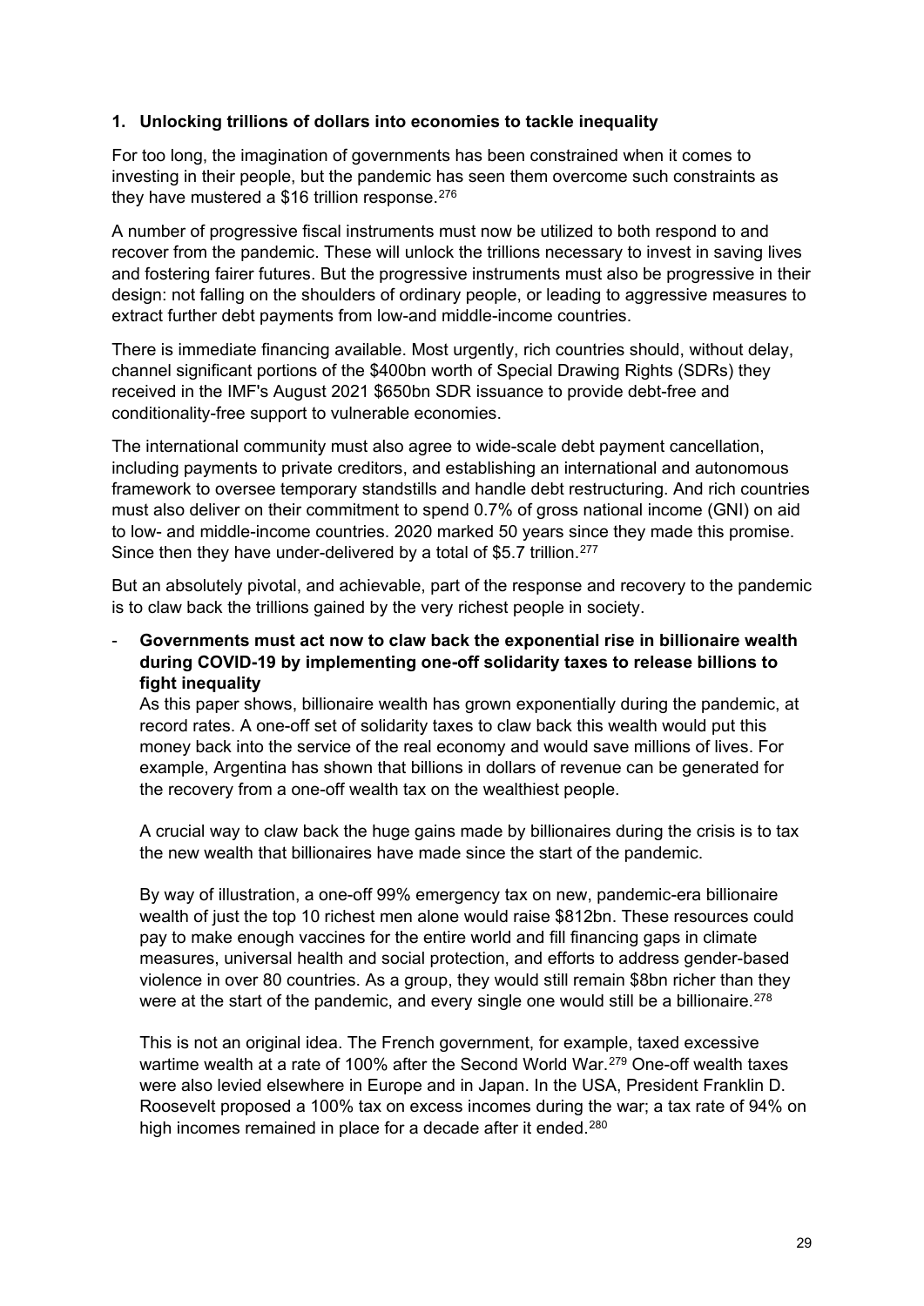### 1. Unlocking trillions of dollars into economies to tackle inequality

For too long, the imagination of governments has been constrained when it comes to investing in their people, but the pandemic has seen them overcome such constraints as they have mustered a $16 trillion response.[276]

A number of progressive fiscal instruments must now be utilized to both respond to and recover from the pandemic. These will unlock the trillions necessary to invest in saving lives and fostering fairer futures. But the progressive instruments must also be progressive in their design: not falling on the shoulders of ordinary people, or leading to aggressive measures to extract further debt payments from low-and middle-income countries.

There is immediate financing available. Most urgently, rich countries should, without delay, channel significant portions of the $400bn worth of Special Drawing Rights (SDRs) they received in the IMF's August 2021 $650bn SDR issuance to provide debt-free and conditionality-free support to vulnerable economies.

The international community must also agree to wide-scale debt payment cancellation, including payments to private creditors, and establishing an international and autonomous framework to oversee temporary standstills and handle debt restructuring. And rich countries must also deliver on their commitment to spend 0.7% of gross national income (GNI) on aid to low- and middle-income countries. 2020 marked 50 years since they made this promise. Since then they have under-delivered by a total of $5.7 trillion.[277]

But an absolutely pivotal, and achievable, part of the response and recovery to the pandemic is to claw back the trillions gained by the very richest people in society.

- **Governments must act now to claw back the exponential rise in billionaire wealth during COVID-19 by implementing one-off solidarity taxes to release billions to fight inequality**

  As this paper shows, billionaire wealth has grown exponentially during the pandemic, at record rates. A one-off set of solidarity taxes to claw back this wealth would put this money back into the service of the real economy and would save millions of lives. For example, Argentina has shown that billions in dollars of revenue can be generated for the recovery from a one-off wealth tax on the wealthiest people.

  A crucial way to claw back the huge gains made by billionaires during the crisis is to tax the new wealth that billionaires have made since the start of the pandemic.

  By way of illustration, a one-off 99% emergency tax on new, pandemic-era billionaire wealth of just the top 10 richest men alone would raise $812bn. These resources could pay to make enough vaccines for the entire world and fill financing gaps in climate measures, universal health and social protection, and efforts to address gender-based violence in over 80 countries. As a group, they would still remain $8bn richer than they were at the start of the pandemic, and every single one would still be a billionaire.[278]

  This is not an original idea. The French government, for example, taxed excessive wartime wealth at a rate of 100% after the Second World War.[279] One-off wealth taxes were also levied elsewhere in Europe and in Japan. In the USA, President Franklin D. Roosevelt proposed a 100% tax on excess incomes during the war; a tax rate of 94% on high incomes remained in place for a decade after it ended.[280]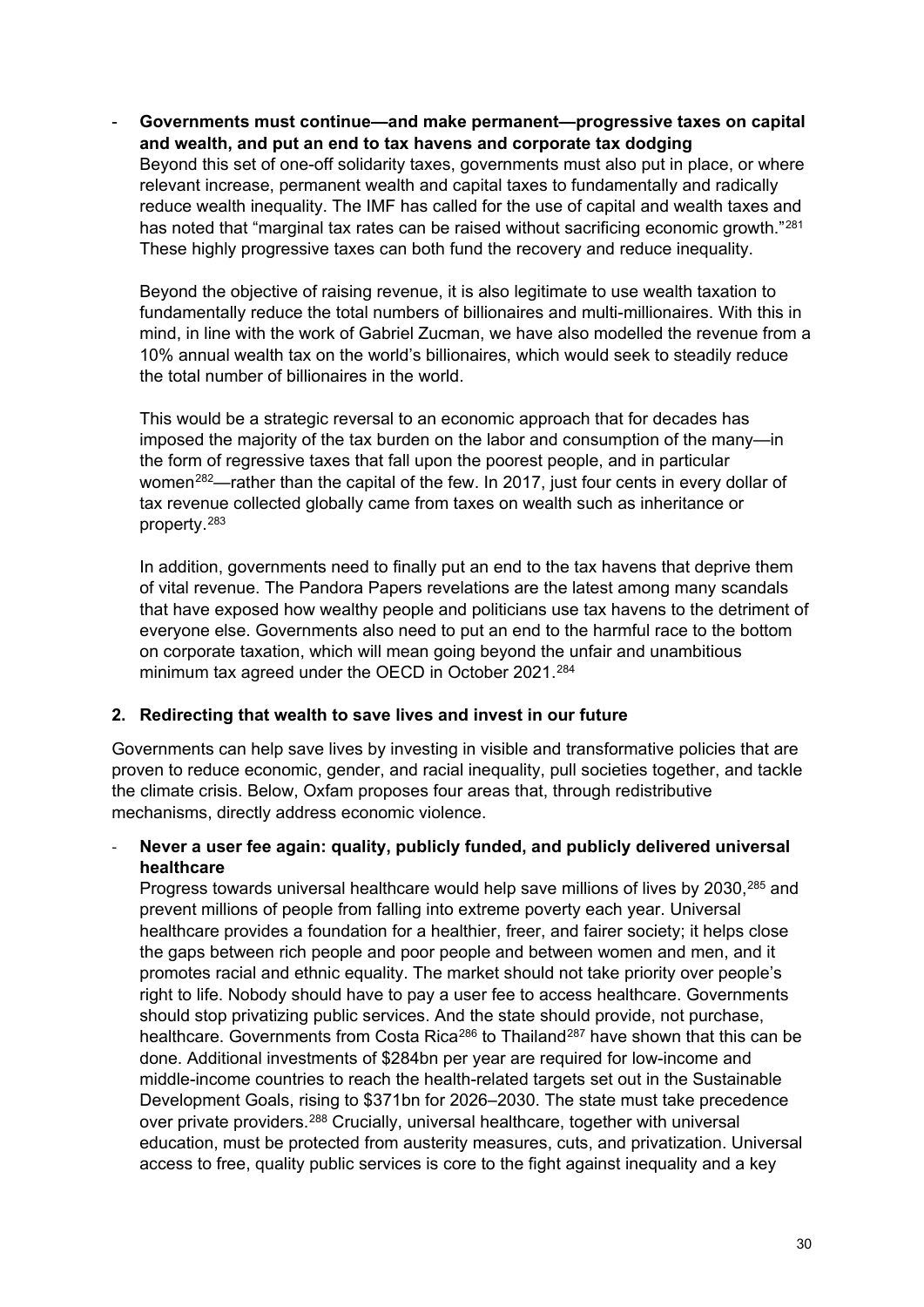- **Governments must continue—and make permanent—progressive taxes on capital and wealth, and put an end to tax havens and corporate tax dodging**
  Beyond this set of one-off solidarity taxes, governments must also put in place, or where relevant increase, permanent wealth and capital taxes to fundamentally and radically reduce wealth inequality. The IMF has called for the use of capital and wealth taxes and has noted that "marginal tax rates can be raised without sacrificing economic growth."[281] These highly progressive taxes can both fund the recovery and reduce inequality.

  Beyond the objective of raising revenue, it is also legitimate to use wealth taxation to fundamentally reduce the total numbers of billionaires and multi-millionaires. With this in mind, in line with the work of Gabriel Zucman, we have also modelled the revenue from a 10% annual wealth tax on the world's billionaires, which would seek to steadily reduce the total number of billionaires in the world.

  This would be a strategic reversal to an economic approach that for decades has imposed the majority of the tax burden on the labor and consumption of the many—in the form of regressive taxes that fall upon the poorest people, and in particular women[282]—rather than the capital of the few. In 2017, just four cents in every dollar of tax revenue collected globally came from taxes on wealth such as inheritance or property.[283]

  In addition, governments need to finally put an end to the tax havens that deprive them of vital revenue. The Pandora Papers revelations are the latest among many scandals that have exposed how wealthy people and politicians use tax havens to the detriment of everyone else. Governments also need to put an end to the harmful race to the bottom on corporate taxation, which will mean going beyond the unfair and unambitious minimum tax agreed under the OECD in October 2021.[284]

**2. Redirecting that wealth to save lives and invest in our future**

Governments can help save lives by investing in visible and transformative policies that are proven to reduce economic, gender, and racial inequality, pull societies together, and tackle the climate crisis. Below, Oxfam proposes four areas that, through redistributive mechanisms, directly address economic violence.

- **Never a user fee again: quality, publicly funded, and publicly delivered universal healthcare**
  Progress towards universal healthcare would help save millions of lives by 2030,[285] and prevent millions of people from falling into extreme poverty each year. Universal healthcare provides a foundation for a healthier, freer, and fairer society; it helps close the gaps between rich people and poor people and between women and men, and it promotes racial and ethnic equality. The market should not take priority over people's right to life. Nobody should have to pay a user fee to access healthcare. Governments should stop privatizing public services. And the state should provide, not purchase, healthcare. Governments from Costa Rica[286] to Thailand[287] have shown that this can be done. Additional investments of $284bn per year are required for low-income and middle-income countries to reach the health-related targets set out in the Sustainable Development Goals, rising to $371bn for 2026–2030. The state must take precedence over private providers.[288] Crucially, universal healthcare, together with universal education, must be protected from austerity measures, cuts, and privatization. Universal access to free, quality public services is core to the fight against inequality and a key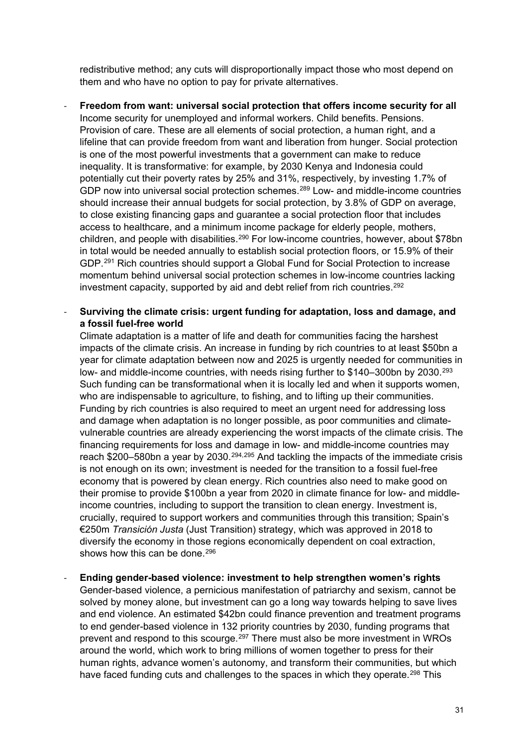redistributive method; any cuts will disproportionally impact those who most depend on them and who have no option to pay for private alternatives.

- **Freedom from want: universal social protection that offers income security for all**
  Income security for unemployed and informal workers. Child benefits. Pensions. Provision of care. These are all elements of social protection, a human right, and a lifeline that can provide freedom from want and liberation from hunger. Social protection is one of the most powerful investments that a government can make to reduce inequality. It is transformative: for example, by 2030 Kenya and Indonesia could potentially cut their poverty rates by 25% and 31%, respectively, by investing 1.7% of GDP now into universal social protection schemes.[289] Low- and middle-income countries should increase their annual budgets for social protection, by 3.8% of GDP on average, to close existing financing gaps and guarantee a social protection floor that includes access to healthcare, and a minimum income package for elderly people, mothers, children, and people with disabilities.[290] For low-income countries, however, about $78bn in total would be needed annually to establish social protection floors, or 15.9% of their GDP.[291] Rich countries should support a Global Fund for Social Protection to increase momentum behind universal social protection schemes in low-income countries lacking investment capacity, supported by aid and debt relief from rich countries.[292]

- **Surviving the climate crisis: urgent funding for adaptation, loss and damage, and a fossil fuel-free world**
  Climate adaptation is a matter of life and death for communities facing the harshest impacts of the climate crisis. An increase in funding by rich countries to at least $50bn a year for climate adaptation between now and 2025 is urgently needed for communities in low- and middle-income countries, with needs rising further to $140–300bn by 2030.[293] Such funding can be transformational when it is locally led and when it supports women, who are indispensable to agriculture, to fishing, and to lifting up their communities. Funding by rich countries is also required to meet an urgent need for addressing loss and damage when adaptation is no longer possible, as poor communities and climate-vulnerable countries are already experiencing the worst impacts of the climate crisis. The financing requirements for loss and damage in low- and middle-income countries may reach $200–580bn a year by 2030.[294,295] And tackling the impacts of the immediate crisis is not enough on its own; investment is needed for the transition to a fossil fuel-free economy that is powered by clean energy. Rich countries also need to make good on their promise to provide $100bn a year from 2020 in climate finance for low- and middle-income countries, including to support the transition to clean energy. Investment is, crucially, required to support workers and communities through this transition; Spain's €250m *Transición Justa* (Just Transition) strategy, which was approved in 2018 to diversify the economy in those regions economically dependent on coal extraction, shows how this can be done.[296]

- **Ending gender-based violence: investment to help strengthen women's rights**
  Gender-based violence, a pernicious manifestation of patriarchy and sexism, cannot be solved by money alone, but investment can go a long way towards helping to save lives and end violence. An estimated $42bn could finance prevention and treatment programs to end gender-based violence in 132 priority countries by 2030, funding programs that prevent and respond to this scourge.[297] There must also be more investment in WROs around the world, which work to bring millions of women together to press for their human rights, advance women's autonomy, and transform their communities, but which have faced funding cuts and challenges to the spaces in which they operate.[298] This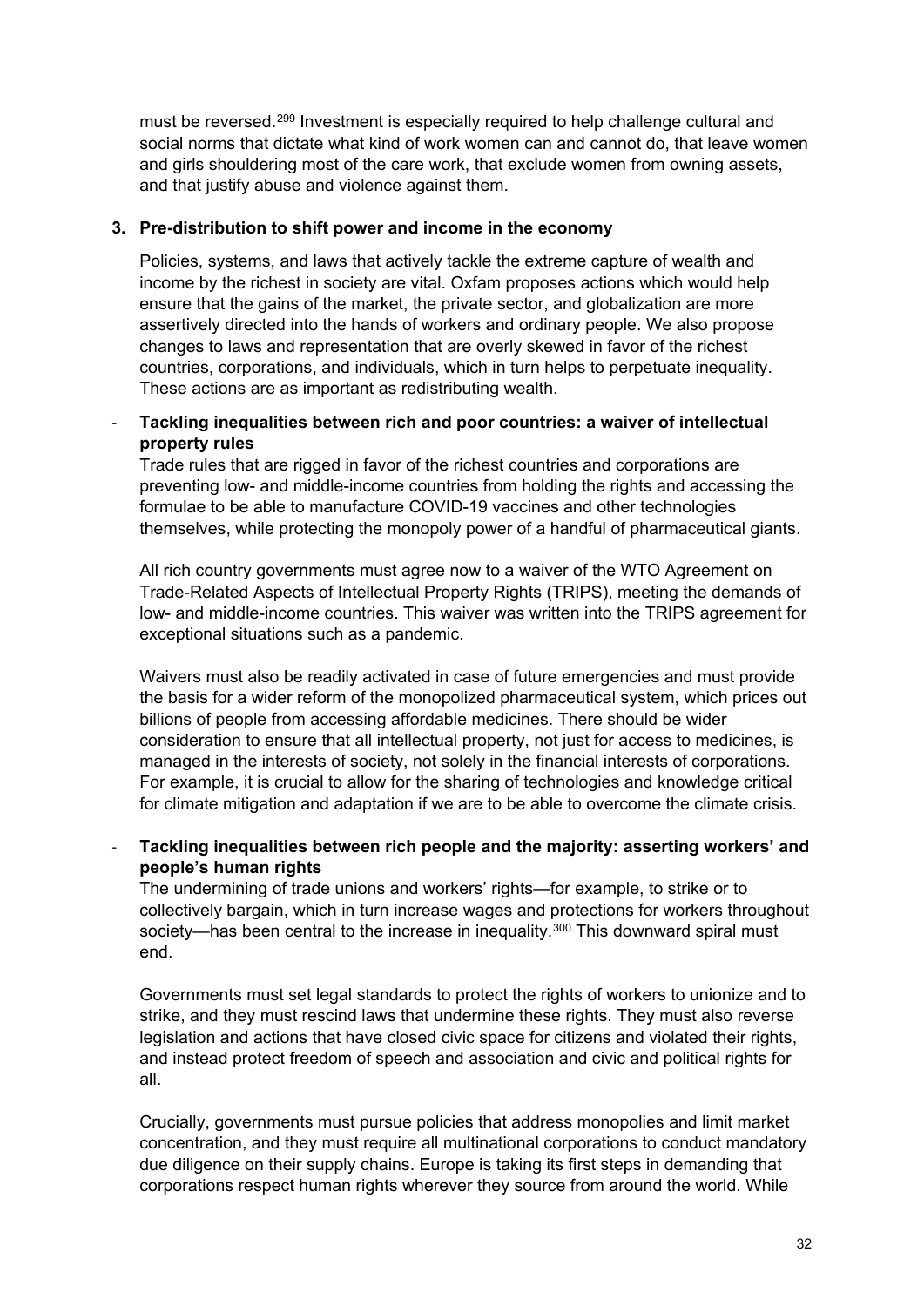must be reversed.[299] Investment is especially required to help challenge cultural and social norms that dictate what kind of work women can and cannot do, that leave women and girls shouldering most of the care work, that exclude women from owning assets, and that justify abuse and violence against them.

**3. Pre-distribution to shift power and income in the economy**

Policies, systems, and laws that actively tackle the extreme capture of wealth and income by the richest in society are vital. Oxfam proposes actions which would help ensure that the gains of the market, the private sector, and globalization are more assertively directed into the hands of workers and ordinary people. We also propose changes to laws and representation that are overly skewed in favor of the richest countries, corporations, and individuals, which in turn helps to perpetuate inequality. These actions are as important as redistributing wealth.

- **Tackling inequalities between rich and poor countries: a waiver of intellectual property rules**

  Trade rules that are rigged in favor of the richest countries and corporations are preventing low- and middle-income countries from holding the rights and accessing the formulae to be able to manufacture COVID-19 vaccines and other technologies themselves, while protecting the monopoly power of a handful of pharmaceutical giants.

  All rich country governments must agree now to a waiver of the WTO Agreement on Trade-Related Aspects of Intellectual Property Rights (TRIPS), meeting the demands of low- and middle-income countries. This waiver was written into the TRIPS agreement for exceptional situations such as a pandemic.

  Waivers must also be readily activated in case of future emergencies and must provide the basis for a wider reform of the monopolized pharmaceutical system, which prices out billions of people from accessing affordable medicines. There should be wider consideration to ensure that all intellectual property, not just for access to medicines, is managed in the interests of society, not solely in the financial interests of corporations. For example, it is crucial to allow for the sharing of technologies and knowledge critical for climate mitigation and adaptation if we are to be able to overcome the climate crisis.

- **Tackling inequalities between rich people and the majority: asserting workers' and people's human rights**

  The undermining of trade unions and workers' rights—for example, to strike or to collectively bargain, which in turn increase wages and protections for workers throughout society—has been central to the increase in inequality.[300] This downward spiral must end.

  Governments must set legal standards to protect the rights of workers to unionize and to strike, and they must rescind laws that undermine these rights. They must also reverse legislation and actions that have closed civic space for citizens and violated their rights, and instead protect freedom of speech and association and civic and political rights for all.

  Crucially, governments must pursue policies that address monopolies and limit market concentration, and they must require all multinational corporations to conduct mandatory due diligence on their supply chains. Europe is taking its first steps in demanding that corporations respect human rights wherever they source from around the world. While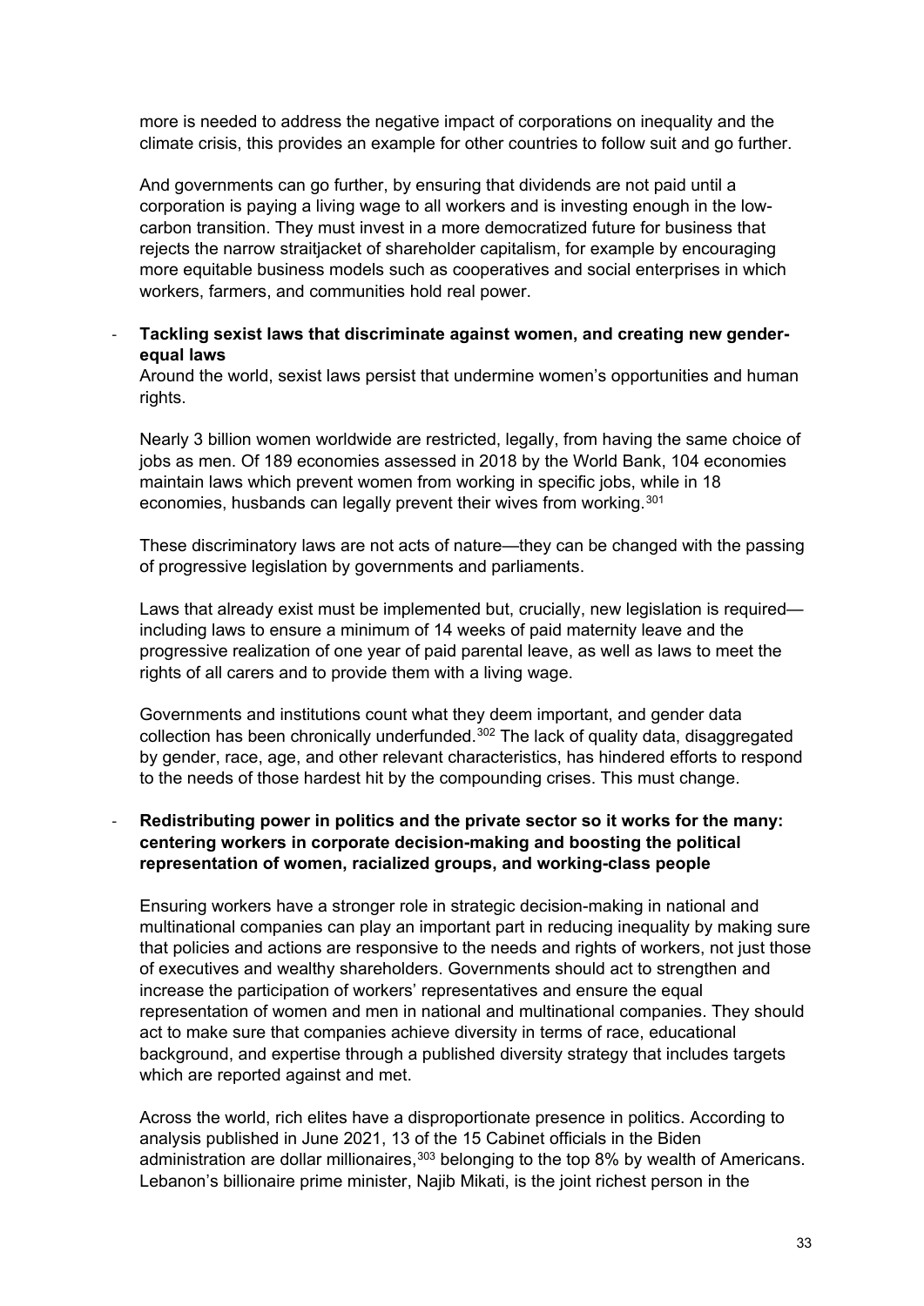more is needed to address the negative impact of corporations on inequality and the climate crisis, this provides an example for other countries to follow suit and go further.

And governments can go further, by ensuring that dividends are not paid until a corporation is paying a living wage to all workers and is investing enough in the low-carbon transition. They must invest in a more democratized future for business that rejects the narrow straitjacket of shareholder capitalism, for example by encouraging more equitable business models such as cooperatives and social enterprises in which workers, farmers, and communities hold real power.

- **Tackling sexist laws that discriminate against women, and creating new gender-equal laws**

  Around the world, sexist laws persist that undermine women's opportunities and human rights.

  Nearly 3 billion women worldwide are restricted, legally, from having the same choice of jobs as men. Of 189 economies assessed in 2018 by the World Bank, 104 economies maintain laws which prevent women from working in specific jobs, while in 18 economies, husbands can legally prevent their wives from working.[301]

  These discriminatory laws are not acts of nature—they can be changed with the passing of progressive legislation by governments and parliaments.

  Laws that already exist must be implemented but, crucially, new legislation is required—including laws to ensure a minimum of 14 weeks of paid maternity leave and the progressive realization of one year of paid parental leave, as well as laws to meet the rights of all carers and to provide them with a living wage.

  Governments and institutions count what they deem important, and gender data collection has been chronically underfunded.[302] The lack of quality data, disaggregated by gender, race, age, and other relevant characteristics, has hindered efforts to respond to the needs of those hardest hit by the compounding crises. This must change.

- **Redistributing power in politics and the private sector so it works for the many: centering workers in corporate decision-making and boosting the political representation of women, racialized groups, and working-class people**

  Ensuring workers have a stronger role in strategic decision-making in national and multinational companies can play an important part in reducing inequality by making sure that policies and actions are responsive to the needs and rights of workers, not just those of executives and wealthy shareholders. Governments should act to strengthen and increase the participation of workers' representatives and ensure the equal representation of women and men in national and multinational companies. They should act to make sure that companies achieve diversity in terms of race, educational background, and expertise through a published diversity strategy that includes targets which are reported against and met.

  Across the world, rich elites have a disproportionate presence in politics. According to analysis published in June 2021, 13 of the 15 Cabinet officials in the Biden administration are dollar millionaires,[303] belonging to the top 8% by wealth of Americans. Lebanon's billionaire prime minister, Najib Mikati, is the joint richest person in the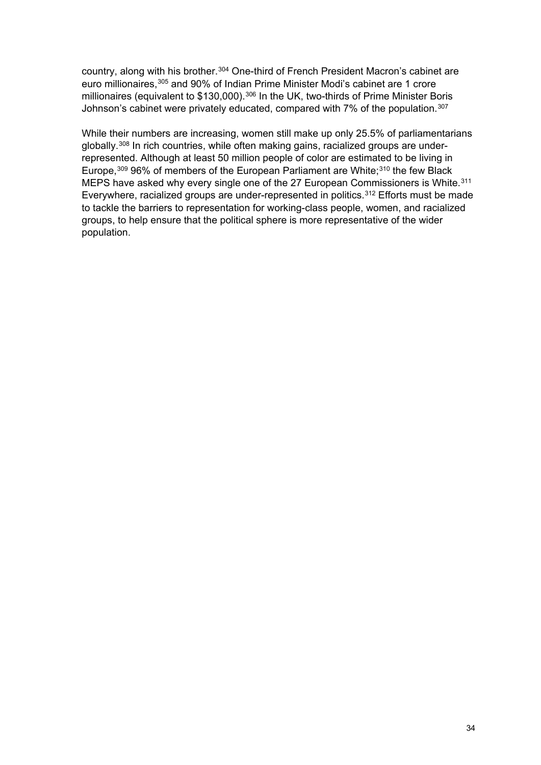country, along with his brother.[304] One-third of French President Macron's cabinet are euro millionaires,[305] and 90% of Indian Prime Minister Modi's cabinet are 1 crore millionaires (equivalent to $130,000).[306] In the UK, two-thirds of Prime Minister Boris Johnson's cabinet were privately educated, compared with 7% of the population.[307]

While their numbers are increasing, women still make up only 25.5% of parliamentarians globally.[308] In rich countries, while often making gains, racialized groups are under-represented. Although at least 50 million people of color are estimated to be living in Europe,[309] 96% of members of the European Parliament are White;[310] the few Black MEPS have asked why every single one of the 27 European Commissioners is White.[311] Everywhere, racialized groups are under-represented in politics.[312] Efforts must be made to tackle the barriers to representation for working-class people, women, and racialized groups, to help ensure that the political sphere is more representative of the wider population.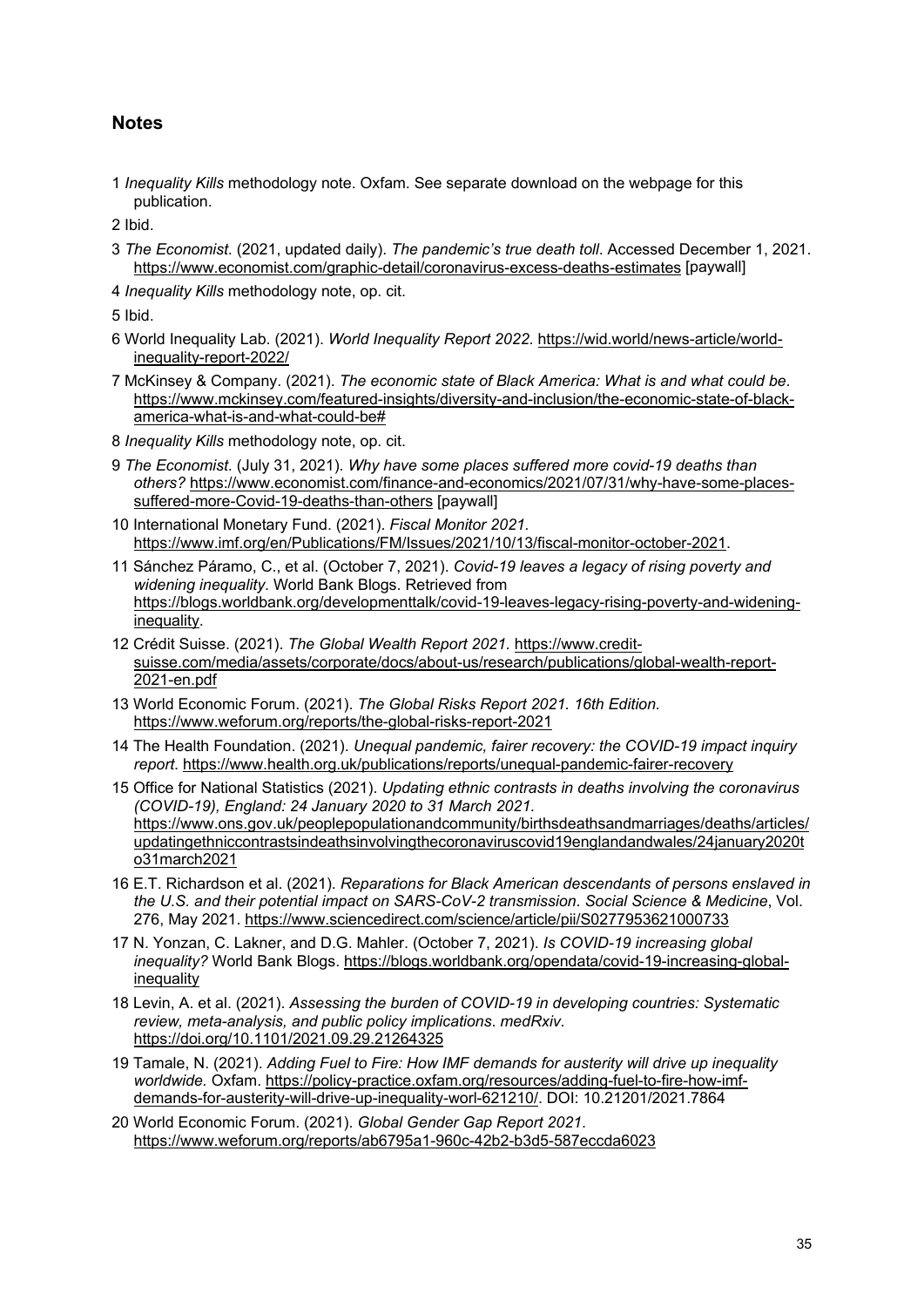## Notes

1 *Inequality Kills* methodology note. Oxfam. See separate download on the webpage for this publication.

2 Ibid.

3 *The Economist*. (2021, updated daily). *The pandemic's true death toll*. Accessed December 1, 2021. https://www.economist.com/graphic-detail/coronavirus-excess-deaths-estimates [paywall]

4 *Inequality Kills* methodology note, op. cit.

5 Ibid.

6 World Inequality Lab. (2021). *World Inequality Report 2022*. https://wid.world/news-article/world-inequality-report-2022/

7 McKinsey & Company. (2021). *The economic state of Black America: What is and what could be*. https://www.mckinsey.com/featured-insights/diversity-and-inclusion/the-economic-state-of-black-america-what-is-and-what-could-be#

8 *Inequality Kills* methodology note, op. cit.

9 *The Economist*. (July 31, 2021). *Why have some places suffered more covid-19 deaths than others?* https://www.economist.com/finance-and-economics/2021/07/31/why-have-some-places-suffered-more-Covid-19-deaths-than-others [paywall]

10 International Monetary Fund. (2021). *Fiscal Monitor 2021.* https://www.imf.org/en/Publications/FM/Issues/2021/10/13/fiscal-monitor-october-2021.

11 Sánchez Páramo, C., et al. (October 7, 2021). *Covid-19 leaves a legacy of rising poverty and widening inequality*. World Bank Blogs. Retrieved from https://blogs.worldbank.org/developmenttalk/covid-19-leaves-legacy-rising-poverty-and-widening-inequality.

12 Crédit Suisse. (2021). *The Global Wealth Report 2021.* https://www.credit-suisse.com/media/assets/corporate/docs/about-us/research/publications/global-wealth-report-2021-en.pdf

13 World Economic Forum. (2021). *The Global Risks Report 2021. 16th Edition.* https://www.weforum.org/reports/the-global-risks-report-2021

14 The Health Foundation. (2021). *Unequal pandemic, fairer recovery: the COVID-19 impact inquiry report*. https://www.health.org.uk/publications/reports/unequal-pandemic-fairer-recovery

15 Office for National Statistics (2021). *Updating ethnic contrasts in deaths involving the coronavirus (COVID-19), England: 24 January 2020 to 31 March 2021.* https://www.ons.gov.uk/peoplepopulationandcommunity/birthsdeathsandmarriages/deaths/articles/updatingethniccontrastsindeathsinvolvingthecoronaviruscovid19englandandwales/24january2020to31march2021

16 E.T. Richardson et al. (2021). *Reparations for Black American descendants of persons enslaved in the U.S. and their potential impact on SARS-CoV-2 transmission*. *Social Science & Medicine*, Vol. 276, May 2021. https://www.sciencedirect.com/science/article/pii/S0277953621000733

17 N. Yonzan, C. Lakner, and D.G. Mahler. (October 7, 2021). *Is COVID-19 increasing global inequality?* World Bank Blogs. https://blogs.worldbank.org/opendata/covid-19-increasing-global-inequality

18 Levin, A. et al. (2021). *Assessing the burden of COVID-19 in developing countries: Systematic review, meta-analysis, and public policy implications*. *medRxiv*. https://doi.org/10.1101/2021.09.29.21264325

19 Tamale, N. (2021). *Adding Fuel to Fire: How IMF demands for austerity will drive up inequality worldwide.* Oxfam. https://policy-practice.oxfam.org/resources/adding-fuel-to-fire-how-imf-demands-for-austerity-will-drive-up-inequality-worl-621210/. DOI: 10.21201/2021.7864

20 World Economic Forum. (2021). *Global Gender Gap Report 2021*. https://www.weforum.org/reports/ab6795a1-960c-42b2-b3d5-587eccda6023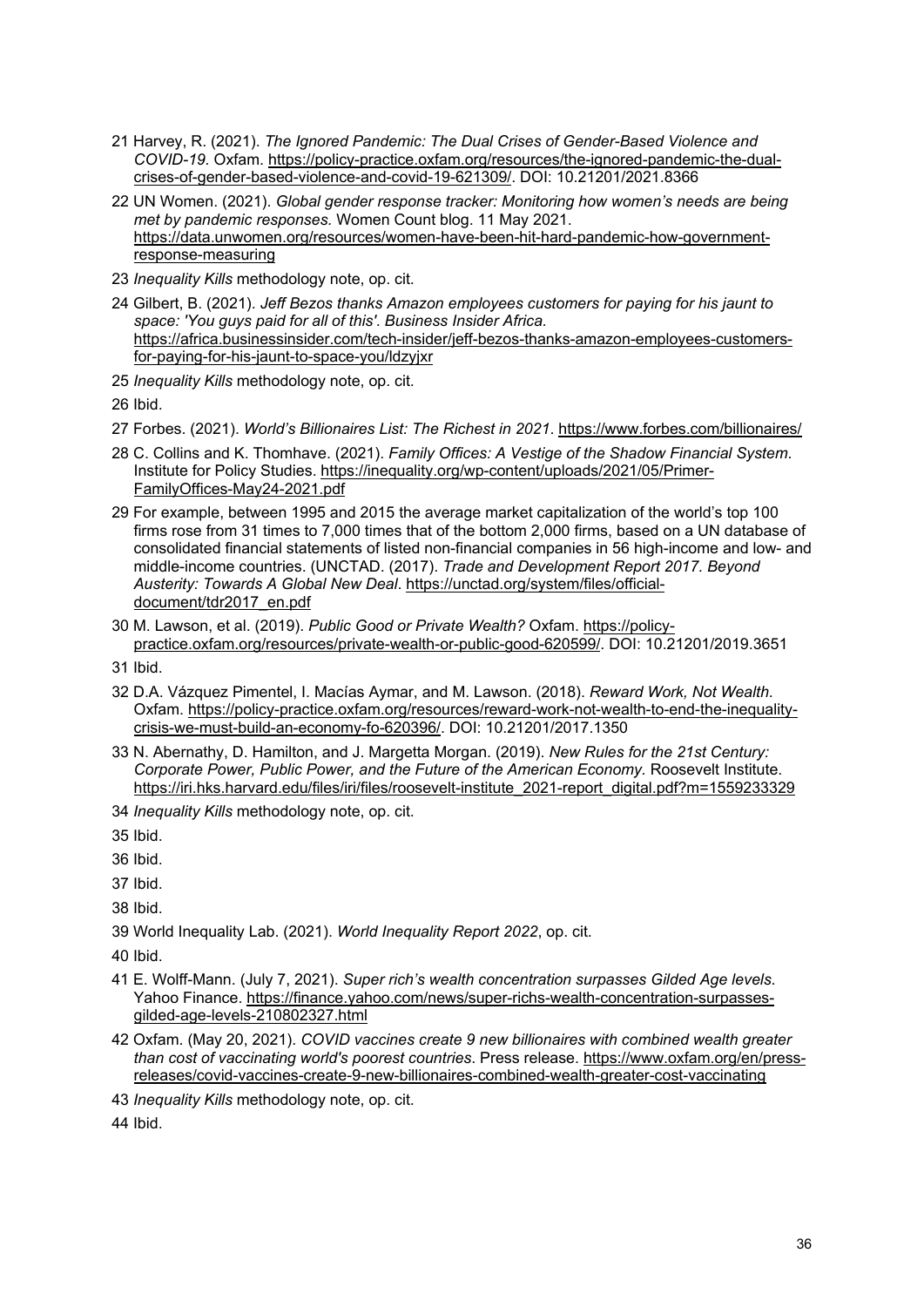21 Harvey, R. (2021). *The Ignored Pandemic: The Dual Crises of Gender-Based Violence and COVID-19.* Oxfam. https://policy-practice.oxfam.org/resources/the-ignored-pandemic-the-dual-crises-of-gender-based-violence-and-covid-19-621309/. DOI: 10.21201/2021.8366

22 UN Women. (2021). *Global gender response tracker: Monitoring how women's needs are being met by pandemic responses.* Women Count blog. 11 May 2021. https://data.unwomen.org/resources/women-have-been-hit-hard-pandemic-how-government-response-measuring

23 *Inequality Kills* methodology note, op. cit.

24 Gilbert, B. (2021). *Jeff Bezos thanks Amazon employees customers for paying for his jaunt to space: 'You guys paid for all of this'. Business Insider Africa.* https://africa.businessinsider.com/tech-insider/jeff-bezos-thanks-amazon-employees-customers-for-paying-for-his-jaunt-to-space-you/ldzyjxr

25 *Inequality Kills* methodology note, op. cit.

26 Ibid.

27 Forbes. (2021). *World's Billionaires List: The Richest in 2021*. https://www.forbes.com/billionaires/

28 C. Collins and K. Thomhave. (2021). *Family Offices: A Vestige of the Shadow Financial System*. Institute for Policy Studies. https://inequality.org/wp-content/uploads/2021/05/Primer-FamilyOffices-May24-2021.pdf

29 For example, between 1995 and 2015 the average market capitalization of the world's top 100 firms rose from 31 times to 7,000 times that of the bottom 2,000 firms, based on a UN database of consolidated financial statements of listed non-financial companies in 56 high-income and low- and middle-income countries. (UNCTAD. (2017). *Trade and Development Report 2017. Beyond Austerity: Towards A Global New Deal*. https://unctad.org/system/files/official-document/tdr2017_en.pdf

30 M. Lawson, et al. (2019). *Public Good or Private Wealth?* Oxfam. https://policy-practice.oxfam.org/resources/private-wealth-or-public-good-620599/. DOI: 10.21201/2019.3651

31 Ibid.

32 D.A. Vázquez Pimentel, I. Macías Aymar, and M. Lawson. (2018). *Reward Work, Not Wealth*. Oxfam. https://policy-practice.oxfam.org/resources/reward-work-not-wealth-to-end-the-inequality-crisis-we-must-build-an-economy-fo-620396/. DOI: 10.21201/2017.1350

33 N. Abernathy, D. Hamilton, and J. Margetta Morgan. (2019). *New Rules for the 21st Century: Corporate Power, Public Power, and the Future of the American Economy.* Roosevelt Institute. https://iri.hks.harvard.edu/files/iri/files/roosevelt-institute_2021-report_digital.pdf?m=1559233329

34 *Inequality Kills* methodology note, op. cit.

35 Ibid.

36 Ibid.

37 Ibid.

38 Ibid.

39 World Inequality Lab. (2021). *World Inequality Report 2022*, op. cit.

40 Ibid.

41 E. Wolff-Mann. (July 7, 2021). *Super rich's wealth concentration surpasses Gilded Age levels*. Yahoo Finance. https://finance.yahoo.com/news/super-richs-wealth-concentration-surpasses-gilded-age-levels-210802327.html

42 Oxfam. (May 20, 2021). *COVID vaccines create 9 new billionaires with combined wealth greater than cost of vaccinating world's poorest countries*. Press release. https://www.oxfam.org/en/press-releases/covid-vaccines-create-9-new-billionaires-combined-wealth-greater-cost-vaccinating

43 *Inequality Kills* methodology note, op. cit.

44 Ibid.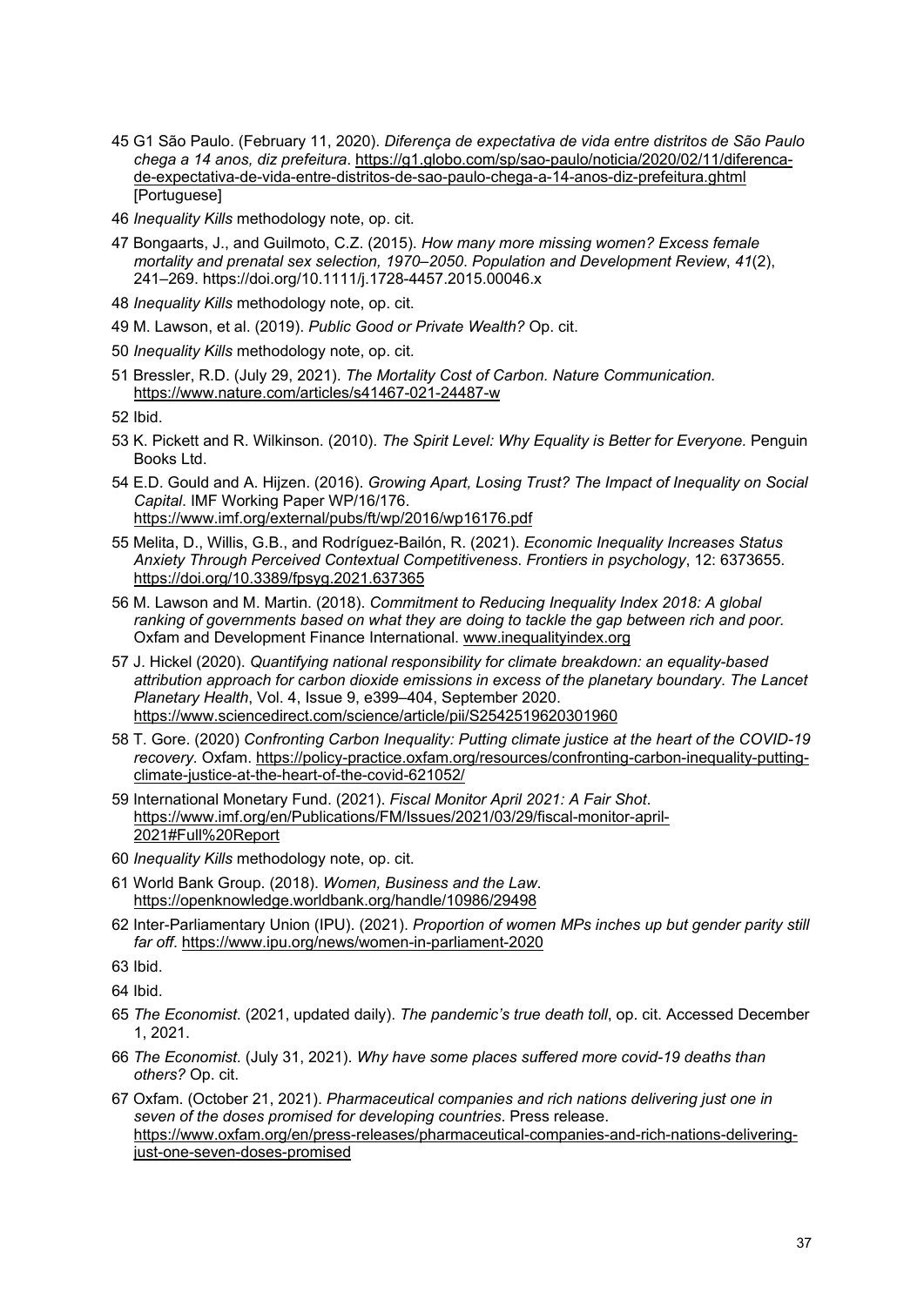45 G1 São Paulo. (February 11, 2020). *Diferença de expectativa de vida entre distritos de São Paulo chega a 14 anos, diz prefeitura*. https://g1.globo.com/sp/sao-paulo/noticia/2020/02/11/diferenca-de-expectativa-de-vida-entre-distritos-de-sao-paulo-chega-a-14-anos-diz-prefeitura.ghtml [Portuguese]

46 *Inequality Kills* methodology note, op. cit.

47 Bongaarts, J., and Guilmoto, C.Z. (2015). *How many more missing women? Excess female mortality and prenatal sex selection, 1970–2050*. *Population and Development Review*, *41*(2), 241–269. https://doi.org/10.1111/j.1728-4457.2015.00046.x

48 *Inequality Kills* methodology note, op. cit.

49 M. Lawson, et al. (2019). *Public Good or Private Wealth?* Op. cit.

50 *Inequality Kills* methodology note, op. cit.

51 Bressler, R.D. (July 29, 2021). *The Mortality Cost of Carbon. Nature Communication.* https://www.nature.com/articles/s41467-021-24487-w

52 Ibid.

53 K. Pickett and R. Wilkinson. (2010). *The Spirit Level: Why Equality is Better for Everyone.* Penguin Books Ltd.

54 E.D. Gould and A. Hijzen. (2016). *Growing Apart, Losing Trust? The Impact of Inequality on Social Capital*. IMF Working Paper WP/16/176. https://www.imf.org/external/pubs/ft/wp/2016/wp16176.pdf

55 Melita, D., Willis, G.B., and Rodríguez-Bailón, R. (2021). *Economic Inequality Increases Status Anxiety Through Perceived Contextual Competitiveness*. *Frontiers in psychology*, 12: 6373655. https://doi.org/10.3389/fpsyg.2021.637365

56 M. Lawson and M. Martin. (2018). *Commitment to Reducing Inequality Index 2018: A global ranking of governments based on what they are doing to tackle the gap between rich and poor.* Oxfam and Development Finance International. www.inequalityindex.org

57 J. Hickel (2020). *Quantifying national responsibility for climate breakdown: an equality-based attribution approach for carbon dioxide emissions in excess of the planetary boundary*. *The Lancet Planetary Health*, Vol. 4, Issue 9, e399–404, September 2020. https://www.sciencedirect.com/science/article/pii/S2542519620301960

58 T. Gore. (2020) *Confronting Carbon Inequality: Putting climate justice at the heart of the COVID-19 recovery.* Oxfam. https://policy-practice.oxfam.org/resources/confronting-carbon-inequality-putting-climate-justice-at-the-heart-of-the-covid-621052/

59 International Monetary Fund. (2021). *Fiscal Monitor April 2021: A Fair Shot*. https://www.imf.org/en/Publications/FM/Issues/2021/03/29/fiscal-monitor-april-2021#Full%20Report

60 *Inequality Kills* methodology note, op. cit.

61 World Bank Group. (2018). *Women, Business and the Law*. https://openknowledge.worldbank.org/handle/10986/29498

62 Inter-Parliamentary Union (IPU). (2021). *Proportion of women MPs inches up but gender parity still far off*. https://www.ipu.org/news/women-in-parliament-2020

63 Ibid.

64 Ibid.

65 *The Economist*. (2021, updated daily). *The pandemic's true death toll*, op. cit. Accessed December 1, 2021.

66 *The Economist*. (July 31, 2021). *Why have some places suffered more covid-19 deaths than others?* Op. cit.

67 Oxfam. (October 21, 2021). *Pharmaceutical companies and rich nations delivering just one in seven of the doses promised for developing countries*. Press release. https://www.oxfam.org/en/press-releases/pharmaceutical-companies-and-rich-nations-delivering-just-one-seven-doses-promised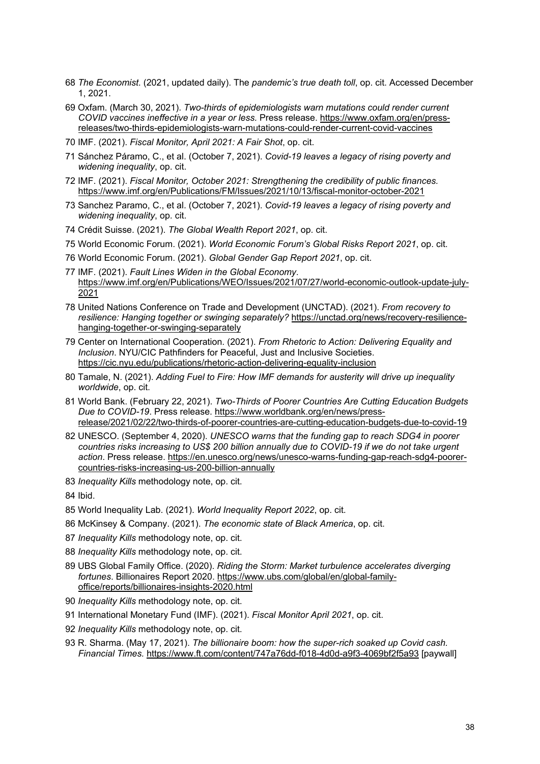68 *The Economist*. (2021, updated daily). The *pandemic's true death toll*, op. cit. Accessed December 1, 2021.

69 Oxfam. (March 30, 2021). *Two-thirds of epidemiologists warn mutations could render current COVID vaccines ineffective in a year or less.* Press release. https://www.oxfam.org/en/press-releases/two-thirds-epidemiologists-warn-mutations-could-render-current-covid-vaccines

70 IMF. (2021). *Fiscal Monitor, April 2021: A Fair Shot*, op. cit.

71 Sánchez Páramo, C., et al. (October 7, 2021). *Covid-19 leaves a legacy of rising poverty and widening inequality*, op. cit.

72 IMF. (2021). *Fiscal Monitor, October 2021: Strengthening the credibility of public finances.* https://www.imf.org/en/Publications/FM/Issues/2021/10/13/fiscal-monitor-october-2021

73 Sanchez Paramo, C., et al. (October 7, 2021). *Covid-19 leaves a legacy of rising poverty and widening inequality*, op. cit.

74 Crédit Suisse. (2021). *The Global Wealth Report 2021*, op. cit.

75 World Economic Forum. (2021). *World Economic Forum's Global Risks Report 2021*, op. cit.

76 World Economic Forum. (2021). *Global Gender Gap Report 2021*, op. cit.

77 IMF. (2021). *Fault Lines Widen in the Global Economy*. https://www.imf.org/en/Publications/WEO/Issues/2021/07/27/world-economic-outlook-update-july-2021

78 United Nations Conference on Trade and Development (UNCTAD). (2021). *From recovery to resilience: Hanging together or swinging separately?* https://unctad.org/news/recovery-resilience-hanging-together-or-swinging-separately

79 Center on International Cooperation. (2021). *From Rhetoric to Action: Delivering Equality and Inclusion*. NYU/CIC Pathfinders for Peaceful, Just and Inclusive Societies. https://cic.nyu.edu/publications/rhetoric-action-delivering-equality-inclusion

80 Tamale, N. (2021). *Adding Fuel to Fire: How IMF demands for austerity will drive up inequality worldwide*, op. cit.

81 World Bank. (February 22, 2021). *Two-Thirds of Poorer Countries Are Cutting Education Budgets Due to COVID-19*. Press release. https://www.worldbank.org/en/news/press-release/2021/02/22/two-thirds-of-poorer-countries-are-cutting-education-budgets-due-to-covid-19

82 UNESCO. (September 4, 2020). *UNESCO warns that the funding gap to reach SDG4 in poorer countries risks increasing to US$ 200 billion annually due to COVID-19 if we do not take urgent action*. Press release. https://en.unesco.org/news/unesco-warns-funding-gap-reach-sdg4-poorer-countries-risks-increasing-us-200-billion-annually

83 *Inequality Kills* methodology note, op. cit.

84 Ibid.

85 World Inequality Lab. (2021). *World Inequality Report 2022*, op. cit.

86 McKinsey & Company. (2021). *The economic state of Black America*, op. cit.

87 *Inequality Kills* methodology note, op. cit.

88 *Inequality Kills* methodology note, op. cit.

89 UBS Global Family Office. (2020). *Riding the Storm: Market turbulence accelerates diverging fortunes*. Billionaires Report 2020. https://www.ubs.com/global/en/global-family-office/reports/billionaires-insights-2020.html

90 *Inequality Kills* methodology note, op. cit.

91 International Monetary Fund (IMF). (2021). *Fiscal Monitor April 2021*, op. cit.

92 *Inequality Kills* methodology note, op. cit.

93 R. Sharma. (May 17, 2021). *The billionaire boom: how the super-rich soaked up Covid cash. Financial Times.* https://www.ft.com/content/747a76dd-f018-4d0d-a9f3-4069bf2f5a93 [paywall]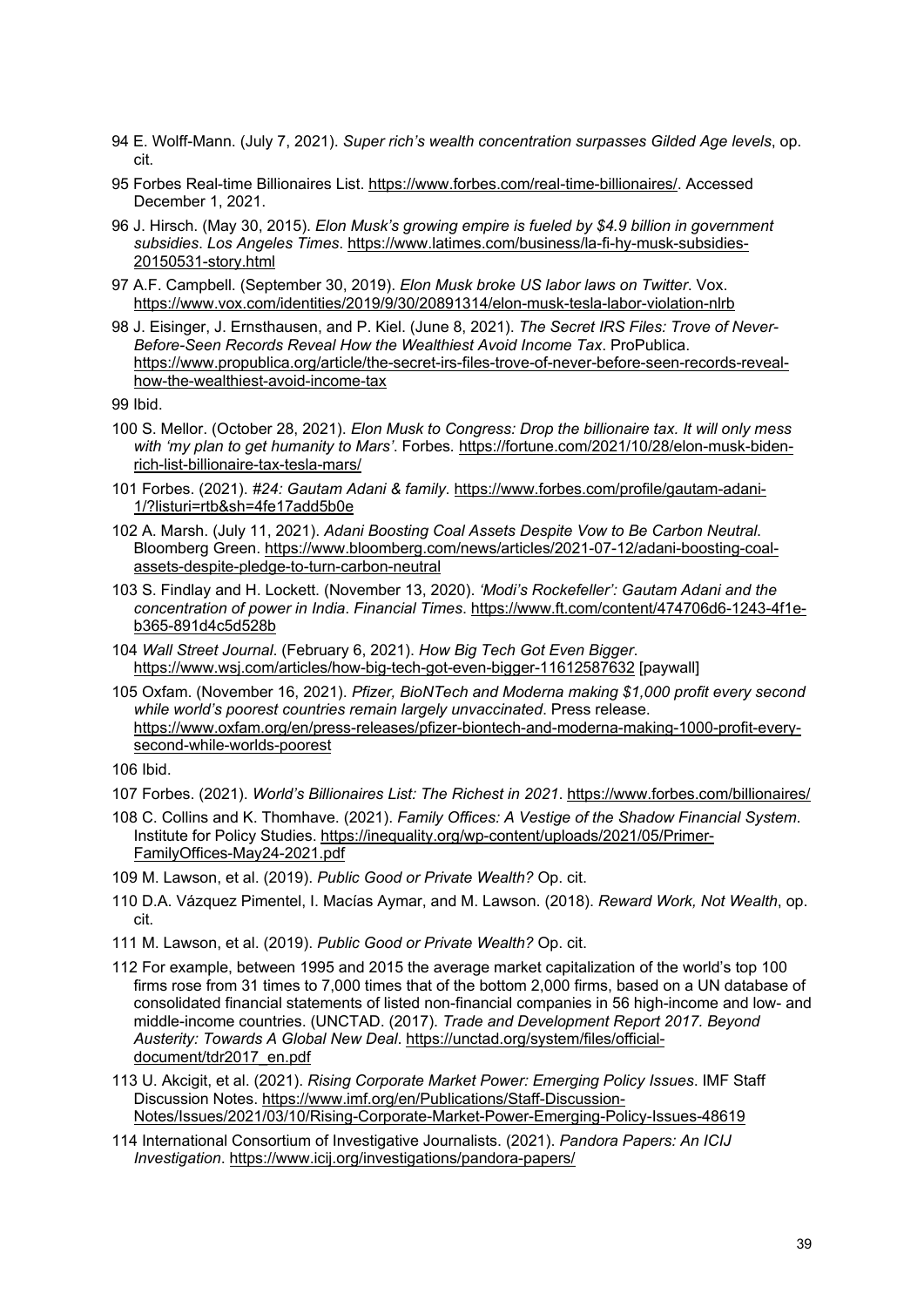94 E. Wolff-Mann. (July 7, 2021). *Super rich's wealth concentration surpasses Gilded Age levels*, op. cit.

95 Forbes Real-time Billionaires List. https://www.forbes.com/real-time-billionaires/. Accessed December 1, 2021.

96 J. Hirsch. (May 30, 2015). *Elon Musk's growing empire is fueled by $4.9 billion in government subsidies*. *Los Angeles Times*. https://www.latimes.com/business/la-fi-hy-musk-subsidies-20150531-story.html

97 A.F. Campbell. (September 30, 2019). *Elon Musk broke US labor laws on Twitter*. Vox. https://www.vox.com/identities/2019/9/30/20891314/elon-musk-tesla-labor-violation-nlrb

98 J. Eisinger, J. Ernsthausen, and P. Kiel. (June 8, 2021). *The Secret IRS Files: Trove of Never-Before-Seen Records Reveal How the Wealthiest Avoid Income Tax*. ProPublica. https://www.propublica.org/article/the-secret-irs-files-trove-of-never-before-seen-records-reveal-how-the-wealthiest-avoid-income-tax

99 Ibid.

100 S. Mellor. (October 28, 2021). *Elon Musk to Congress: Drop the billionaire tax. It will only mess with 'my plan to get humanity to Mars'*. Forbes. https://fortune.com/2021/10/28/elon-musk-biden-rich-list-billionaire-tax-tesla-mars/

101 Forbes. (2021). *#24: Gautam Adani & family*. https://www.forbes.com/profile/gautam-adani-1/?listuri=rtb&sh=4fe17add5b0e

102 A. Marsh. (July 11, 2021). *Adani Boosting Coal Assets Despite Vow to Be Carbon Neutral*. Bloomberg Green. https://www.bloomberg.com/news/articles/2021-07-12/adani-boosting-coal-assets-despite-pledge-to-turn-carbon-neutral

103 S. Findlay and H. Lockett. (November 13, 2020). *'Modi's Rockefeller': Gautam Adani and the concentration of power in India*. *Financial Times*. https://www.ft.com/content/474706d6-1243-4f1e-b365-891d4c5d528b

104 *Wall Street Journal*. (February 6, 2021). *How Big Tech Got Even Bigger*. https://www.wsj.com/articles/how-big-tech-got-even-bigger-11612587632 [paywall]

105 Oxfam. (November 16, 2021). *Pfizer, BioNTech and Moderna making $1,000 profit every second while world's poorest countries remain largely unvaccinated*. Press release. https://www.oxfam.org/en/press-releases/pfizer-biontech-and-moderna-making-1000-profit-every-second-while-worlds-poorest

106 Ibid.

107 Forbes. (2021). *World's Billionaires List: The Richest in 2021*. https://www.forbes.com/billionaires/

108 C. Collins and K. Thomhave. (2021). *Family Offices: A Vestige of the Shadow Financial System*. Institute for Policy Studies. https://inequality.org/wp-content/uploads/2021/05/Primer-FamilyOffices-May24-2021.pdf

109 M. Lawson, et al. (2019). *Public Good or Private Wealth?* Op. cit.

110 D.A. Vázquez Pimentel, I. Macías Aymar, and M. Lawson. (2018). *Reward Work, Not Wealth*, op. cit.

111 M. Lawson, et al. (2019). *Public Good or Private Wealth?* Op. cit.

112 For example, between 1995 and 2015 the average market capitalization of the world's top 100 firms rose from 31 times to 7,000 times that of the bottom 2,000 firms, based on a UN database of consolidated financial statements of listed non-financial companies in 56 high-income and low- and middle-income countries. (UNCTAD. (2017). *Trade and Development Report 2017. Beyond Austerity: Towards A Global New Deal*. https://unctad.org/system/files/official-document/tdr2017_en.pdf

113 U. Akcigit, et al. (2021). *Rising Corporate Market Power: Emerging Policy Issues*. IMF Staff Discussion Notes. https://www.imf.org/en/Publications/Staff-Discussion-Notes/Issues/2021/03/10/Rising-Corporate-Market-Power-Emerging-Policy-Issues-48619

114 International Consortium of Investigative Journalists. (2021). *Pandora Papers: An ICIJ Investigation*. https://www.icij.org/investigations/pandora-papers/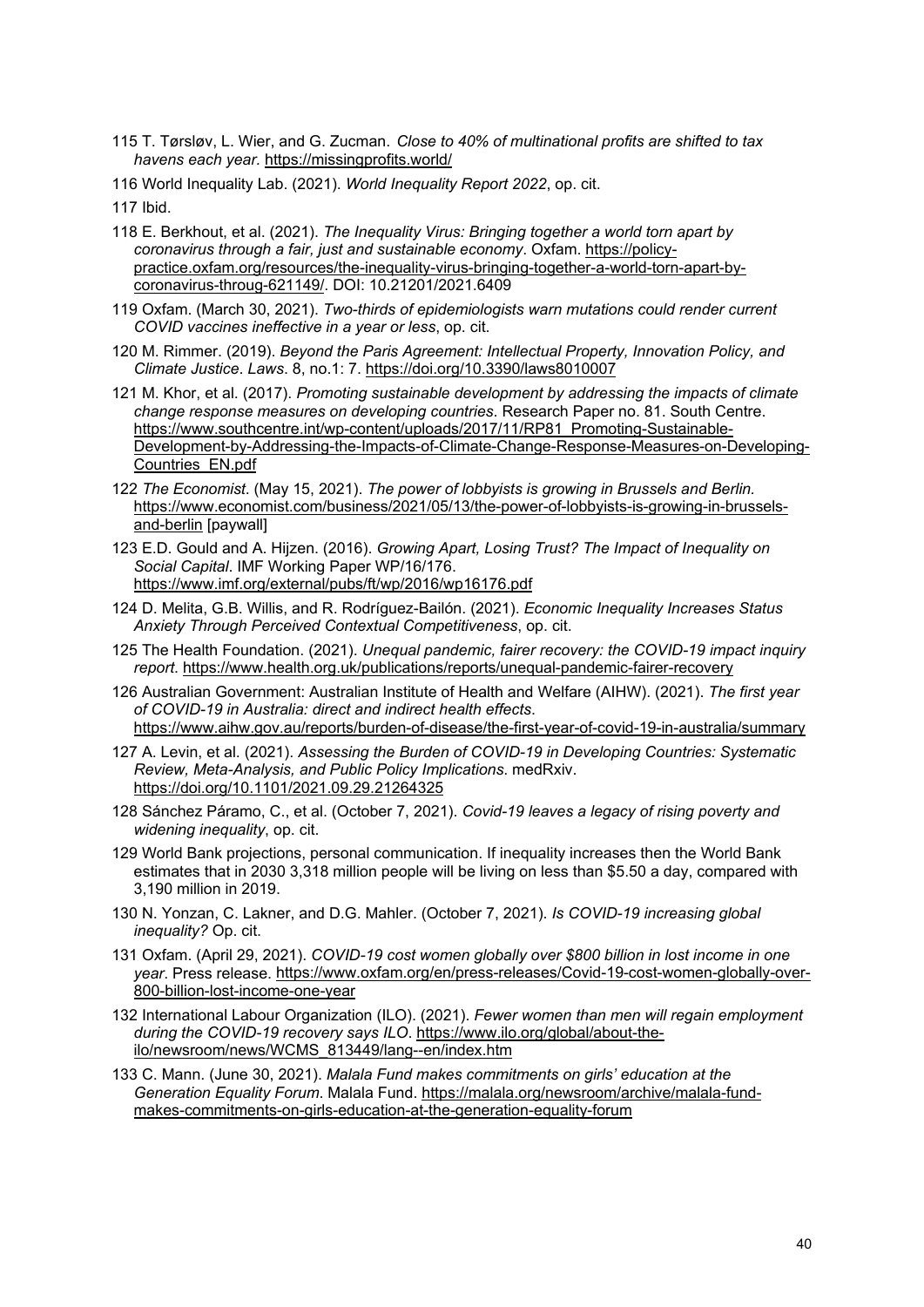115 T. Tørsløv, L. Wier, and G. Zucman. *Close to 40% of multinational profits are shifted to tax havens each year.* https://missingprofits.world/

116 World Inequality Lab. (2021). *World Inequality Report 2022*, op. cit.

117 Ibid.

118 E. Berkhout, et al. (2021). *The Inequality Virus: Bringing together a world torn apart by coronavirus through a fair, just and sustainable economy*. Oxfam. https://policy-practice.oxfam.org/resources/the-inequality-virus-bringing-together-a-world-torn-apart-by-coronavirus-throug-621149/. DOI: 10.21201/2021.6409

119 Oxfam. (March 30, 2021). *Two-thirds of epidemiologists warn mutations could render current COVID vaccines ineffective in a year or less*, op. cit.

120 M. Rimmer. (2019). *Beyond the Paris Agreement: Intellectual Property, Innovation Policy, and Climate Justice*. *Laws*. 8, no.1: 7. https://doi.org/10.3390/laws8010007

121 M. Khor, et al. (2017). *Promoting sustainable development by addressing the impacts of climate change response measures on developing countries*. Research Paper no. 81. South Centre. https://www.southcentre.int/wp-content/uploads/2017/11/RP81_Promoting-Sustainable-Development-by-Addressing-the-Impacts-of-Climate-Change-Response-Measures-on-Developing-Countries_EN.pdf

122 *The Economist*. (May 15, 2021). *The power of lobbyists is growing in Brussels and Berlin.* https://www.economist.com/business/2021/05/13/the-power-of-lobbyists-is-growing-in-brussels-and-berlin [paywall]

123 E.D. Gould and A. Hijzen. (2016). *Growing Apart, Losing Trust? The Impact of Inequality on Social Capital*. IMF Working Paper WP/16/176. https://www.imf.org/external/pubs/ft/wp/2016/wp16176.pdf

124 D. Melita, G.B. Willis, and R. Rodríguez-Bailón. (2021). *Economic Inequality Increases Status Anxiety Through Perceived Contextual Competitiveness*, op. cit.

125 The Health Foundation. (2021). *Unequal pandemic, fairer recovery: the COVID-19 impact inquiry report*. https://www.health.org.uk/publications/reports/unequal-pandemic-fairer-recovery

126 Australian Government: Australian Institute of Health and Welfare (AIHW). (2021). *The first year of COVID-19 in Australia: direct and indirect health effects*. https://www.aihw.gov.au/reports/burden-of-disease/the-first-year-of-covid-19-in-australia/summary

127 A. Levin, et al. (2021). *Assessing the Burden of COVID-19 in Developing Countries: Systematic Review, Meta-Analysis, and Public Policy Implications*. medRxiv. https://doi.org/10.1101/2021.09.29.21264325

128 Sánchez Páramo, C., et al. (October 7, 2021). *Covid-19 leaves a legacy of rising poverty and widening inequality*, op. cit.

129 World Bank projections, personal communication. If inequality increases then the World Bank estimates that in 2030 3,318 million people will be living on less than $5.50 a day, compared with 3,190 million in 2019.

130 N. Yonzan, C. Lakner, and D.G. Mahler. (October 7, 2021). *Is COVID-19 increasing global inequality?* Op. cit.

131 Oxfam. (April 29, 2021). *COVID-19 cost women globally over $800 billion in lost income in one year*. Press release. https://www.oxfam.org/en/press-releases/Covid-19-cost-women-globally-over-800-billion-lost-income-one-year

132 International Labour Organization (ILO). (2021). *Fewer women than men will regain employment during the COVID-19 recovery says ILO*. https://www.ilo.org/global/about-the-ilo/newsroom/news/WCMS_813449/lang--en/index.htm

133 C. Mann. (June 30, 2021). *Malala Fund makes commitments on girls' education at the Generation Equality Forum*. Malala Fund. https://malala.org/newsroom/archive/malala-fund-makes-commitments-on-girls-education-at-the-generation-equality-forum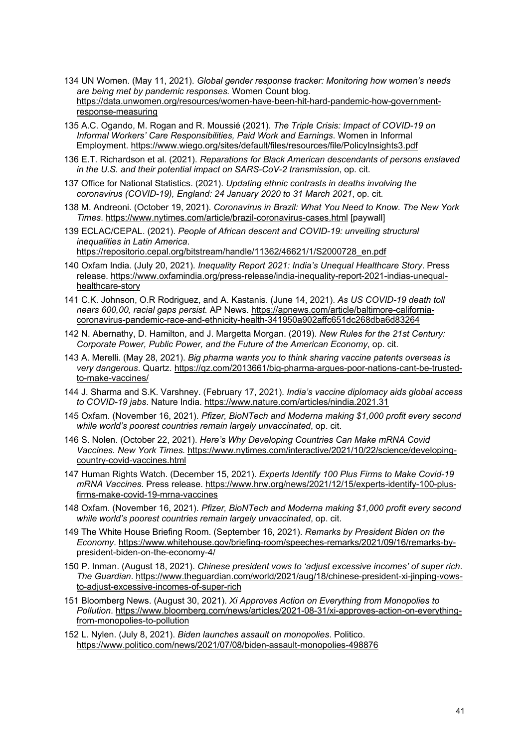134 UN Women. (May 11, 2021). *Global gender response tracker: Monitoring how women's needs are being met by pandemic responses.* Women Count blog. https://data.unwomen.org/resources/women-have-been-hit-hard-pandemic-how-government-response-measuring

135 A.C. Ogando, M. Rogan and R. Moussié (2021). *The Triple Crisis: Impact of COVID-19 on Informal Workers' Care Responsibilities, Paid Work and Earnings*. Women in Informal Employment. https://www.wiego.org/sites/default/files/resources/file/PolicyInsights3.pdf

136 E.T. Richardson et al. (2021). *Reparations for Black American descendants of persons enslaved in the U.S. and their potential impact on SARS-CoV-2 transmission*, op. cit.

137 Office for National Statistics. (2021). *Updating ethnic contrasts in deaths involving the coronavirus (COVID-19), England: 24 January 2020 to 31 March 2021*, op. cit.

138 M. Andreoni. (October 19, 2021). *Coronavirus in Brazil: What You Need to Know*. *The New York Times*. https://www.nytimes.com/article/brazil-coronavirus-cases.html [paywall]

139 ECLAC/CEPAL. (2021). *People of African descent and COVID-19: unveiling structural inequalities in Latin America*. https://repositorio.cepal.org/bitstream/handle/11362/46621/1/S2000728_en.pdf

140 Oxfam India. (July 20, 2021). *Inequality Report 2021: India's Unequal Healthcare Story*. Press release. https://www.oxfamindia.org/press-release/india-inequality-report-2021-indias-unequal-healthcare-story

141 C.K. Johnson, O.R Rodriguez, and A. Kastanis. (June 14, 2021). *As US COVID-19 death toll nears 600,00, racial gaps persist.* AP News. https://apnews.com/article/baltimore-california-coronavirus-pandemic-race-and-ethnicity-health-341950a902affc651dc268dba6d83264

142 N. Abernathy, D. Hamilton, and J. Margetta Morgan. (2019). *New Rules for the 21st Century: Corporate Power, Public Power, and the Future of the American Economy*, op. cit.

143 A. Merelli. (May 28, 2021). *Big pharma wants you to think sharing vaccine patents overseas is very dangerous*. Quartz. https://qz.com/2013661/big-pharma-argues-poor-nations-cant-be-trusted-to-make-vaccines/

144 J. Sharma and S.K. Varshney. (February 17, 2021). *India's vaccine diplomacy aids global access to COVID-19 jabs*. Nature India. https://www.nature.com/articles/nindia.2021.31

145 Oxfam. (November 16, 2021). *Pfizer, BioNTech and Moderna making $1,000 profit every second while world's poorest countries remain largely unvaccinated*, op. cit.

146 S. Nolen. (October 22, 2021). *Here's Why Developing Countries Can Make mRNA Covid Vaccines. New York Times.* https://www.nytimes.com/interactive/2021/10/22/science/developing-country-covid-vaccines.html

147 Human Rights Watch. (December 15, 2021). *Experts Identify 100 Plus Firms to Make Covid-19 mRNA Vaccines*. Press release. https://www.hrw.org/news/2021/12/15/experts-identify-100-plus-firms-make-covid-19-mrna-vaccines

148 Oxfam. (November 16, 2021). *Pfizer, BioNTech and Moderna making $1,000 profit every second while world's poorest countries remain largely unvaccinated*, op. cit.

149 The White House Briefing Room. (September 16, 2021). *Remarks by President Biden on the Economy*. https://www.whitehouse.gov/briefing-room/speeches-remarks/2021/09/16/remarks-by-president-biden-on-the-economy-4/

150 P. Inman. (August 18, 2021). *Chinese president vows to 'adjust excessive incomes' of super rich*. *The Guardian*. https://www.theguardian.com/world/2021/aug/18/chinese-president-xi-jinping-vows-to-adjust-excessive-incomes-of-super-rich

151 Bloomberg News. (August 30, 2021). *Xi Approves Action on Everything from Monopolies to Pollution*. https://www.bloomberg.com/news/articles/2021-08-31/xi-approves-action-on-everything-from-monopolies-to-pollution

152 L. Nylen. (July 8, 2021). *Biden launches assault on monopolies*. Politico. https://www.politico.com/news/2021/07/08/biden-assault-monopolies-498876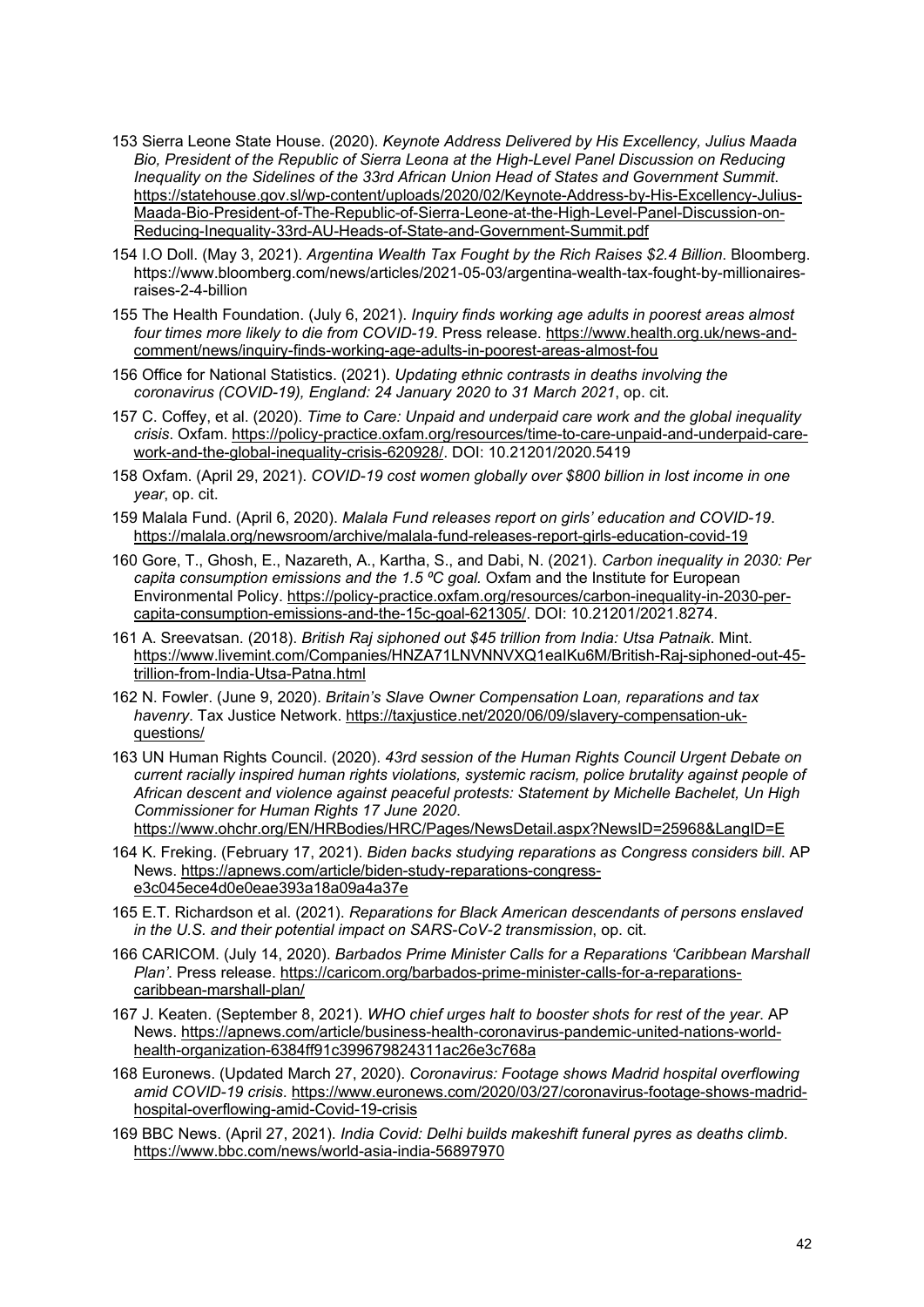153 Sierra Leone State House. (2020). *Keynote Address Delivered by His Excellency, Julius Maada Bio, President of the Republic of Sierra Leona at the High-Level Panel Discussion on Reducing Inequality on the Sidelines of the 33rd African Union Head of States and Government Summit*. https://statehouse.gov.sl/wp-content/uploads/2020/02/Keynote-Address-by-His-Excellency-Julius-Maada-Bio-President-of-The-Republic-of-Sierra-Leone-at-the-High-Level-Panel-Discussion-on-Reducing-Inequality-33rd-AU-Heads-of-State-and-Government-Summit.pdf

154 I.O Doll. (May 3, 2021). *Argentina Wealth Tax Fought by the Rich Raises $2.4 Billion*. Bloomberg. https://www.bloomberg.com/news/articles/2021-05-03/argentina-wealth-tax-fought-by-millionaires-raises-2-4-billion

155 The Health Foundation. (July 6, 2021). *Inquiry finds working age adults in poorest areas almost four times more likely to die from COVID-19*. Press release. https://www.health.org.uk/news-and-comment/news/inquiry-finds-working-age-adults-in-poorest-areas-almost-fou

156 Office for National Statistics. (2021). *Updating ethnic contrasts in deaths involving the coronavirus (COVID-19), England: 24 January 2020 to 31 March 2021*, op. cit.

157 C. Coffey, et al. (2020). *Time to Care: Unpaid and underpaid care work and the global inequality crisis*. Oxfam. https://policy-practice.oxfam.org/resources/time-to-care-unpaid-and-underpaid-care-work-and-the-global-inequality-crisis-620928/. DOI: 10.21201/2020.5419

158 Oxfam. (April 29, 2021). *COVID-19 cost women globally over $800 billion in lost income in one year*, op. cit.

159 Malala Fund. (April 6, 2020). *Malala Fund releases report on girls' education and COVID-19*. https://malala.org/newsroom/archive/malala-fund-releases-report-girls-education-covid-19

160 Gore, T., Ghosh, E., Nazareth, A., Kartha, S., and Dabi, N. (2021). *Carbon inequality in 2030: Per capita consumption emissions and the 1.5 ºC goal.* Oxfam and the Institute for European Environmental Policy. https://policy-practice.oxfam.org/resources/carbon-inequality-in-2030-per-capita-consumption-emissions-and-the-15c-goal-621305/. DOI: 10.21201/2021.8274.

161 A. Sreevatsan. (2018). *British Raj siphoned out $45 trillion from India: Utsa Patnaik*. Mint. https://www.livemint.com/Companies/HNZA71LNVNNVXQ1eaIKu6M/British-Raj-siphoned-out-45-trillion-from-India-Utsa-Patna.html

162 N. Fowler. (June 9, 2020). *Britain's Slave Owner Compensation Loan, reparations and tax havenry*. Tax Justice Network. https://taxjustice.net/2020/06/09/slavery-compensation-uk-questions/

163 UN Human Rights Council. (2020). *43rd session of the Human Rights Council Urgent Debate on current racially inspired human rights violations, systemic racism, police brutality against people of African descent and violence against peaceful protests: Statement by Michelle Bachelet, Un High Commissioner for Human Rights 17 June 2020*. https://www.ohchr.org/EN/HRBodies/HRC/Pages/NewsDetail.aspx?NewsID=25968&LangID=E

164 K. Freking. (February 17, 2021). *Biden backs studying reparations as Congress considers bill*. AP News. https://apnews.com/article/biden-study-reparations-congress-e3c045ece4d0e0eae393a18a09a4a37e

165 E.T. Richardson et al. (2021). *Reparations for Black American descendants of persons enslaved in the U.S. and their potential impact on SARS-CoV-2 transmission*, op. cit.

166 CARICOM. (July 14, 2020). *Barbados Prime Minister Calls for a Reparations 'Caribbean Marshall Plan'*. Press release. https://caricom.org/barbados-prime-minister-calls-for-a-reparations-caribbean-marshall-plan/

167 J. Keaten. (September 8, 2021). *WHO chief urges halt to booster shots for rest of the year*. AP News. https://apnews.com/article/business-health-coronavirus-pandemic-united-nations-world-health-organization-6384ff91c399679824311ac26e3c768a

168 Euronews. (Updated March 27, 2020). *Coronavirus: Footage shows Madrid hospital overflowing amid COVID-19 crisis*. https://www.euronews.com/2020/03/27/coronavirus-footage-shows-madrid-hospital-overflowing-amid-Covid-19-crisis

169 BBC News. (April 27, 2021). *India Covid: Delhi builds makeshift funeral pyres as deaths climb*. https://www.bbc.com/news/world-asia-india-56897970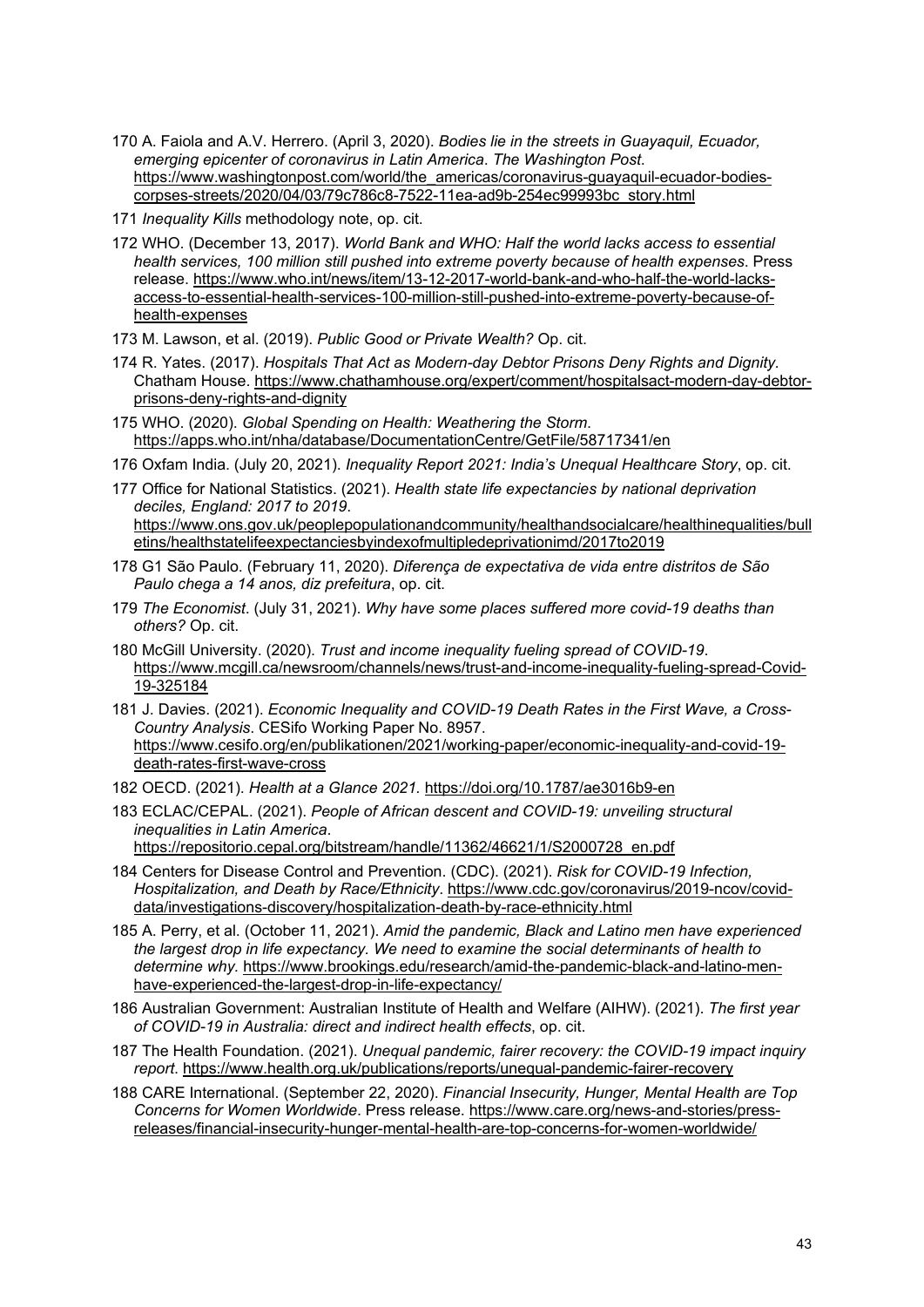170 A. Faiola and A.V. Herrero. (April 3, 2020). *Bodies lie in the streets in Guayaquil, Ecuador, emerging epicenter of coronavirus in Latin America*. *The Washington Post*. https://www.washingtonpost.com/world/the_americas/coronavirus-guayaquil-ecuador-bodies-corpses-streets/2020/04/03/79c786c8-7522-11ea-ad9b-254ec99993bc_story.html

171 *Inequality Kills* methodology note, op. cit.

172 WHO. (December 13, 2017). *World Bank and WHO: Half the world lacks access to essential health services, 100 million still pushed into extreme poverty because of health expenses*. Press release. https://www.who.int/news/item/13-12-2017-world-bank-and-who-half-the-world-lacks-access-to-essential-health-services-100-million-still-pushed-into-extreme-poverty-because-of-health-expenses

173 M. Lawson, et al. (2019). *Public Good or Private Wealth?* Op. cit.

174 R. Yates. (2017). *Hospitals That Act as Modern-day Debtor Prisons Deny Rights and Dignity*. Chatham House. https://www.chathamhouse.org/expert/comment/hospitalsact-modern-day-debtor-prisons-deny-rights-and-dignity

175 WHO. (2020). *Global Spending on Health: Weathering the Storm*. https://apps.who.int/nha/database/DocumentationCentre/GetFile/58717341/en

176 Oxfam India. (July 20, 2021). *Inequality Report 2021: India's Unequal Healthcare Story*, op. cit.

177 Office for National Statistics. (2021). *Health state life expectancies by national deprivation deciles, England: 2017 to 2019*. https://www.ons.gov.uk/peoplepopulationandcommunity/healthandsocialcare/healthinequalities/bulletins/healthstatelifeexpectanciesbyindexofmultipledeprivationimd/2017to2019

178 G1 São Paulo. (February 11, 2020). *Diferença de expectativa de vida entre distritos de São Paulo chega a 14 anos, diz prefeitura*, op. cit.

179 *The Economist*. (July 31, 2021). *Why have some places suffered more covid-19 deaths than others?* Op. cit.

180 McGill University. (2020). *Trust and income inequality fueling spread of COVID-19*. https://www.mcgill.ca/newsroom/channels/news/trust-and-income-inequality-fueling-spread-Covid-19-325184

181 J. Davies. (2021). *Economic Inequality and COVID-19 Death Rates in the First Wave, a Cross-Country Analysis*. CESifo Working Paper No. 8957. https://www.cesifo.org/en/publikationen/2021/working-paper/economic-inequality-and-covid-19-death-rates-first-wave-cross

182 OECD. (2021). *Health at a Glance 2021*. https://doi.org/10.1787/ae3016b9-en

183 ECLAC/CEPAL. (2021). *People of African descent and COVID-19: unveiling structural inequalities in Latin America*. https://repositorio.cepal.org/bitstream/handle/11362/46621/1/S2000728_en.pdf

184 Centers for Disease Control and Prevention. (CDC). (2021). *Risk for COVID-19 Infection, Hospitalization, and Death by Race/Ethnicity*. https://www.cdc.gov/coronavirus/2019-ncov/covid-data/investigations-discovery/hospitalization-death-by-race-ethnicity.html

185 A. Perry, et al. (October 11, 2021). *Amid the pandemic, Black and Latino men have experienced the largest drop in life expectancy. We need to examine the social determinants of health to determine why.* https://www.brookings.edu/research/amid-the-pandemic-black-and-latino-men-have-experienced-the-largest-drop-in-life-expectancy/

186 Australian Government: Australian Institute of Health and Welfare (AIHW). (2021). *The first year of COVID-19 in Australia: direct and indirect health effects*, op. cit.

187 The Health Foundation. (2021). *Unequal pandemic, fairer recovery: the COVID-19 impact inquiry report*. https://www.health.org.uk/publications/reports/unequal-pandemic-fairer-recovery

188 CARE International. (September 22, 2020). *Financial Insecurity, Hunger, Mental Health are Top Concerns for Women Worldwide*. Press release. https://www.care.org/news-and-stories/press-releases/financial-insecurity-hunger-mental-health-are-top-concerns-for-women-worldwide/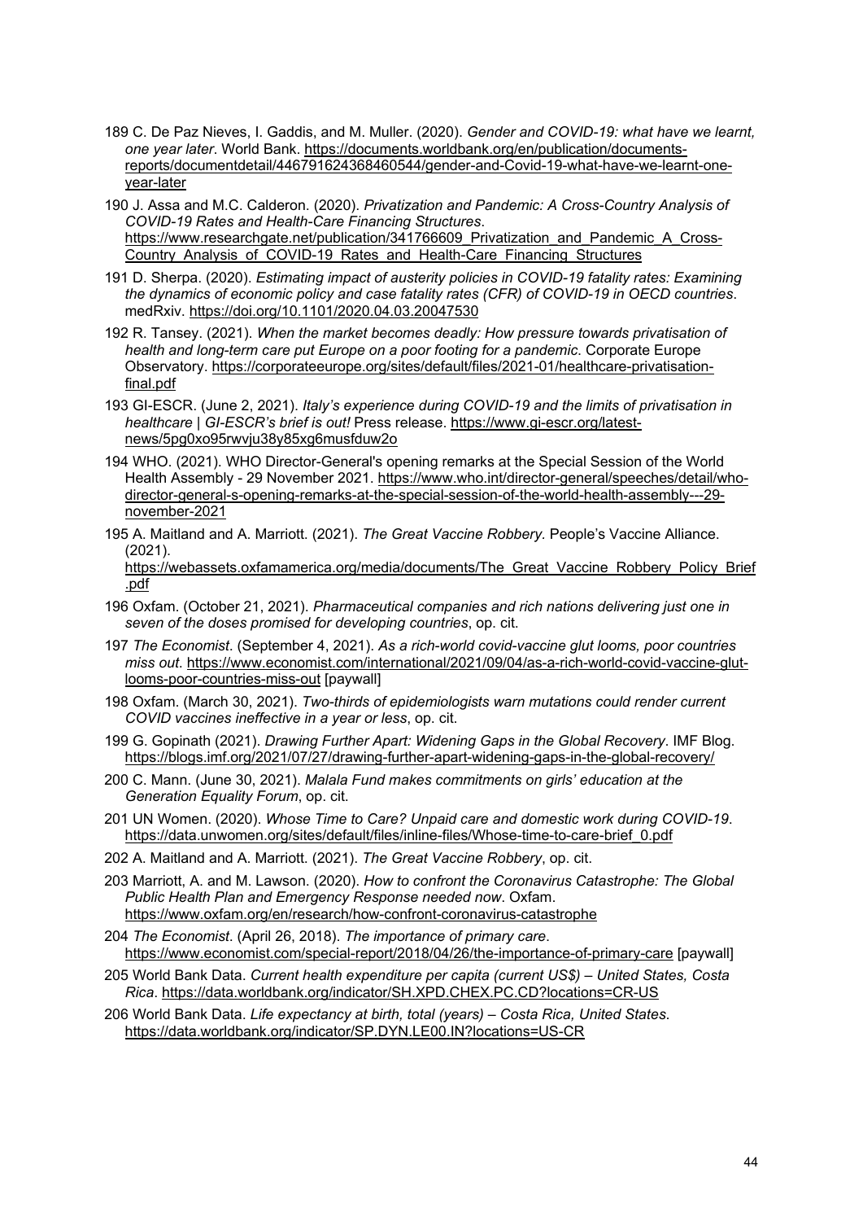189 C. De Paz Nieves, I. Gaddis, and M. Muller. (2020). *Gender and COVID-19: what have we learnt, one year later*. World Bank. https://documents.worldbank.org/en/publication/documents-reports/documentdetail/446791624368460544/gender-and-Covid-19-what-have-we-learnt-one-year-later

190 J. Assa and M.C. Calderon. (2020). *Privatization and Pandemic: A Cross-Country Analysis of COVID-19 Rates and Health-Care Financing Structures*. https://www.researchgate.net/publication/341766609_Privatization_and_Pandemic_A_Cross-Country_Analysis_of_COVID-19_Rates_and_Health-Care_Financing_Structures

191 D. Sherpa. (2020). *Estimating impact of austerity policies in COVID-19 fatality rates: Examining the dynamics of economic policy and case fatality rates (CFR) of COVID-19 in OECD countries*. medRxiv. https://doi.org/10.1101/2020.04.03.20047530

192 R. Tansey. (2021). *When the market becomes deadly: How pressure towards privatisation of health and long-term care put Europe on a poor footing for a pandemic*. Corporate Europe Observatory. https://corporateeurope.org/sites/default/files/2021-01/healthcare-privatisation-final.pdf

193 GI-ESCR. (June 2, 2021). *Italy's experience during COVID-19 and the limits of privatisation in healthcare | GI-ESCR's brief is out!* Press release. https://www.gi-escr.org/latest-news/5pg0xo95rwvju38y85xg6musfduw2o

194 WHO. (2021). WHO Director-General's opening remarks at the Special Session of the World Health Assembly - 29 November 2021. https://www.who.int/director-general/speeches/detail/who-director-general-s-opening-remarks-at-the-special-session-of-the-world-health-assembly---29-november-2021

195 A. Maitland and A. Marriott. (2021). *The Great Vaccine Robbery.* People's Vaccine Alliance. (2021). https://webassets.oxfamamerica.org/media/documents/The_Great_Vaccine_Robbery_Policy_Brief.pdf

196 Oxfam. (October 21, 2021). *Pharmaceutical companies and rich nations delivering just one in seven of the doses promised for developing countries*, op. cit.

197 *The Economist*. (September 4, 2021). *As a rich-world covid-vaccine glut looms, poor countries miss out*. https://www.economist.com/international/2021/09/04/as-a-rich-world-covid-vaccine-glut-looms-poor-countries-miss-out [paywall]

198 Oxfam. (March 30, 2021). *Two-thirds of epidemiologists warn mutations could render current COVID vaccines ineffective in a year or less*, op. cit.

199 G. Gopinath (2021). *Drawing Further Apart: Widening Gaps in the Global Recovery*. IMF Blog. https://blogs.imf.org/2021/07/27/drawing-further-apart-widening-gaps-in-the-global-recovery/

200 C. Mann. (June 30, 2021). *Malala Fund makes commitments on girls' education at the Generation Equality Forum*, op. cit.

201 UN Women. (2020). *Whose Time to Care? Unpaid care and domestic work during COVID-19*. https://data.unwomen.org/sites/default/files/inline-files/Whose-time-to-care-brief_0.pdf

202 A. Maitland and A. Marriott. (2021). *The Great Vaccine Robbery*, op. cit.

203 Marriott, A. and M. Lawson. (2020). *How to confront the Coronavirus Catastrophe: The Global Public Health Plan and Emergency Response needed now*. Oxfam. https://www.oxfam.org/en/research/how-confront-coronavirus-catastrophe

204 *The Economist*. (April 26, 2018). *The importance of primary care*. https://www.economist.com/special-report/2018/04/26/the-importance-of-primary-care [paywall]

205 World Bank Data. *Current health expenditure per capita (current US$) – United States, Costa Rica*. https://data.worldbank.org/indicator/SH.XPD.CHEX.PC.CD?locations=CR-US

206 World Bank Data. *Life expectancy at birth, total (years) – Costa Rica, United States*. https://data.worldbank.org/indicator/SP.DYN.LE00.IN?locations=US-CR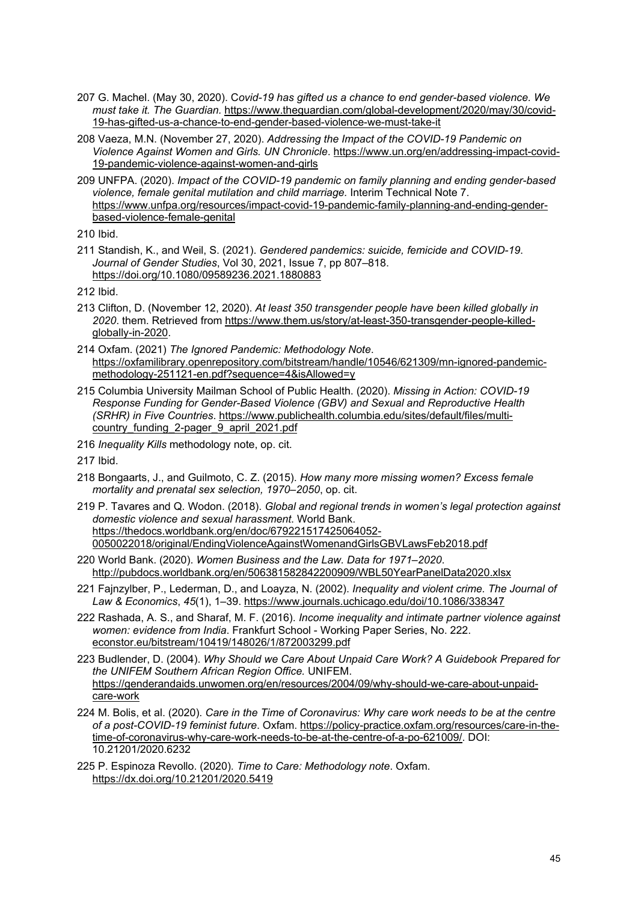207 G. Machel. (May 30, 2020). C*ovid-19 has gifted us a chance to end gender-based violence. We must take it. The Guardian.* https://www.theguardian.com/global-development/2020/may/30/covid-19-has-gifted-us-a-chance-to-end-gender-based-violence-we-must-take-it

208 Vaeza, M.N. (November 27, 2020). *Addressing the Impact of the COVID-19 Pandemic on Violence Against Women and Girls. UN Chronicle*. https://www.un.org/en/addressing-impact-covid-19-pandemic-violence-against-women-and-girls

209 UNFPA. (2020). *Impact of the COVID-19 pandemic on family planning and ending gender-based violence, female genital mutilation and child marriage.* Interim Technical Note 7. https://www.unfpa.org/resources/impact-covid-19-pandemic-family-planning-and-ending-gender-based-violence-female-genital

210 Ibid.

211 Standish, K., and Weil, S. (2021). *Gendered pandemics: suicide, femicide and COVID-19*. *Journal of Gender Studies*, Vol 30, 2021, Issue 7, pp 807–818. https://doi.org/10.1080/09589236.2021.1880883

212 Ibid.

213 Clifton, D. (November 12, 2020). *At least 350 transgender people have been killed globally in 2020*. them. Retrieved from https://www.them.us/story/at-least-350-transgender-people-killed-globally-in-2020.

214 Oxfam. (2021) *The Ignored Pandemic: Methodology Note*. https://oxfamilibrary.openrepository.com/bitstream/handle/10546/621309/mn-ignored-pandemic-methodology-251121-en.pdf?sequence=4&isAllowed=y

215 Columbia University Mailman School of Public Health. (2020). *Missing in Action: COVID-19 Response Funding for Gender-Based Violence (GBV) and Sexual and Reproductive Health (SRHR) in Five Countries*. https://www.publichealth.columbia.edu/sites/default/files/multi-country_funding_2-pager_9_april_2021.pdf

216 *Inequality Kills* methodology note, op. cit.

217 Ibid.

218 Bongaarts, J., and Guilmoto, C. Z. (2015). *How many more missing women? Excess female mortality and prenatal sex selection, 1970–2050*, op. cit.

219 P. Tavares and Q. Wodon. (2018). *Global and regional trends in women's legal protection against domestic violence and sexual harassment*. World Bank. https://thedocs.worldbank.org/en/doc/679221517425064052-0050022018/original/EndingViolenceAgainstWomenandGirlsGBVLawsFeb2018.pdf

220 World Bank. (2020). *Women Business and the Law. Data for 1971–2020*. http://pubdocs.worldbank.org/en/506381582842200909/WBL50YearPanelData2020.xlsx

221 Fajnzylber, P., Lederman, D., and Loayza, N. (2002). *Inequality and violent crime. The Journal of Law & Economics*, *45*(1), 1–39. https://www.journals.uchicago.edu/doi/10.1086/338347

222 Rashada, A. S., and Sharaf, M. F. (2016). *Income inequality and intimate partner violence against women: evidence from India*. Frankfurt School - Working Paper Series, No. 222. econstor.eu/bitstream/10419/148026/1/872003299.pdf

223 Budlender, D. (2004). *Why Should we Care About Unpaid Care Work? A Guidebook Prepared for the UNIFEM Southern African Region Office.* UNIFEM. https://genderandaids.unwomen.org/en/resources/2004/09/why-should-we-care-about-unpaid-care-work

224 M. Bolis, et al. (2020). *Care in the Time of Coronavirus: Why care work needs to be at the centre of a post-COVID-19 feminist future*. Oxfam. https://policy-practice.oxfam.org/resources/care-in-the-time-of-coronavirus-why-care-work-needs-to-be-at-the-centre-of-a-po-621009/. DOI: 10.21201/2020.6232

225 P. Espinoza Revollo. (2020). *Time to Care: Methodology note*. Oxfam. https://dx.doi.org/10.21201/2020.5419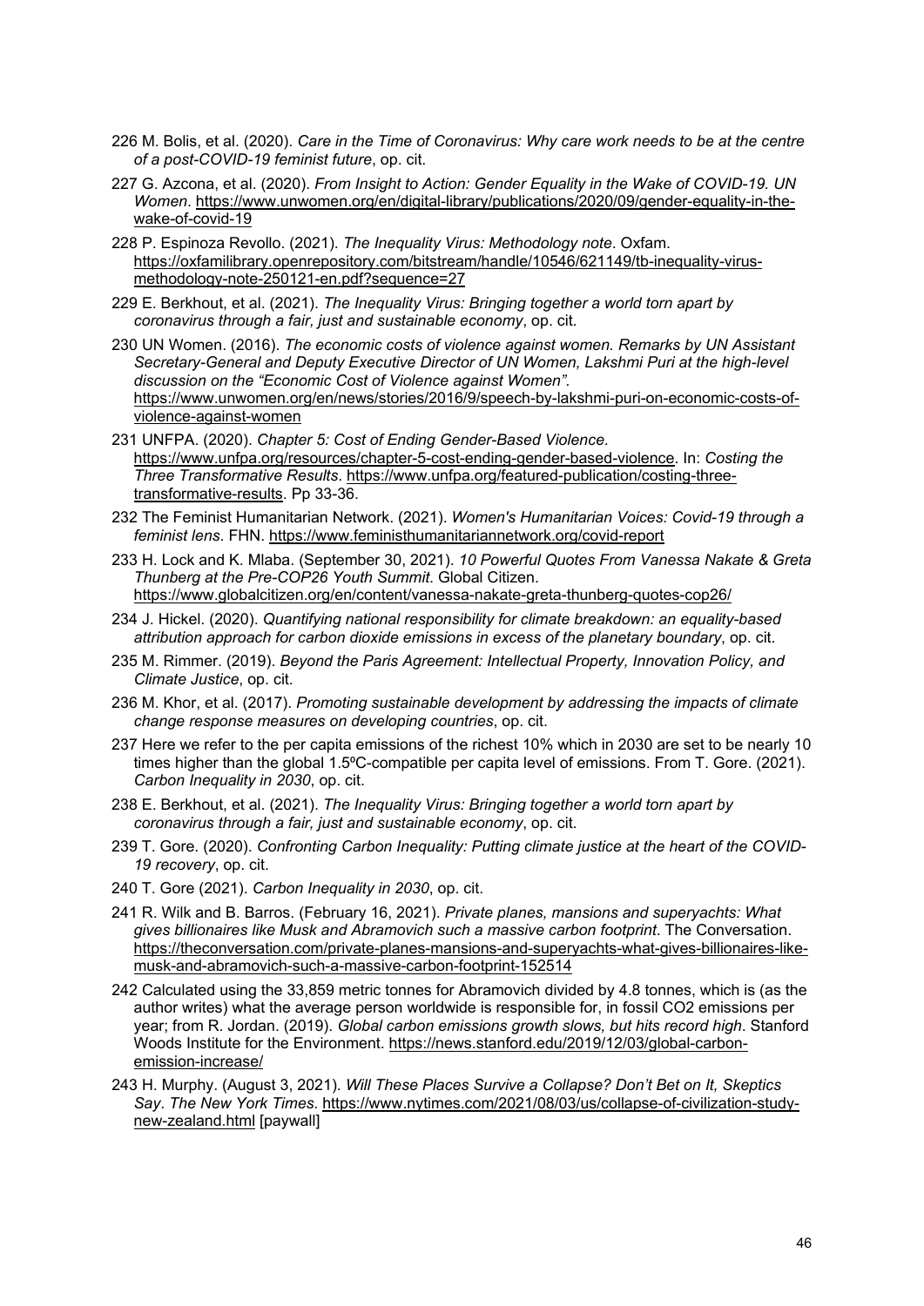226 M. Bolis, et al. (2020). *Care in the Time of Coronavirus: Why care work needs to be at the centre of a post-COVID-19 feminist future*, op. cit.

227 G. Azcona, et al. (2020). *From Insight to Action: Gender Equality in the Wake of COVID-19. UN Women*. https://www.unwomen.org/en/digital-library/publications/2020/09/gender-equality-in-the-wake-of-covid-19

228 P. Espinoza Revollo. (2021). *The Inequality Virus: Methodology note*. Oxfam. https://oxfamilibrary.openrepository.com/bitstream/handle/10546/621149/tb-inequality-virus-methodology-note-250121-en.pdf?sequence=27

229 E. Berkhout, et al. (2021). *The Inequality Virus: Bringing together a world torn apart by coronavirus through a fair, just and sustainable economy*, op. cit.

230 UN Women. (2016). *The economic costs of violence against women. Remarks by UN Assistant Secretary-General and Deputy Executive Director of UN Women, Lakshmi Puri at the high-level discussion on the "Economic Cost of Violence against Women"*. https://www.unwomen.org/en/news/stories/2016/9/speech-by-lakshmi-puri-on-economic-costs-of-violence-against-women

231 UNFPA. (2020). *Chapter 5: Cost of Ending Gender-Based Violence*. https://www.unfpa.org/resources/chapter-5-cost-ending-gender-based-violence. In: *Costing the Three Transformative Results*. https://www.unfpa.org/featured-publication/costing-three-transformative-results. Pp 33-36.

232 The Feminist Humanitarian Network. (2021). *Women's Humanitarian Voices: Covid-19 through a feminist lens*. FHN. https://www.feministhumanitariannetwork.org/covid-report

233 H. Lock and K. Mlaba. (September 30, 2021). *10 Powerful Quotes From Vanessa Nakate & Greta Thunberg at the Pre-COP26 Youth Summit*. Global Citizen. https://www.globalcitizen.org/en/content/vanessa-nakate-greta-thunberg-quotes-cop26/

234 J. Hickel. (2020). *Quantifying national responsibility for climate breakdown: an equality-based attribution approach for carbon dioxide emissions in excess of the planetary boundary*, op. cit.

235 M. Rimmer. (2019). *Beyond the Paris Agreement: Intellectual Property, Innovation Policy, and Climate Justice*, op. cit.

236 M. Khor, et al. (2017). *Promoting sustainable development by addressing the impacts of climate change response measures on developing countries*, op. cit.

237 Here we refer to the per capita emissions of the richest 10% which in 2030 are set to be nearly 10 times higher than the global 1.5ºC-compatible per capita level of emissions. From T. Gore. (2021). *Carbon Inequality in 2030*, op. cit.

238 E. Berkhout, et al. (2021). *The Inequality Virus: Bringing together a world torn apart by coronavirus through a fair, just and sustainable economy*, op. cit.

239 T. Gore. (2020). *Confronting Carbon Inequality: Putting climate justice at the heart of the COVID-19 recovery*, op. cit.

240 T. Gore (2021). *Carbon Inequality in 2030*, op. cit.

241 R. Wilk and B. Barros. (February 16, 2021). *Private planes, mansions and superyachts: What gives billionaires like Musk and Abramovich such a massive carbon footprint*. The Conversation. https://theconversation.com/private-planes-mansions-and-superyachts-what-gives-billionaires-like-musk-and-abramovich-such-a-massive-carbon-footprint-152514

242 Calculated using the 33,859 metric tonnes for Abramovich divided by 4.8 tonnes, which is (as the author writes) what the average person worldwide is responsible for, in fossil $CO_2$ emissions per year; from R. Jordan. (2019). *Global carbon emissions growth slows, but hits record high*. Stanford Woods Institute for the Environment. https://news.stanford.edu/2019/12/03/global-carbon-emission-increase/

243 H. Murphy. (August 3, 2021). *Will These Places Survive a Collapse? Don't Bet on It, Skeptics Say*. *The New York Times*. https://www.nytimes.com/2021/08/03/us/collapse-of-civilization-study-new-zealand.html [paywall]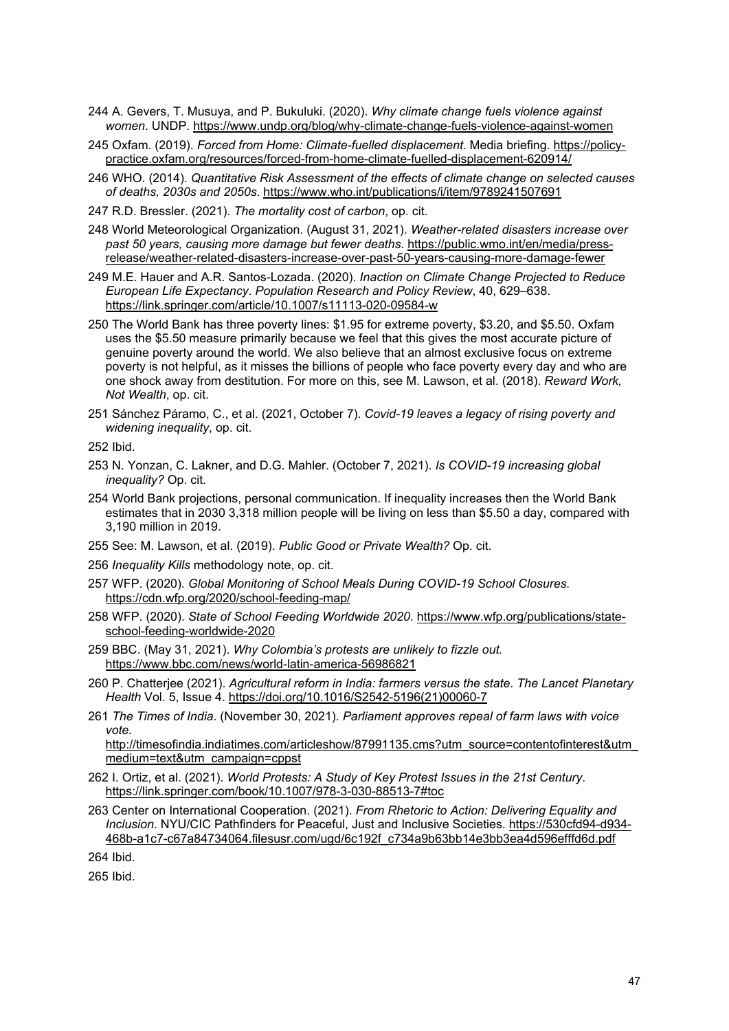244 A. Gevers, T. Musuya, and P. Bukuluki. (2020). *Why climate change fuels violence against women*. UNDP. https://www.undp.org/blog/why-climate-change-fuels-violence-against-women

245 Oxfam. (2019). *Forced from Home: Climate-fuelled displacement*. Media briefing. https://policy-practice.oxfam.org/resources/forced-from-home-climate-fuelled-displacement-620914/

246 WHO. (2014). *Quantitative Risk Assessment of the effects of climate change on selected causes of deaths, 2030s and 2050s*. https://www.who.int/publications/i/item/9789241507691

247 R.D. Bressler. (2021). *The mortality cost of carbon*, op. cit.

248 World Meteorological Organization. (August 31, 2021). *Weather-related disasters increase over past 50 years, causing more damage but fewer deaths*. https://public.wmo.int/en/media/press-release/weather-related-disasters-increase-over-past-50-years-causing-more-damage-fewer

249 M.E. Hauer and A.R. Santos-Lozada. (2020). *Inaction on Climate Change Projected to Reduce European Life Expectancy*. *Population Research and Policy Review*, 40, 629–638. https://link.springer.com/article/10.1007/s11113-020-09584-w

250 The World Bank has three poverty lines: $1.95 for extreme poverty, $3.20, and $5.50. Oxfam uses the $5.50 measure primarily because we feel that this gives the most accurate picture of genuine poverty around the world. We also believe that an almost exclusive focus on extreme poverty is not helpful, as it misses the billions of people who face poverty every day and who are one shock away from destitution. For more on this, see M. Lawson, et al. (2018). *Reward Work, Not Wealth*, op. cit.

251 Sánchez Páramo, C., et al. (2021, October 7). *Covid-19 leaves a legacy of rising poverty and widening inequality*, op. cit.

252 Ibid.

253 N. Yonzan, C. Lakner, and D.G. Mahler. (October 7, 2021). *Is COVID-19 increasing global inequality?* Op. cit.

254 World Bank projections, personal communication. If inequality increases then the World Bank estimates that in 2030 3,318 million people will be living on less than $5.50 a day, compared with 3,190 million in 2019.

255 See: M. Lawson, et al. (2019). *Public Good or Private Wealth?* Op. cit.

256 *Inequality Kills* methodology note, op. cit.

257 WFP. (2020). *Global Monitoring of School Meals During COVID-19 School Closures.* https://cdn.wfp.org/2020/school-feeding-map/

258 WFP. (2020). *State of School Feeding Worldwide 2020*. https://www.wfp.org/publications/state-school-feeding-worldwide-2020

259 BBC. (May 31, 2021). *Why Colombia's protests are unlikely to fizzle out.* https://www.bbc.com/news/world-latin-america-56986821

260 P. Chatterjee (2021). *Agricultural reform in India: farmers versus the state*. *The Lancet Planetary Health* Vol. 5, Issue 4. https://doi.org/10.1016/S2542-5196(21)00060-7

261 *The Times of India*. (November 30, 2021). *Parliament approves repeal of farm laws with voice vote.* http://timesofindia.indiatimes.com/articleshow/87991135.cms?utm_source=contentofinterest&utm_medium=text&utm_campaign=cppst

262 I. Ortiz, et al. (2021). *World Protests: A Study of Key Protest Issues in the 21st Century*. https://link.springer.com/book/10.1007/978-3-030-88513-7#toc

263 Center on International Cooperation. (2021). *From Rhetoric to Action: Delivering Equality and Inclusion*. NYU/CIC Pathfinders for Peaceful, Just and Inclusive Societies. https://530cfd94-d934-468b-a1c7-c67a84734064.filesusr.com/ugd/6c192f_c734a9b63bb14e3bb3ea4d596efffd6d.pdf

264 Ibid.

265 Ibid.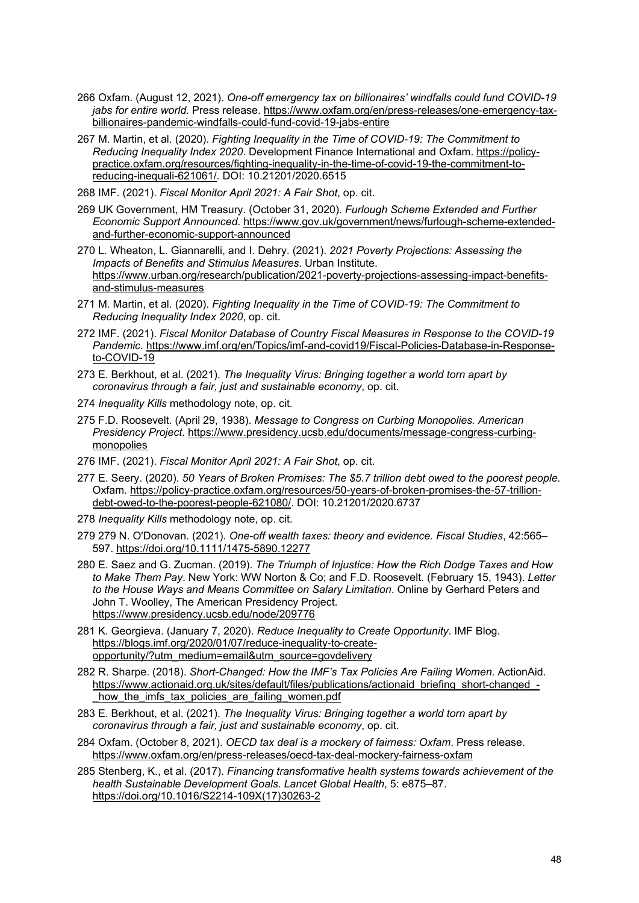266 Oxfam. (August 12, 2021). *One-off emergency tax on billionaires' windfalls could fund COVID-19 jabs for entire world.* Press release. https://www.oxfam.org/en/press-releases/one-emergency-tax-billionaires-pandemic-windfalls-could-fund-covid-19-jabs-entire

267 M. Martin, et al. (2020). *Fighting Inequality in the Time of COVID-19: The Commitment to Reducing Inequality Index 2020*. Development Finance International and Oxfam. https://policy-practice.oxfam.org/resources/fighting-inequality-in-the-time-of-covid-19-the-commitment-to-reducing-inequali-621061/. DOI: 10.21201/2020.6515

268 IMF. (2021). *Fiscal Monitor April 2021: A Fair Shot*, op. cit.

269 UK Government, HM Treasury. (October 31, 2020). *Furlough Scheme Extended and Further Economic Support Announced*. https://www.gov.uk/government/news/furlough-scheme-extended-and-further-economic-support-announced

270 L. Wheaton, L. Giannarelli, and I. Dehry. (2021). *2021 Poverty Projections: Assessing the Impacts of Benefits and Stimulus Measures*. Urban Institute. https://www.urban.org/research/publication/2021-poverty-projections-assessing-impact-benefits-and-stimulus-measures

271 M. Martin, et al. (2020). *Fighting Inequality in the Time of COVID-19: The Commitment to Reducing Inequality Index 2020*, op. cit.

272 IMF. (2021). *Fiscal Monitor Database of Country Fiscal Measures in Response to the COVID-19 Pandemic*. https://www.imf.org/en/Topics/imf-and-covid19/Fiscal-Policies-Database-in-Response-to-COVID-19

273 E. Berkhout, et al. (2021). *The Inequality Virus: Bringing together a world torn apart by coronavirus through a fair, just and sustainable economy*, op. cit.

274 *Inequality Kills* methodology note, op. cit.

275 F.D. Roosevelt. (April 29, 1938). *Message to Congress on Curbing Monopolies. American Presidency Project*. https://www.presidency.ucsb.edu/documents/message-congress-curbing-monopolies

276 IMF. (2021). *Fiscal Monitor April 2021: A Fair Shot*, op. cit.

277 E. Seery. (2020). *50 Years of Broken Promises: The $5.7 trillion debt owed to the poorest people.* Oxfam. https://policy-practice.oxfam.org/resources/50-years-of-broken-promises-the-57-trillion-debt-owed-to-the-poorest-people-621080/. DOI: 10.21201/2020.6737

278 *Inequality Kills* methodology note, op. cit.

279 279 N. O'Donovan. (2021). *One-off wealth taxes: theory and evidence. Fiscal Studies*, 42:565–597. https://doi.org/10.1111/1475-5890.12277

280 E. Saez and G. Zucman. (2019). *The Triumph of Injustice: How the Rich Dodge Taxes and How to Make Them Pay*. New York: WW Norton & Co; and F.D. Roosevelt. (February 15, 1943). *Letter to the House Ways and Means Committee on Salary Limitation*. Online by Gerhard Peters and John T. Woolley, The American Presidency Project. https://www.presidency.ucsb.edu/node/209776

281 K. Georgieva. (January 7, 2020). *Reduce Inequality to Create Opportunity*. IMF Blog. https://blogs.imf.org/2020/01/07/reduce-inequality-to-create-opportunity/?utm_medium=email&utm_source=govdelivery

282 R. Sharpe. (2018). *Short-Changed: How the IMF's Tax Policies Are Failing Women*. ActionAid. https://www.actionaid.org.uk/sites/default/files/publications/actionaid_briefing_short-changed_-_how_the_imfs_tax_policies_are_failing_women.pdf

283 E. Berkhout, et al. (2021). *The Inequality Virus: Bringing together a world torn apart by coronavirus through a fair, just and sustainable economy*, op. cit.

284 Oxfam. (October 8, 2021). *OECD tax deal is a mockery of fairness: Oxfam*. Press release. https://www.oxfam.org/en/press-releases/oecd-tax-deal-mockery-fairness-oxfam

285 Stenberg, K., et al. (2017). *Financing transformative health systems towards achievement of the health Sustainable Development Goals*. *Lancet Global Health*, 5: e875–87. https://doi.org/10.1016/S2214-109X(17)30263-2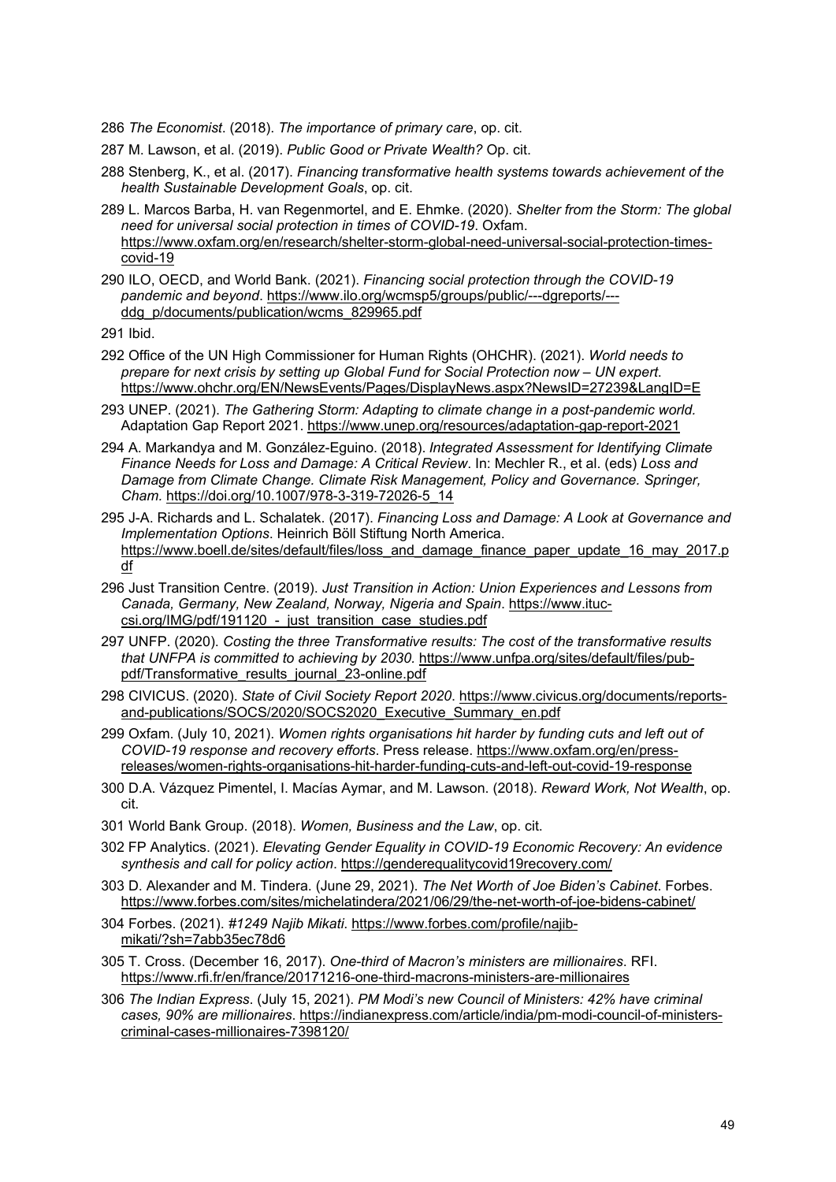286 *The Economist*. (2018). *The importance of primary care*, op. cit.

287 M. Lawson, et al. (2019). *Public Good or Private Wealth?* Op. cit.

288 Stenberg, K., et al. (2017). *Financing transformative health systems towards achievement of the health Sustainable Development Goals*, op. cit.

289 L. Marcos Barba, H. van Regenmortel, and E. Ehmke. (2020). *Shelter from the Storm: The global need for universal social protection in times of COVID-19*. Oxfam. https://www.oxfam.org/en/research/shelter-storm-global-need-universal-social-protection-times-covid-19

290 ILO, OECD, and World Bank. (2021). *Financing social protection through the COVID-19 pandemic and beyond*. https://www.ilo.org/wcmsp5/groups/public/---dgreports/---ddg_p/documents/publication/wcms_829965.pdf

291 Ibid.

292 Office of the UN High Commissioner for Human Rights (OHCHR). (2021). *World needs to prepare for next crisis by setting up Global Fund for Social Protection now – UN expert*. https://www.ohchr.org/EN/NewsEvents/Pages/DisplayNews.aspx?NewsID=27239&LangID=E

293 UNEP. (2021). *The Gathering Storm: Adapting to climate change in a post-pandemic world*. Adaptation Gap Report 2021. https://www.unep.org/resources/adaptation-gap-report-2021

294 A. Markandya and M. González-Eguino. (2018). *Integrated Assessment for Identifying Climate Finance Needs for Loss and Damage: A Critical Review*. In: Mechler R., et al. (eds) *Loss and Damage from Climate Change. Climate Risk Management, Policy and Governance. Springer, Cham.* https://doi.org/10.1007/978-3-319-72026-5_14

295 J-A. Richards and L. Schalatek. (2017). *Financing Loss and Damage: A Look at Governance and Implementation Options*. Heinrich Böll Stiftung North America. https://www.boell.de/sites/default/files/loss_and_damage_finance_paper_update_16_may_2017.pdf

296 Just Transition Centre. (2019). *Just Transition in Action: Union Experiences and Lessons from Canada, Germany, New Zealand, Norway, Nigeria and Spain*. https://www.ituc-csi.org/IMG/pdf/191120_-_just_transition_case_studies.pdf

297 UNFP. (2020). *Costing the three Transformative results: The cost of the transformative results that UNFPA is committed to achieving by 2030.* https://www.unfpa.org/sites/default/files/pub-pdf/Transformative_results_journal_23-online.pdf

298 CIVICUS. (2020). *State of Civil Society Report 2020*. https://www.civicus.org/documents/reports-and-publications/SOCS/2020/SOCS2020_Executive_Summary_en.pdf

299 Oxfam. (July 10, 2021). *Women rights organisations hit harder by funding cuts and left out of COVID-19 response and recovery efforts*. Press release. https://www.oxfam.org/en/press-releases/women-rights-organisations-hit-harder-funding-cuts-and-left-out-covid-19-response

300 D.A. Vázquez Pimentel, I. Macías Aymar, and M. Lawson. (2018). *Reward Work, Not Wealth*, op. cit.

301 World Bank Group. (2018). *Women, Business and the Law*, op. cit.

302 FP Analytics. (2021). *Elevating Gender Equality in COVID-19 Economic Recovery: An evidence synthesis and call for policy action*. https://genderequalitycovid19recovery.com/

303 D. Alexander and M. Tindera. (June 29, 2021). *The Net Worth of Joe Biden's Cabinet*. Forbes. https://www.forbes.com/sites/michelatindera/2021/06/29/the-net-worth-of-joe-bidens-cabinet/

304 Forbes. (2021). *#1249 Najib Mikati*. https://www.forbes.com/profile/najib-mikati/?sh=7abb35ec78d6

305 T. Cross. (December 16, 2017). *One-third of Macron's ministers are millionaires*. RFI. https://www.rfi.fr/en/france/20171216-one-third-macrons-ministers-are-millionaires

306 *The Indian Express*. (July 15, 2021). *PM Modi's new Council of Ministers: 42% have criminal cases, 90% are millionaires*. https://indianexpress.com/article/india/pm-modi-council-of-ministers-criminal-cases-millionaires-7398120/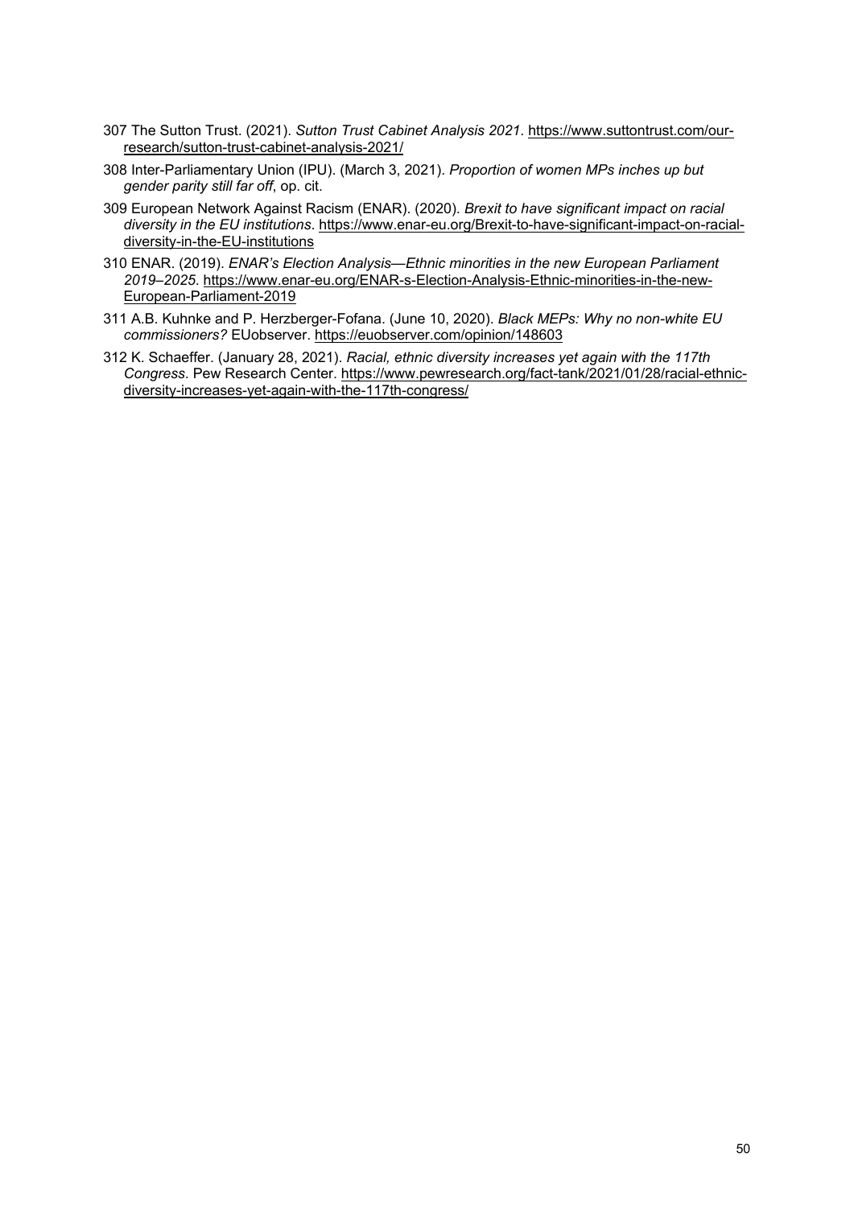307 The Sutton Trust. (2021). *Sutton Trust Cabinet Analysis 2021*. https://www.suttontrust.com/our-research/sutton-trust-cabinet-analysis-2021/

308 Inter-Parliamentary Union (IPU). (March 3, 2021). *Proportion of women MPs inches up but gender parity still far off*, op. cit.

309 European Network Against Racism (ENAR). (2020). *Brexit to have significant impact on racial diversity in the EU institutions*. https://www.enar-eu.org/Brexit-to-have-significant-impact-on-racial-diversity-in-the-EU-institutions

310 ENAR. (2019). *ENAR's Election Analysis—Ethnic minorities in the new European Parliament 2019–2025*. https://www.enar-eu.org/ENAR-s-Election-Analysis-Ethnic-minorities-in-the-new-European-Parliament-2019

311 A.B. Kuhnke and P. Herzberger-Fofana. (June 10, 2020). *Black MEPs: Why no non-white EU commissioners?* EUobserver. https://euobserver.com/opinion/148603

312 K. Schaeffer. (January 28, 2021). *Racial, ethnic diversity increases yet again with the 117th Congress*. Pew Research Center. https://www.pewresearch.org/fact-tank/2021/01/28/racial-ethnic-diversity-increases-yet-again-with-the-117th-congress/